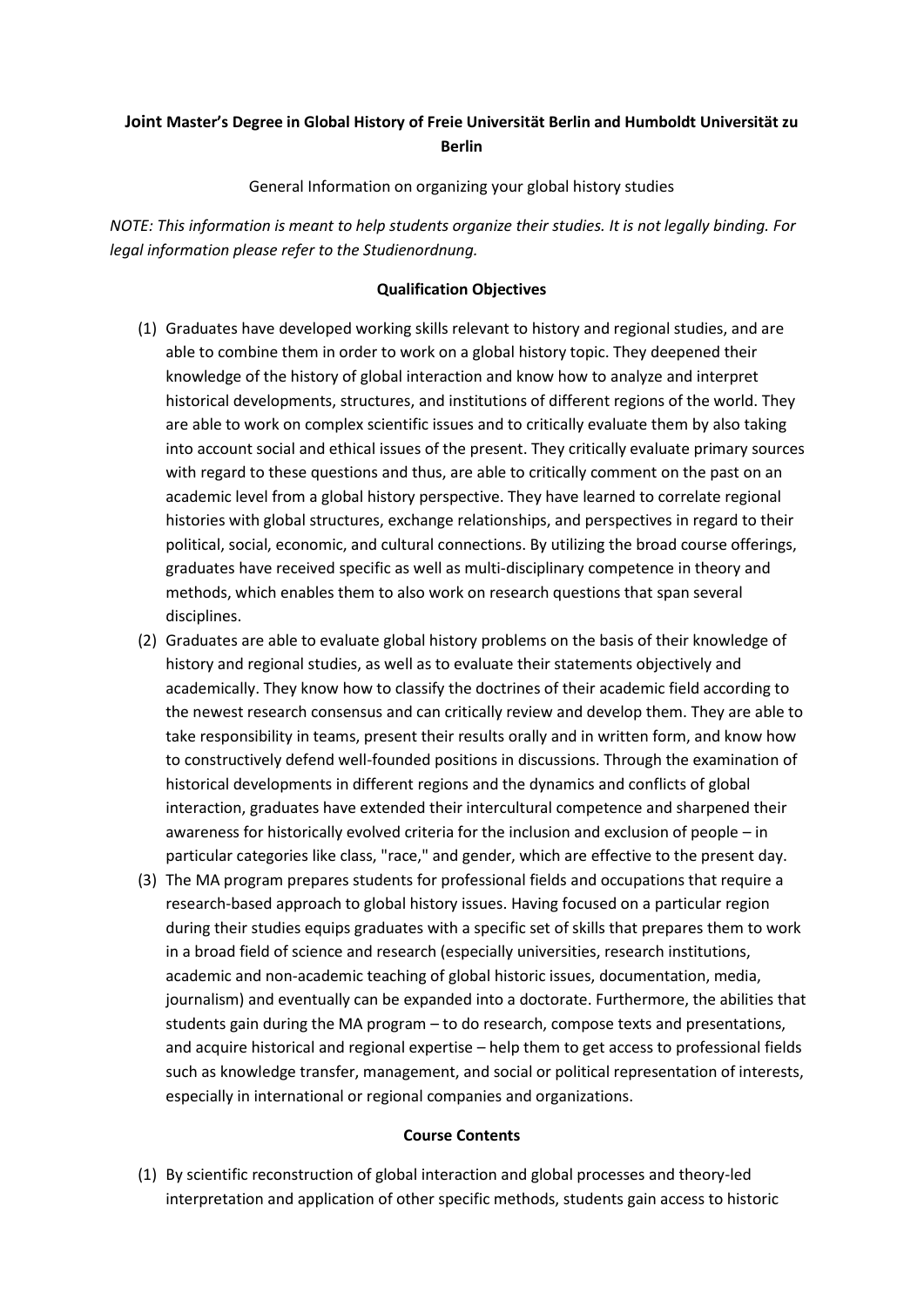# Joint Master's Degree in Global History of Freie Universität Berlin and Humboldt Universität zu Berlin

General Information on organizing your global history studies

*NOTE: This information is meant to help students organize their studies. It is not legally binding. For legal information please refer to the Studienordnung.*

## Qualification Objectives

(1) Graduates have developed working skills relevant to history and regional studies, and are able to combine them in order to work on a global history topic. They deepened their knowledge of the history of global interaction and know how to analyze and interpret historical developments, structures, and institutions of different regions of the world. They are able to work on complex scientific issues and to critically evaluate them by also taking into account social and ethical issues of the present. They critically evaluate primary sources with regard to these questions and thus, are able to critically comment on the past on an academic level from a global history perspective. They have learned to correlate regional histories with global structures, exchange relationships, and perspectives in regard to their political, social, economic, and cultural connections. By utilizing the broad course offerings, graduates have received specific as well as multi-disciplinary competence in theory and methods, which enables them to also work on research questions that span several disciplines.

(2) Graduates are able to evaluate global history problems on the basis of their knowledge of history and regional studies, as well as to evaluate their statements objectively and academically. They know how to classify the doctrines of their academic field according to the newest research consensus and can critically review and develop them. They are able to take responsibility in teams, present their results orally and in written form, and know how to constructively defend well-founded positions in discussions. Through the examination of historical developments in different regions and the dynamics and conflicts of global interaction, graduates have extended their intercultural competence and sharpened their awareness for historically evolved criteria for the inclusion and exclusion of people – in particular categories like class, "race," and gender, which are effective to the present day.

(3) The MA program prepares students for professional fields and occupations that require a research-based approach to global history issues. Having focused on a particular region during their studies equips graduates with a specific set of skills that prepares them to work in a broad field of science and research (especially universities, research institutions, academic and non-academic teaching of global historic issues, documentation, media, journalism) and eventually can be expanded into a doctorate. Furthermore, the abilities that students gain during the MA program – to do research, compose texts and presentations, and acquire historical and regional expertise – help them to get access to professional fields such as knowledge transfer, management, and social or political representation of interests, especially in international or regional companies and organizations.

## Course Contents

(1) By scientific reconstruction of global interaction and global processes and theory-led interpretation and application of other specific methods, students gain access to historic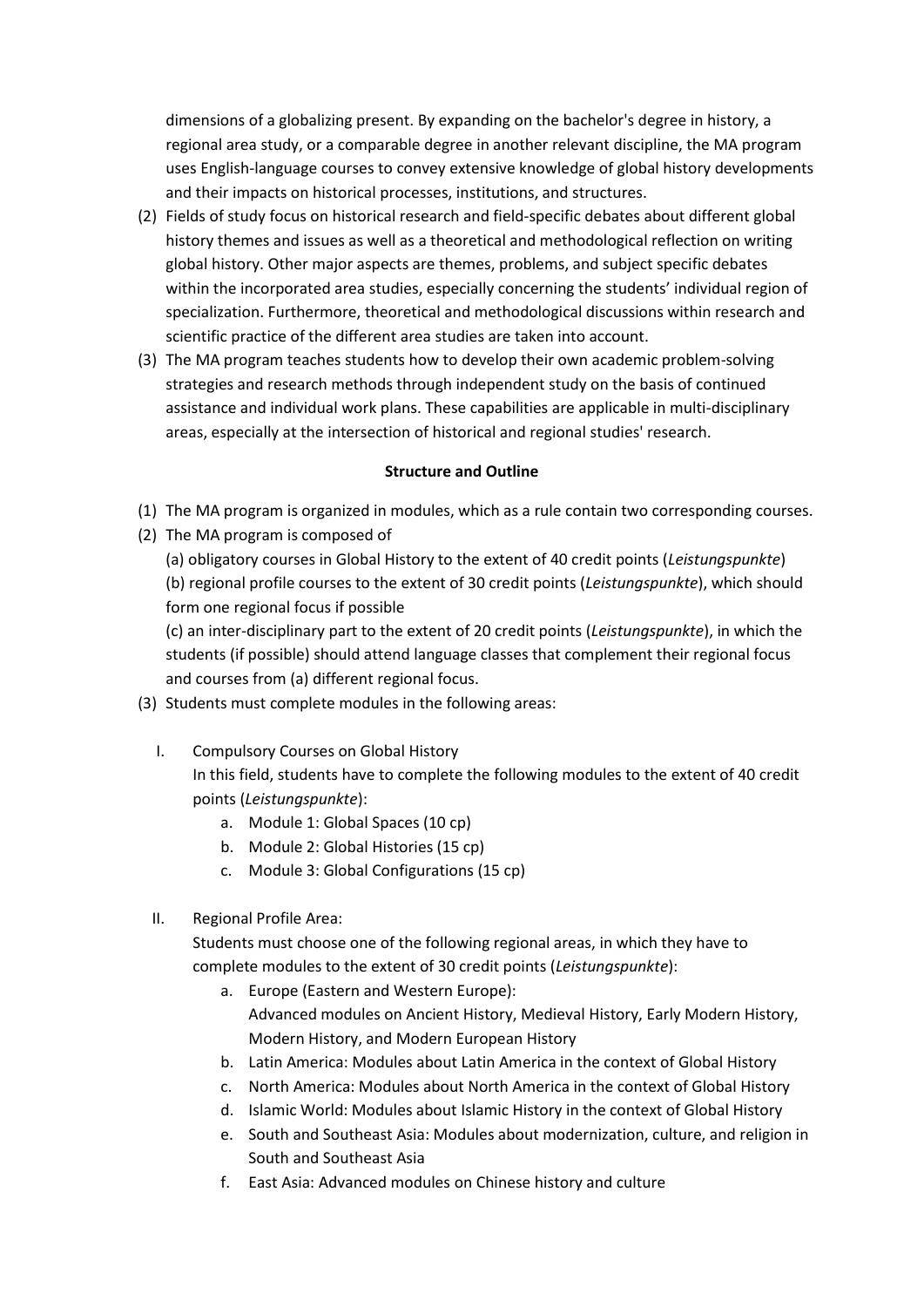dimensions of a globalizing present. By expanding on the bachelor's degree in history, a regional area study, or a comparable degree in another relevant discipline, the MA program uses English-language courses to convey extensive knowledge of global history developments and their impacts on historical processes, institutions, and structures.

(2) Fields of study focus on historical research and field-specific debates about different global history themes and issues as well as a theoretical and methodological reflection on writing global history. Other major aspects are themes, problems, and subject specific debates within the incorporated area studies, especially concerning the students' individual region of specialization. Furthermore, theoretical and methodological discussions within research and scientific practice of the different area studies are taken into account.

(3) The MA program teaches students how to develop their own academic problem-solving strategies and research methods through independent study on the basis of continued assistance and individual work plans. These capabilities are applicable in multi-disciplinary areas, especially at the intersection of historical and regional studies' research.

**Structure and Outline**

(1) The MA program is organized in modules, which as a rule contain two corresponding courses.

(2) The MA program is composed of

(a) obligatory courses in Global History to the extent of 40 credit points (*Leistungspunkte*)
(b) regional profile courses to the extent of 30 credit points (*Leistungspunkte*), which should form one regional focus if possible
(c) an inter-disciplinary part to the extent of 20 credit points (*Leistungspunkte*), in which the students (if possible) should attend language classes that complement their regional focus and courses from (a) different regional focus.

(3) Students must complete modules in the following areas:

I. Compulsory Courses on Global History
In this field, students have to complete the following modules to the extent of 40 credit points (*Leistungspunkte*):
   a. Module 1: Global Spaces (10 cp)
   b. Module 2: Global Histories (15 cp)
   c. Module 3: Global Configurations (15 cp)

II. Regional Profile Area:
Students must choose one of the following regional areas, in which they have to complete modules to the extent of 30 credit points (*Leistungspunkte*):
   a. Europe (Eastern and Western Europe):
      Advanced modules on Ancient History, Medieval History, Early Modern History, Modern History, and Modern European History
   b. Latin America: Modules about Latin America in the context of Global History
   c. North America: Modules about North America in the context of Global History
   d. Islamic World: Modules about Islamic History in the context of Global History
   e. South and Southeast Asia: Modules about modernization, culture, and religion in South and Southeast Asia
   f. East Asia: Advanced modules on Chinese history and culture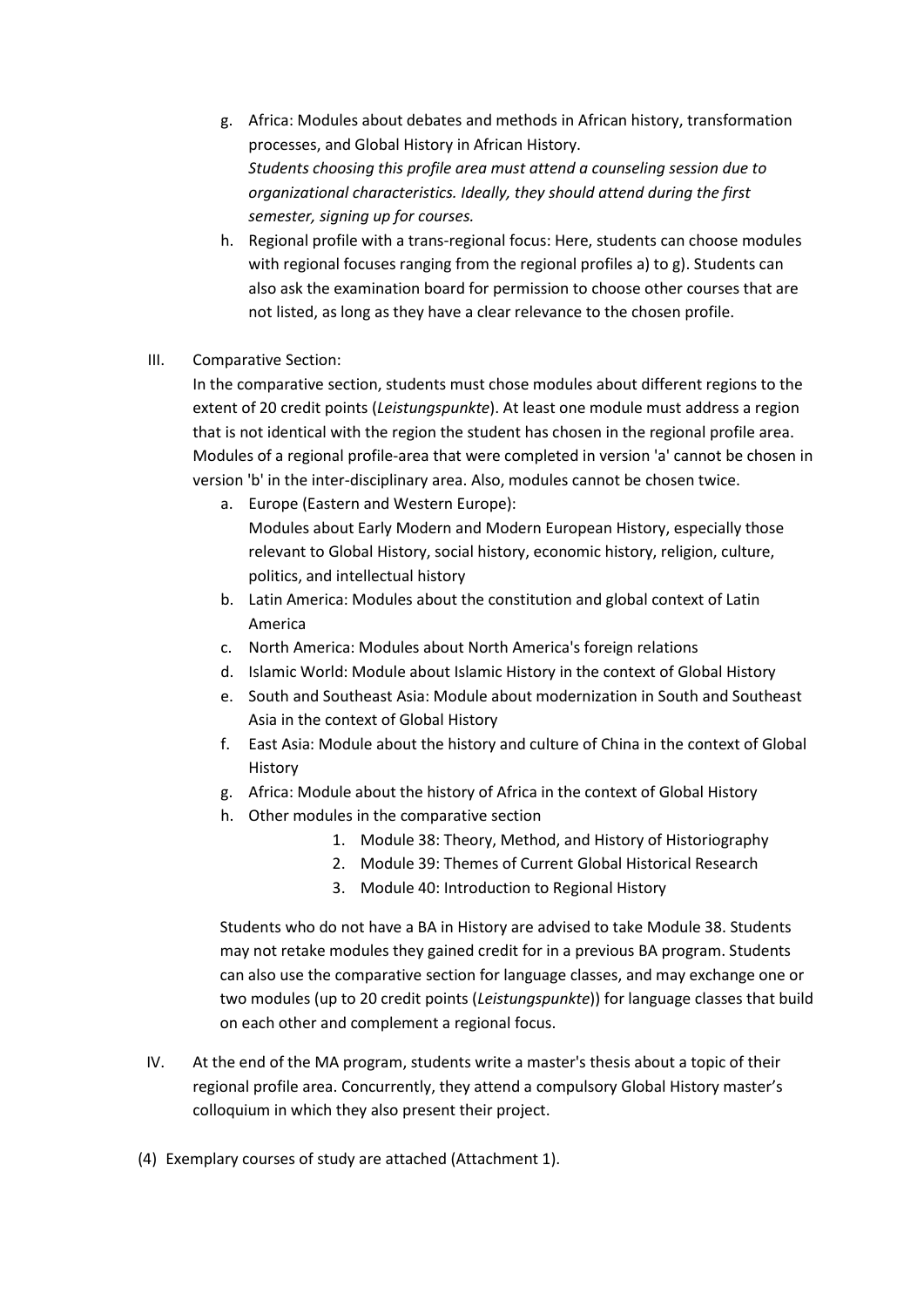g. Africa: Modules about debates and methods in African history, transformation processes, and Global History in African History.
   *Students choosing this profile area must attend a counseling session due to organizational characteristics. Ideally, they should attend during the first semester, signing up for courses.*

h. Regional profile with a trans-regional focus: Here, students can choose modules with regional focuses ranging from the regional profiles a) to g). Students can also ask the examination board for permission to choose other courses that are not listed, as long as they have a clear relevance to the chosen profile.

III. Comparative Section:
In the comparative section, students must chose modules about different regions to the extent of 20 credit points (*Leistungspunkte*). At least one module must address a region that is not identical with the region the student has chosen in the regional profile area. Modules of a regional profile-area that were completed in version 'a' cannot be chosen in version 'b' in the inter-disciplinary area. Also, modules cannot be chosen twice.

a. Europe (Eastern and Western Europe):
   Modules about Early Modern and Modern European History, especially those relevant to Global History, social history, economic history, religion, culture, politics, and intellectual history
b. Latin America: Modules about the constitution and global context of Latin America
c. North America: Modules about North America's foreign relations
d. Islamic World: Module about Islamic History in the context of Global History
e. South and Southeast Asia: Module about modernization in South and Southeast Asia in the context of Global History
f. East Asia: Module about the history and culture of China in the context of Global History
g. Africa: Module about the history of Africa in the context of Global History
h. Other modules in the comparative section
   1. Module 38: Theory, Method, and History of Historiography
   2. Module 39: Themes of Current Global Historical Research
   3. Module 40: Introduction to Regional History

Students who do not have a BA in History are advised to take Module 38. Students may not retake modules they gained credit for in a previous BA program. Students can also use the comparative section for language classes, and may exchange one or two modules (up to 20 credit points (*Leistungspunkte*)) for language classes that build on each other and complement a regional focus.

IV. At the end of the MA program, students write a master's thesis about a topic of their regional profile area. Concurrently, they attend a compulsory Global History master's colloquium in which they also present their project.

(4) Exemplary courses of study are attached (Attachment 1).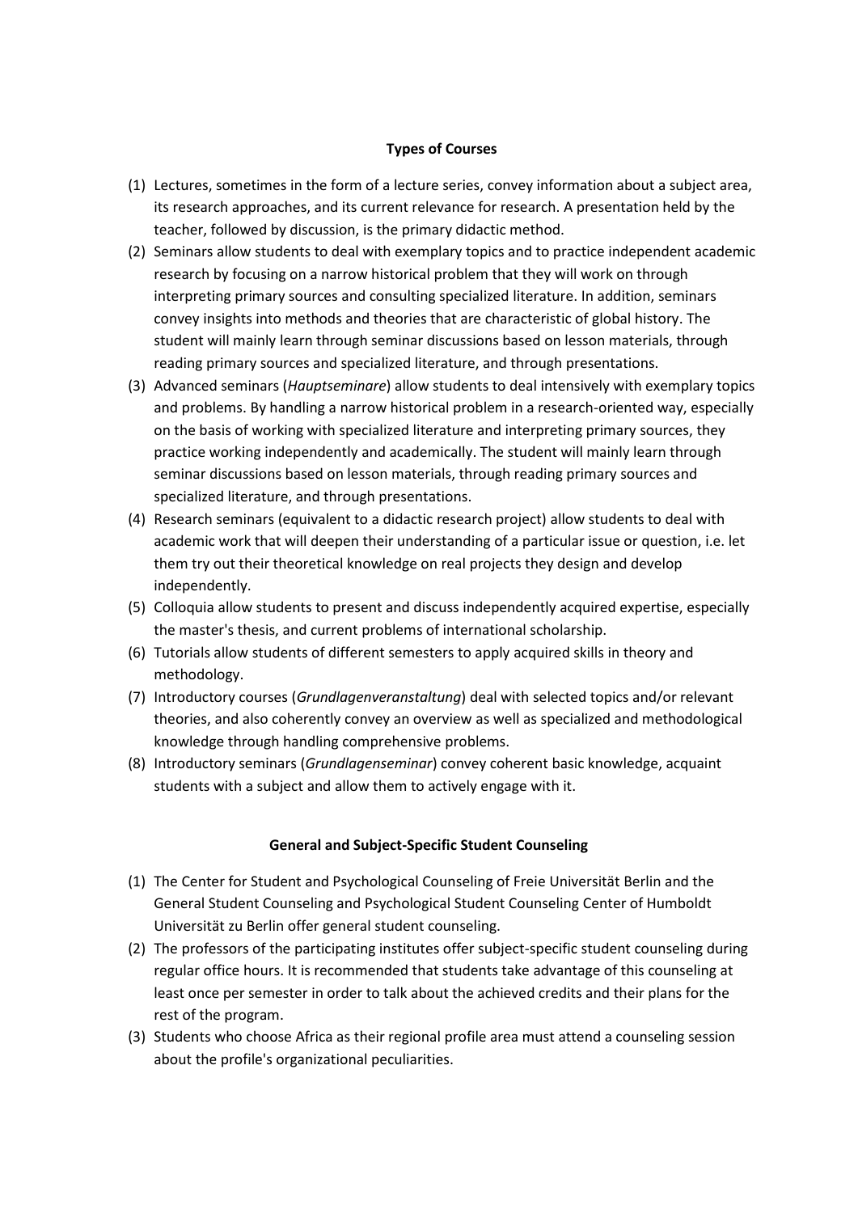**Types of Courses**

(1) Lectures, sometimes in the form of a lecture series, convey information about a subject area, its research approaches, and its current relevance for research. A presentation held by the teacher, followed by discussion, is the primary didactic method.

(2) Seminars allow students to deal with exemplary topics and to practice independent academic research by focusing on a narrow historical problem that they will work on through interpreting primary sources and consulting specialized literature. In addition, seminars convey insights into methods and theories that are characteristic of global history. The student will mainly learn through seminar discussions based on lesson materials, through reading primary sources and specialized literature, and through presentations.

(3) Advanced seminars (*Hauptseminare*) allow students to deal intensively with exemplary topics and problems. By handling a narrow historical problem in a research-oriented way, especially on the basis of working with specialized literature and interpreting primary sources, they practice working independently and academically. The student will mainly learn through seminar discussions based on lesson materials, through reading primary sources and specialized literature, and through presentations.

(4) Research seminars (equivalent to a didactic research project) allow students to deal with academic work that will deepen their understanding of a particular issue or question, i.e. let them try out their theoretical knowledge on real projects they design and develop independently.

(5) Colloquia allow students to present and discuss independently acquired expertise, especially the master's thesis, and current problems of international scholarship.

(6) Tutorials allow students of different semesters to apply acquired skills in theory and methodology.

(7) Introductory courses (*Grundlagenveranstaltung*) deal with selected topics and/or relevant theories, and also coherently convey an overview as well as specialized and methodological knowledge through handling comprehensive problems.

(8) Introductory seminars (*Grundlagenseminar*) convey coherent basic knowledge, acquaint students with a subject and allow them to actively engage with it.

**General and Subject-Specific Student Counseling**

(1) The Center for Student and Psychological Counseling of Freie Universität Berlin and the General Student Counseling and Psychological Student Counseling Center of Humboldt Universität zu Berlin offer general student counseling.

(2) The professors of the participating institutes offer subject-specific student counseling during regular office hours. It is recommended that students take advantage of this counseling at least once per semester in order to talk about the achieved credits and their plans for the rest of the program.

(3) Students who choose Africa as their regional profile area must attend a counseling session about the profile's organizational peculiarities.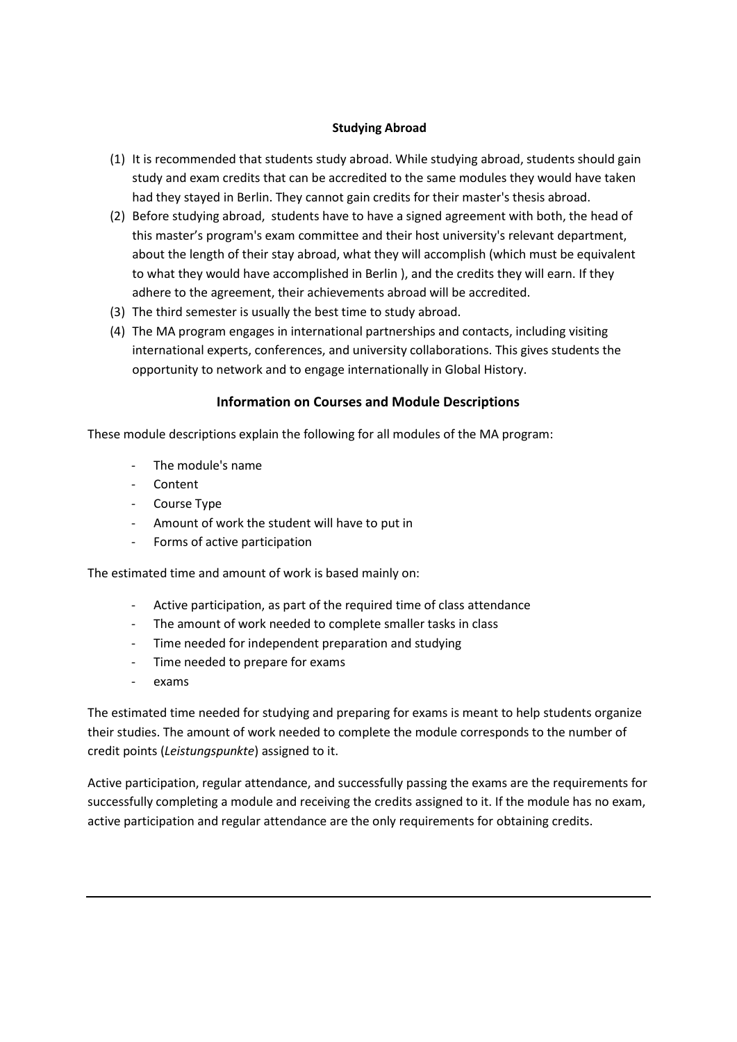**Studying Abroad**

(1) It is recommended that students study abroad. While studying abroad, students should gain study and exam credits that can be accredited to the same modules they would have taken had they stayed in Berlin. They cannot gain credits for their master's thesis abroad.

(2) Before studying abroad, students have to have a signed agreement with both, the head of this master's program's exam committee and their host university's relevant department, about the length of their stay abroad, what they will accomplish (which must be equivalent to what they would have accomplished in Berlin ), and the credits they will earn. If they adhere to the agreement, their achievements abroad will be accredited.

(3) The third semester is usually the best time to study abroad.

(4) The MA program engages in international partnerships and contacts, including visiting international experts, conferences, and university collaborations. This gives students the opportunity to network and to engage internationally in Global History.

## Information on Courses and Module Descriptions

These module descriptions explain the following for all modules of the MA program:

- The module's name
- Content
- Course Type
- Amount of work the student will have to put in
- Forms of active participation

The estimated time and amount of work is based mainly on:

- Active participation, as part of the required time of class attendance
- The amount of work needed to complete smaller tasks in class
- Time needed for independent preparation and studying
- Time needed to prepare for exams
- exams

The estimated time needed for studying and preparing for exams is meant to help students organize their studies. The amount of work needed to complete the module corresponds to the number of credit points (*Leistungspunkte*) assigned to it.

Active participation, regular attendance, and successfully passing the exams are the requirements for successfully completing a module and receiving the credits assigned to it. If the module has no exam, active participation and regular attendance are the only requirements for obtaining credits.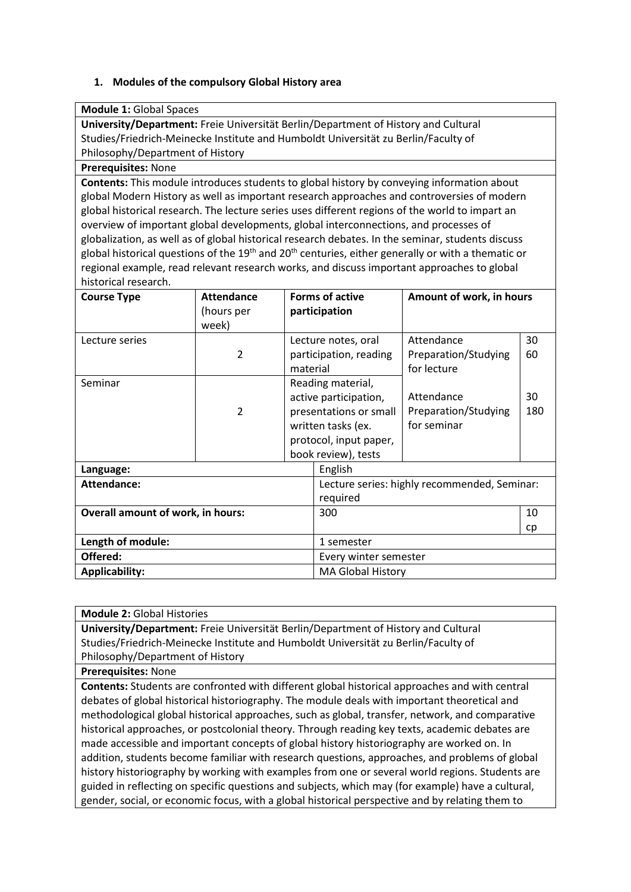## 1. Modules of the compulsory Global History area

**Module 1:** Global Spaces

**University/Department:** Freie Universität Berlin/Department of History and Cultural Studies/Friedrich-Meinecke Institute and Humboldt Universität zu Berlin/Faculty of Philosophy/Department of History

**Prerequisites:** None

**Contents:** This module introduces students to global history by conveying information about global Modern History as well as important research approaches and controversies of modern global historical research. The lecture series uses different regions of the world to impart an overview of important global developments, global interconnections, and processes of globalization, as well as of global historical research debates. In the seminar, students discuss global historical questions of the 19th and 20th centuries, either generally or with a thematic or regional example, read relevant research works, and discuss important approaches to global historical research.

| Course Type | Attendance (hours per week) | Forms of active participation | Amount of work, in hours | |
|---|---|---|---|---|
| Lecture series | 2 | Lecture notes, oral participation, reading material | Attendance<br>Preparation/Studying for lecture | 30<br>60 |
| Seminar | 2 | Reading material, active participation, presentations or small written tasks (ex. protocol, input paper, book review), tests | Attendance<br>Preparation/Studying for seminar | 30<br>180 |
| **Language:** | | | English | |
| **Attendance:** | | | Lecture series: highly recommended, Seminar: required | |
| **Overall amount of work, in hours:** | | | 300 | 10 cp |
| **Length of module:** | | | 1 semester | |
| **Offered:** | | | Every winter semester | |
| **Applicability:** | | | MA Global History | |

**Module 2:** Global Histories

**University/Department:** Freie Universität Berlin/Department of History and Cultural Studies/Friedrich-Meinecke Institute and Humboldt Universität zu Berlin/Faculty of Philosophy/Department of History

**Prerequisites:** None

**Contents:** Students are confronted with different global historical approaches and with central debates of global historical historiography. The module deals with important theoretical and methodological global historical approaches, such as global, transfer, network, and comparative historical approaches, or postcolonial theory. Through reading key texts, academic debates are made accessible and important concepts of global history historiography are worked on. In addition, students become familiar with research questions, approaches, and problems of global history historiography by working with examples from one or several world regions. Students are guided in reflecting on specific questions and subjects, which may (for example) have a cultural, gender, social, or economic focus, with a global historical perspective and by relating them to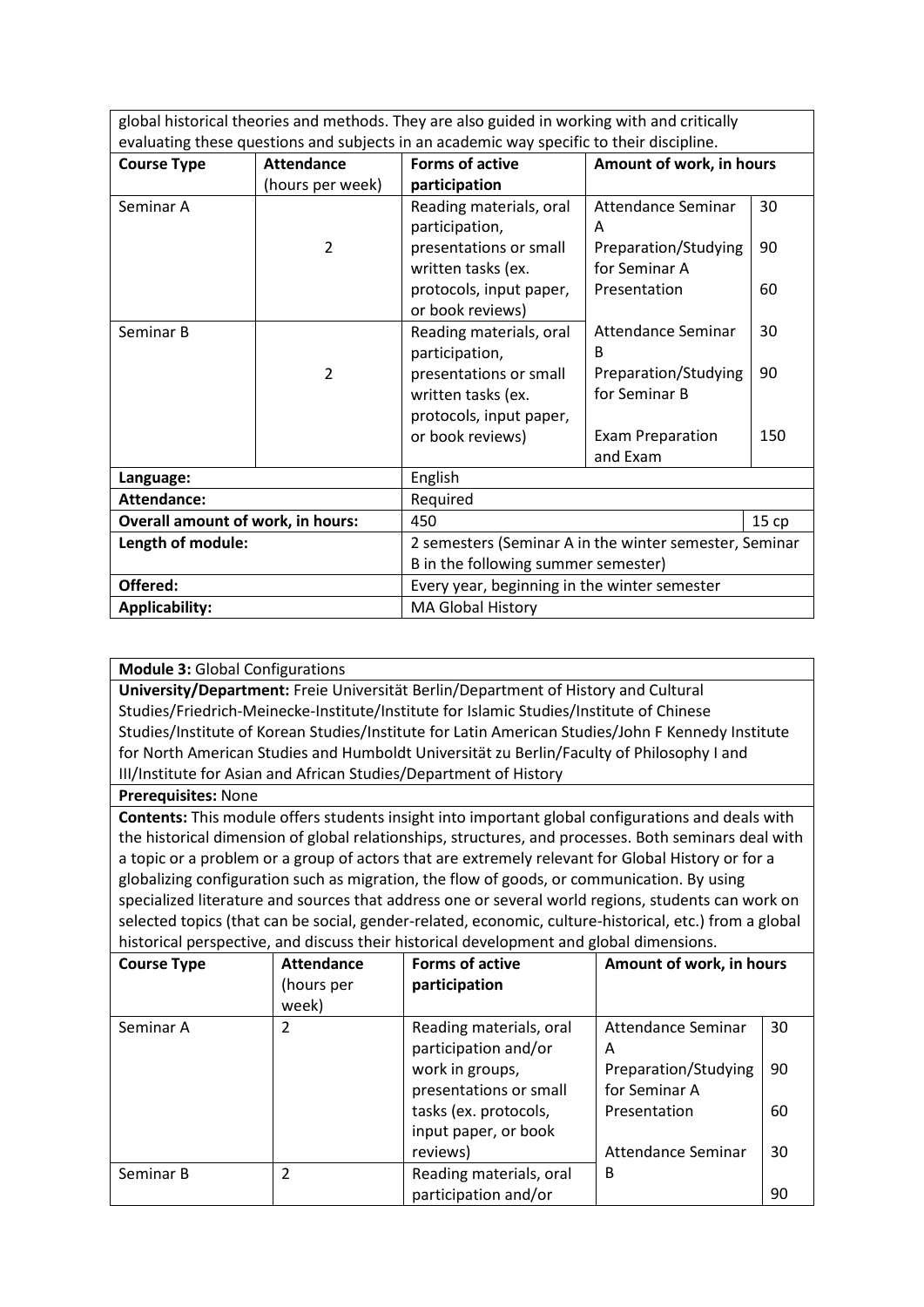global historical theories and methods. They are also guided in working with and critically evaluating these questions and subjects in an academic way specific to their discipline.

| Course Type | Attendance (hours per week) | Forms of active participation | Amount of work, in hours | |
|---|---|---|---|---|
| Seminar A | 2 | Reading materials, oral participation, presentations or small written tasks (ex. protocols, input paper, or book reviews) | Attendance Seminar A | 30 |
| | | | Preparation/Studying for Seminar A | 90 |
| | | | Presentation | 60 |
| Seminar B | 2 | Reading materials, oral participation, presentations or small written tasks (ex. protocols, input paper, or book reviews) | Attendance Seminar B | 30 |
| | | | Preparation/Studying for Seminar B | 90 |
| | | | Exam Preparation and Exam | 150 |
| **Language:** | | English | | |
| **Attendance:** | | Required | | |
| **Overall amount of work, in hours:** | | 450 | | 15 cp |
| **Length of module:** | | 2 semesters (Seminar A in the winter semester, Seminar B in the following summer semester) | | |
| **Offered:** | | Every year, beginning in the winter semester | | |
| **Applicability:** | | MA Global History | | |

**Module 3:** Global Configurations

**University/Department:** Freie Universität Berlin/Department of History and Cultural Studies/Friedrich-Meinecke-Institute/Institute for Islamic Studies/Institute of Chinese Studies/Institute of Korean Studies/Institute for Latin American Studies/John F Kennedy Institute for North American Studies and Humboldt Universität zu Berlin/Faculty of Philosophy I and III/Institute for Asian and African Studies/Department of History

**Prerequisites:** None

**Contents:** This module offers students insight into important global configurations and deals with the historical dimension of global relationships, structures, and processes. Both seminars deal with a topic or a problem or a group of actors that are extremely relevant for Global History or for a globalizing configuration such as migration, the flow of goods, or communication. By using specialized literature and sources that address one or several world regions, students can work on selected topics (that can be social, gender-related, economic, culture-historical, etc.) from a global historical perspective, and discuss their historical development and global dimensions.

| Course Type | Attendance (hours per week) | Forms of active participation | Amount of work, in hours | |
|---|---|---|---|---|
| Seminar A | 2 | Reading materials, oral participation and/or work in groups, presentations or small tasks (ex. protocols, input paper, or book reviews) | Attendance Seminar A | 30 |
| | | | Preparation/Studying for Seminar A | 90 |
| | | | Presentation | 60 |
| | | | Attendance Seminar B | 30 |
| Seminar B | 2 | Reading materials, oral participation and/or | | 90 |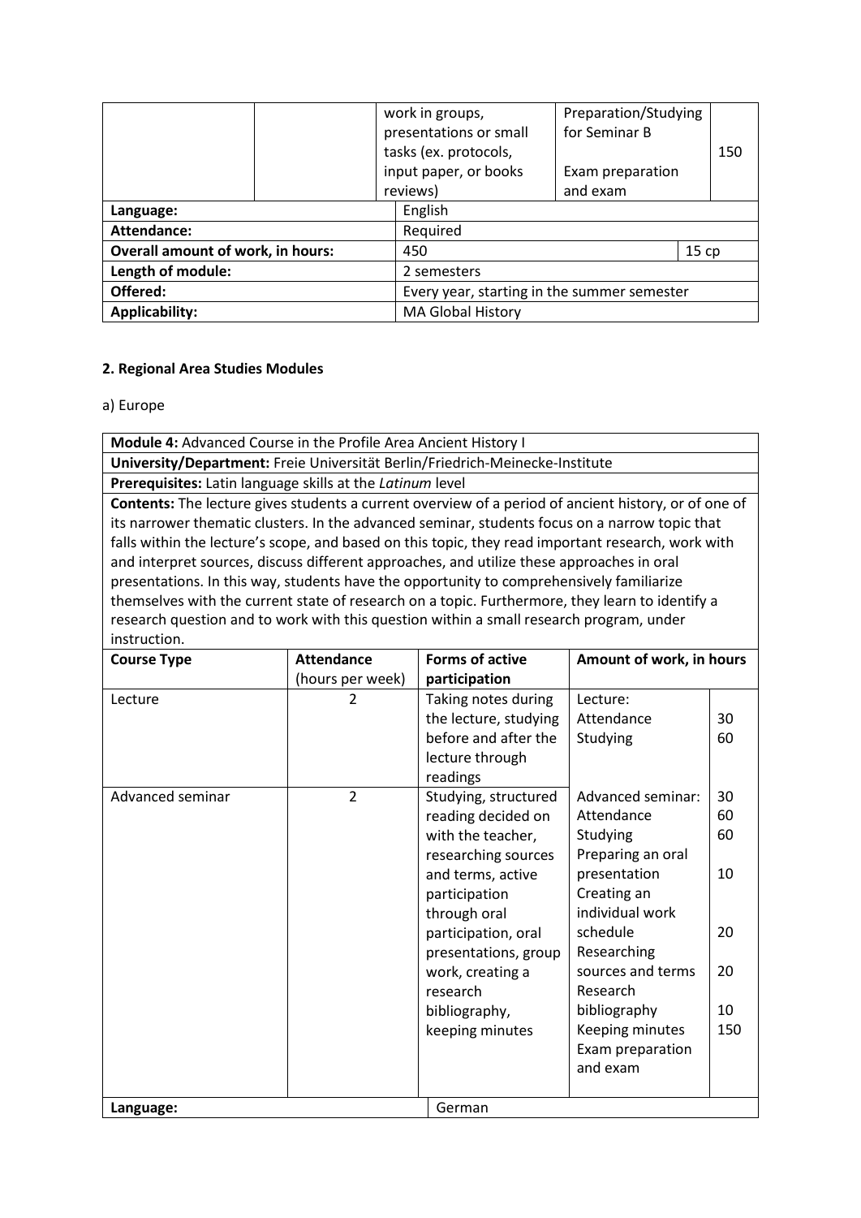| | | work in groups, presentations or small tasks (ex. protocols, input paper, or books reviews) | Preparation/Studying for Seminar B<br><br>Exam preparation and exam | 150 |
|---|---|---|---|---|
| **Language:** | | English | | |
| **Attendance:** | | Required | | |
| **Overall amount of work, in hours:** | | 450 | | 15 cp |
| **Length of module:** | | 2 semesters | | |
| **Offered:** | | Every year, starting in the summer semester | | |
| **Applicability:** | | MA Global History | | |

## 2. Regional Area Studies Modules

a) Europe

| **Module 4:** Advanced Course in the Profile Area Ancient History I | | | | |
|---|---|---|---|---|
| **University/Department:** Freie Universität Berlin/Friedrich-Meinecke-Institute | | | | |
| **Prerequisites:** Latin language skills at the *Latinum* level | | | | |
| **Contents:** The lecture gives students a current overview of a period of ancient history, or of one of its narrower thematic clusters. In the advanced seminar, students focus on a narrow topic that falls within the lecture's scope, and based on this topic, they read important research, work with and interpret sources, discuss different approaches, and utilize these approaches in oral presentations. In this way, students have the opportunity to comprehensively familiarize themselves with the current state of research on a topic. Furthermore, they learn to identify a research question and to work with this question within a small research program, under instruction. | | | | |
| **Course Type** | **Attendance** (hours per week) | **Forms of active participation** | **Amount of work, in hours** | |
| Lecture | 2 | Taking notes during the lecture, studying before and after the lecture through readings | Lecture:<br>Attendance<br>Studying | <br>30<br>60 |
| Advanced seminar | 2 | Studying, structured reading decided on with the teacher, researching sources and terms, active participation through oral participation, oral presentations, group work, creating a research bibliography, keeping minutes | Advanced seminar:<br>Attendance<br>Studying<br>Preparing an oral presentation<br>Creating an individual work schedule<br>Researching sources and terms<br>Research bibliography<br>Keeping minutes<br>Exam preparation and exam | 30<br>60<br>60<br><br>10<br><br>20<br><br>20<br><br>10<br>150 |
| **Language:** | | German | | |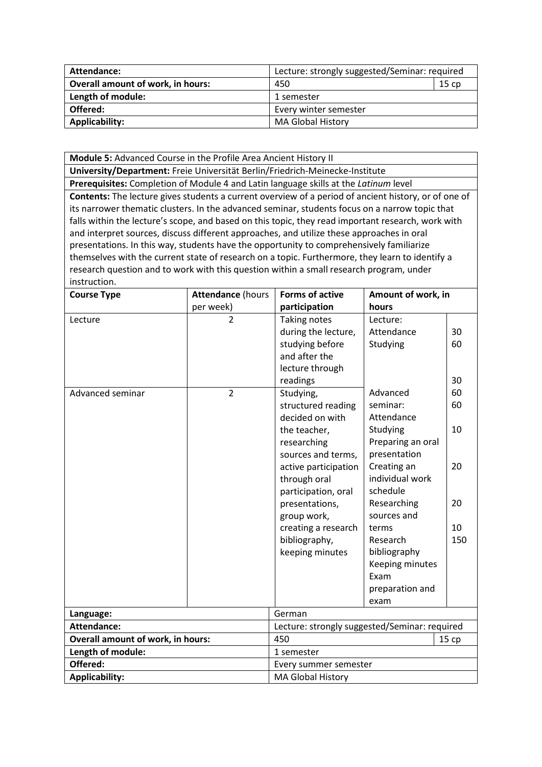| Attendance: | Lecture: strongly suggested/Seminar: required | |
|---|---|---|
| **Overall amount of work, in hours:** | 450 | 15 cp |
| **Length of module:** | 1 semester | |
| **Offered:** | Every winter semester | |
| **Applicability:** | MA Global History | |

**Module 5:** Advanced Course in the Profile Area Ancient History II

**University/Department:** Freie Universität Berlin/Friedrich-Meinecke-Institute

**Prerequisites:** Completion of Module 4 and Latin language skills at the *Latinum* level

**Contents:** The lecture gives students a current overview of a period of ancient history, or of one of its narrower thematic clusters. In the advanced seminar, students focus on a narrow topic that falls within the lecture's scope, and based on this topic, they read important research, work with and interpret sources, discuss different approaches, and utilize these approaches in oral presentations. In this way, students have the opportunity to comprehensively familiarize themselves with the current state of research on a topic. Furthermore, they learn to identify a research question and to work with this question within a small research program, under instruction.

| Course Type | Attendance (hours per week) | Forms of active participation | Amount of work, in hours | |
|---|---|---|---|---|
| Lecture | 2 | Taking notes during the lecture, studying before and after the lecture through readings | Lecture:<br>Attendance<br>Studying | <br>30<br>60 |
| Advanced seminar | 2 | Studying, structured reading decided on with the teacher, researching sources and terms, active participation through oral participation, oral presentations, group work, creating a research bibliography, keeping minutes | Advanced seminar:<br>Attendance<br>Studying<br>Preparing an oral presentation<br>Creating an individual work schedule<br>Researching sources and terms<br>Research bibliography<br>Keeping minutes<br>Exam preparation and exam | <br>30<br>60<br>60<br><br>10<br><br>20<br><br>20<br>10<br>150 |
| **Language:** | | German | | |
| **Attendance:** | | Lecture: strongly suggested/Seminar: required | | |
| **Overall amount of work, in hours:** | | 450 | | 15 cp |
| **Length of module:** | | 1 semester | | |
| **Offered:** | | Every summer semester | | |
| **Applicability:** | | MA Global History | | |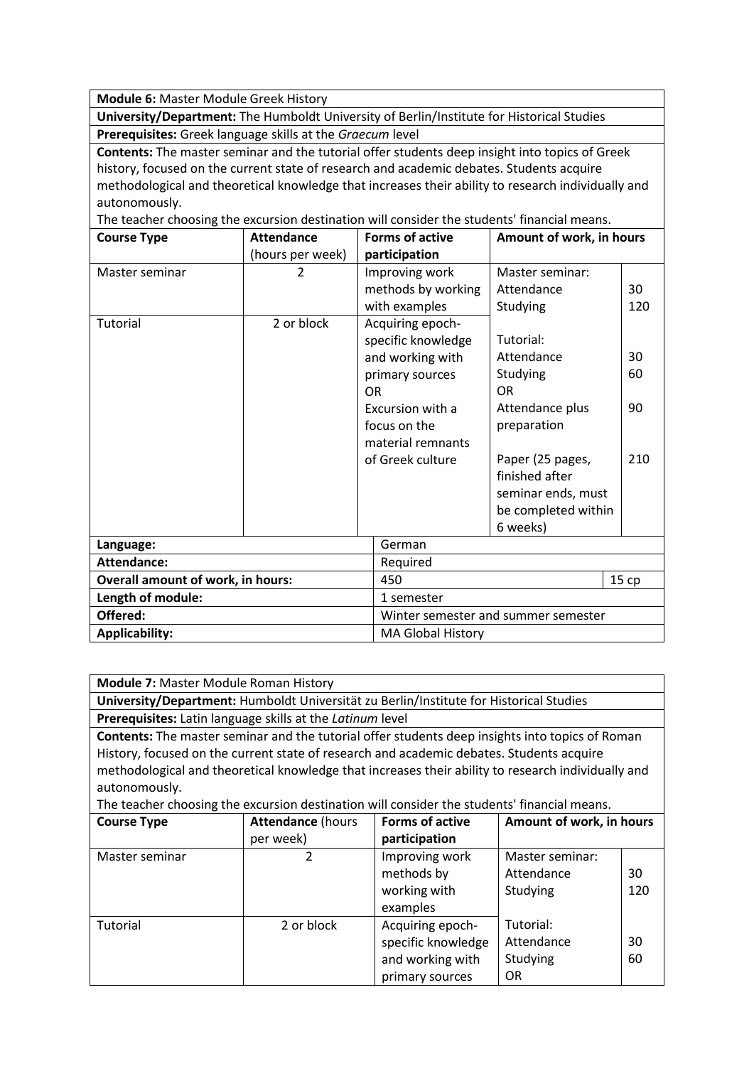**Module 6:** Master Module Greek History

**University/Department:** The Humboldt University of Berlin/Institute for Historical Studies

**Prerequisites:** Greek language skills at the *Graecum* level

**Contents:** The master seminar and the tutorial offer students deep insight into topics of Greek history, focused on the current state of research and academic debates. Students acquire methodological and theoretical knowledge that increases their ability to research individually and autonomously.

The teacher choosing the excursion destination will consider the students' financial means.

| Course Type | Attendance (hours per week) | Forms of active participation | Amount of work, in hours | |
|---|---|---|---|---|
| Master seminar | 2 | Improving work methods by working with examples | Master seminar:<br>Attendance<br>Studying | <br>30<br>120 |
| Tutorial | 2 or block | Acquiring epoch-specific knowledge and working with primary sources<br>OR<br>Excursion with a focus on the material remnants of Greek culture | Tutorial:<br>Attendance<br>Studying<br>OR<br>Attendance plus preparation<br><br>Paper (25 pages, finished after seminar ends, must be completed within 6 weeks) | <br>30<br>60<br><br>90<br><br>210 |
| **Language:** | | German | | |
| **Attendance:** | | Required | | |
| **Overall amount of work, in hours:** | | 450 | | 15 cp |
| **Length of module:** | | 1 semester | | |
| **Offered:** | | Winter semester and summer semester | | |
| **Applicability:** | | MA Global History | | |

**Module 7:** Master Module Roman History

**University/Department:** Humboldt Universität zu Berlin/Institute for Historical Studies

**Prerequisites:** Latin language skills at the *Latinum* level

**Contents:** The master seminar and the tutorial offer students deep insights into topics of Roman History, focused on the current state of research and academic debates. Students acquire methodological and theoretical knowledge that increases their ability to research individually and autonomously.

The teacher choosing the excursion destination will consider the students' financial means.

| Course Type | Attendance (hours per week) | Forms of active participation | Amount of work, in hours | |
|---|---|---|---|---|
| Master seminar | 2 | Improving work methods by working with examples | Master seminar:<br>Attendance<br>Studying | <br>30<br>120 |
| Tutorial | 2 or block | Acquiring epoch-specific knowledge and working with primary sources | Tutorial:<br>Attendance<br>Studying<br>OR | <br>30<br>60 |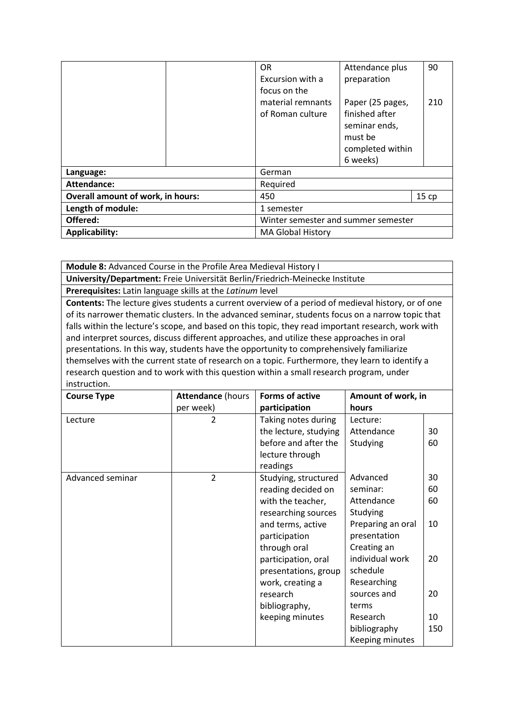| | | OR<br>Excursion with a focus on the material remnants of Roman culture | Attendance plus preparation<br><br>Paper (25 pages, finished after seminar ends, must be completed within 6 weeks) | 90<br><br>210 |
|---|---|---|---|---|
| **Language:** | | German | | |
| **Attendance:** | | Required | | |
| **Overall amount of work, in hours:** | | 450 | | 15 cp |
| **Length of module:** | | 1 semester | | |
| **Offered:** | | Winter semester and summer semester | | |
| **Applicability:** | | MA Global History | | |

**Module 8:** Advanced Course in the Profile Area Medieval History I

**University/Department:** Freie Universität Berlin/Friedrich-Meinecke Institute

**Prerequisites:** Latin language skills at the *Latinum* level

**Contents:** The lecture gives students a current overview of a period of medieval history, or of one of its narrower thematic clusters. In the advanced seminar, students focus on a narrow topic that falls within the lecture's scope, and based on this topic, they read important research, work with and interpret sources, discuss different approaches, and utilize these approaches in oral presentations. In this way, students have the opportunity to comprehensively familiarize themselves with the current state of research on a topic. Furthermore, they learn to identify a research question and to work with this question within a small research program, under instruction.

| Course Type | Attendance (hours per week) | Forms of active participation | Amount of work, in hours | |
|---|---|---|---|---|
| Lecture | 2 | Taking notes during the lecture, studying before and after the lecture through readings | Lecture:<br>Attendance<br>Studying | <br>30<br>60 |
| Advanced seminar | 2 | Studying, structured reading decided on with the teacher, researching sources and terms, active participation through oral participation, oral presentations, group work, creating a research bibliography, keeping minutes | Advanced seminar:<br>Attendance<br>Studying<br>Preparing an oral presentation<br>Creating an individual work schedule<br>Researching sources and terms<br>Research bibliography<br>Keeping minutes | 30<br>60<br>60<br>10<br>20<br>20<br>10<br>150 |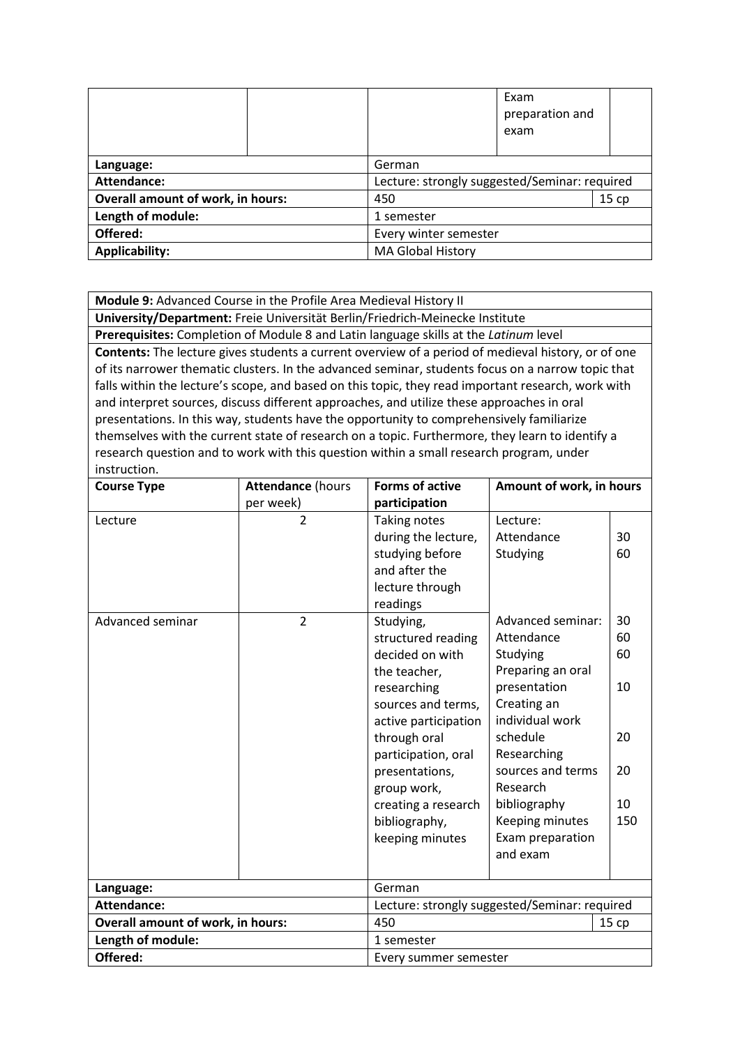| | | | Exam preparation and exam | |
|---|---|---|---|---|
| **Language:** | | German | | |
| **Attendance:** | | Lecture: strongly suggested/Seminar: required | | |
| **Overall amount of work, in hours:** | | 450 | | 15 cp |
| **Length of module:** | | 1 semester | | |
| **Offered:** | | Every winter semester | | |
| **Applicability:** | | MA Global History | | |

**Module 9:** Advanced Course in the Profile Area Medieval History II

**University/Department:** Freie Universität Berlin/Friedrich-Meinecke Institute

**Prerequisites:** Completion of Module 8 and Latin language skills at the *Latinum* level

**Contents:** The lecture gives students a current overview of a period of medieval history, or of one of its narrower thematic clusters. In the advanced seminar, students focus on a narrow topic that falls within the lecture's scope, and based on this topic, they read important research, work with and interpret sources, discuss different approaches, and utilize these approaches in oral presentations. In this way, students have the opportunity to comprehensively familiarize themselves with the current state of research on a topic. Furthermore, they learn to identify a research question and to work with this question within a small research program, under instruction.

| **Course Type** | **Attendance** (hours per week) | **Forms of active participation** | **Amount of work, in hours** | |
|---|---|---|---|---|
| Lecture | 2 | Taking notes during the lecture, studying before and after the lecture through readings | Lecture:<br>Attendance<br>Studying | <br>30<br>60 |
| Advanced seminar | 2 | Studying, structured reading decided on with the teacher, researching sources and terms, active participation through oral participation, oral presentations, group work, creating a research bibliography, keeping minutes | Advanced seminar:<br>Attendance<br>Studying<br>Preparing an oral presentation<br>Creating an individual work schedule<br>Researching sources and terms<br>Research bibliography<br>Keeping minutes<br>Exam preparation and exam | 30<br>60<br>60<br>10<br>20<br>20<br>10<br>150 |
| **Language:** | | German | | |
| **Attendance:** | | Lecture: strongly suggested/Seminar: required | | |
| **Overall amount of work, in hours:** | | 450 | | 15 cp |
| **Length of module:** | | 1 semester | | |
| **Offered:** | | Every summer semester | | |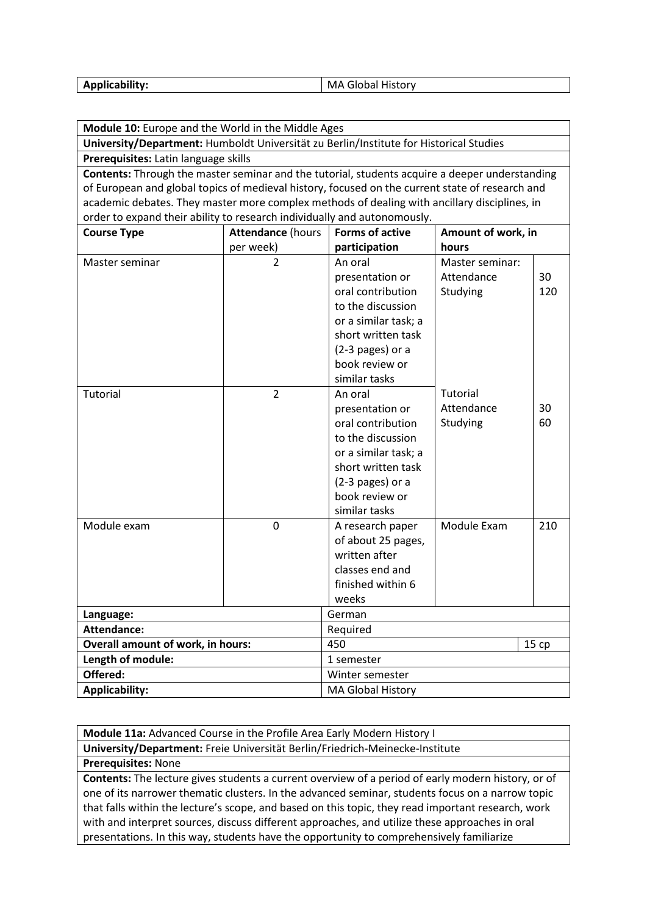| Applicability: | MA Global History |
|---|---|

| **Module 10:** Europe and the World in the Middle Ages | | | | |
|---|---|---|---|---|
| **University/Department:** Humboldt Universität zu Berlin/Institute for Historical Studies | | | | |
| **Prerequisites:** Latin language skills | | | | |
| **Contents:** Through the master seminar and the tutorial, students acquire a deeper understanding of European and global topics of medieval history, focused on the current state of research and academic debates. They master more complex methods of dealing with ancillary disciplines, in order to expand their ability to research individually and autonomously. | | | | |
| **Course Type** | **Attendance** (hours per week) | **Forms of active participation** | **Amount of work, in hours** | |
| Master seminar | 2 | An oral presentation or oral contribution to the discussion or a similar task; a short written task (2-3 pages) or a book review or similar tasks | Master seminar:<br>Attendance<br>Studying | <br>30<br>120 |
| Tutorial | 2 | An oral presentation or oral contribution to the discussion or a similar task; a short written task (2-3 pages) or a book review or similar tasks | Tutorial<br>Attendance<br>Studying | <br>30<br>60 |
| Module exam | 0 | A research paper of about 25 pages, written after classes end and finished within 6 weeks | Module Exam | 210 |
| **Language:** | | German | | |
| **Attendance:** | | Required | | |
| **Overall amount of work, in hours:** | | 450 | | 15 cp |
| **Length of module:** | | 1 semester | | |
| **Offered:** | | Winter semester | | |
| **Applicability:** | | MA Global History | | |

| **Module 11a:** Advanced Course in the Profile Area Early Modern History I |
|---|
| **University/Department:** Freie Universität Berlin/Friedrich-Meinecke-Institute |
| **Prerequisites:** None |
| **Contents:** The lecture gives students a current overview of a period of early modern history, or of one of its narrower thematic clusters. In the advanced seminar, students focus on a narrow topic that falls within the lecture's scope, and based on this topic, they read important research, work with and interpret sources, discuss different approaches, and utilize these approaches in oral presentations. In this way, students have the opportunity to comprehensively familiarize |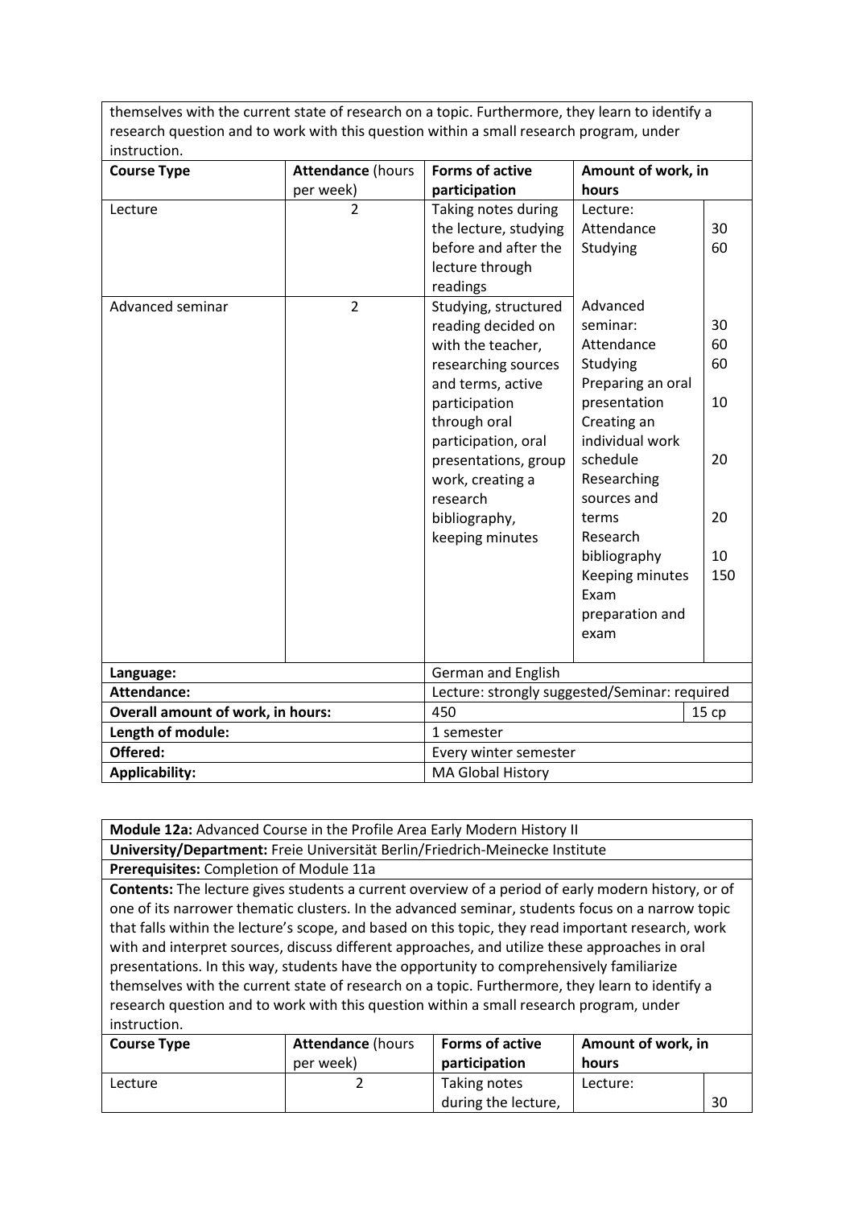| themselves with the current state of research on a topic. Furthermore, they learn to identify a research question and to work with this question within a small research program, under instruction. | | | | |
|---|---|---|---|---|
| **Course Type** | **Attendance** (hours per week) | **Forms of active participation** | **Amount of work, in hours** | |
| Lecture | 2 | Taking notes during the lecture, studying before and after the lecture through readings | Lecture: Attendance Studying | 30 60 |
| Advanced seminar | 2 | Studying, structured reading decided on with the teacher, researching sources and terms, active participation through oral participation, oral presentations, group work, creating a research bibliography, keeping minutes | Advanced seminar: Attendance Studying Preparing an oral presentation Creating an individual work schedule Researching sources and terms Research bibliography Keeping minutes Exam preparation and exam | 30 60 60 10 20 20 10 150 |
| **Language:** | | German and English | | |
| **Attendance:** | | Lecture: strongly suggested/Seminar: required | | |
| **Overall amount of work, in hours:** | | 450 | | 15 cp |
| **Length of module:** | | 1 semester | | |
| **Offered:** | | Every winter semester | | |
| **Applicability:** | | MA Global History | | |

**Module 12a:** Advanced Course in the Profile Area Early Modern History II

**University/Department:** Freie Universität Berlin/Friedrich-Meinecke Institute

**Prerequisites:** Completion of Module 11a

**Contents:** The lecture gives students a current overview of a period of early modern history, or of one of its narrower thematic clusters. In the advanced seminar, students focus on a narrow topic that falls within the lecture's scope, and based on this topic, they read important research, work with and interpret sources, discuss different approaches, and utilize these approaches in oral presentations. In this way, students have the opportunity to comprehensively familiarize themselves with the current state of research on a topic. Furthermore, they learn to identify a research question and to work with this question within a small research program, under instruction.

| **Course Type** | **Attendance** (hours per week) | **Forms of active participation** | **Amount of work, in hours** | |
|---|---|---|---|---|
| Lecture | 2 | Taking notes during the lecture, | Lecture: | 30 |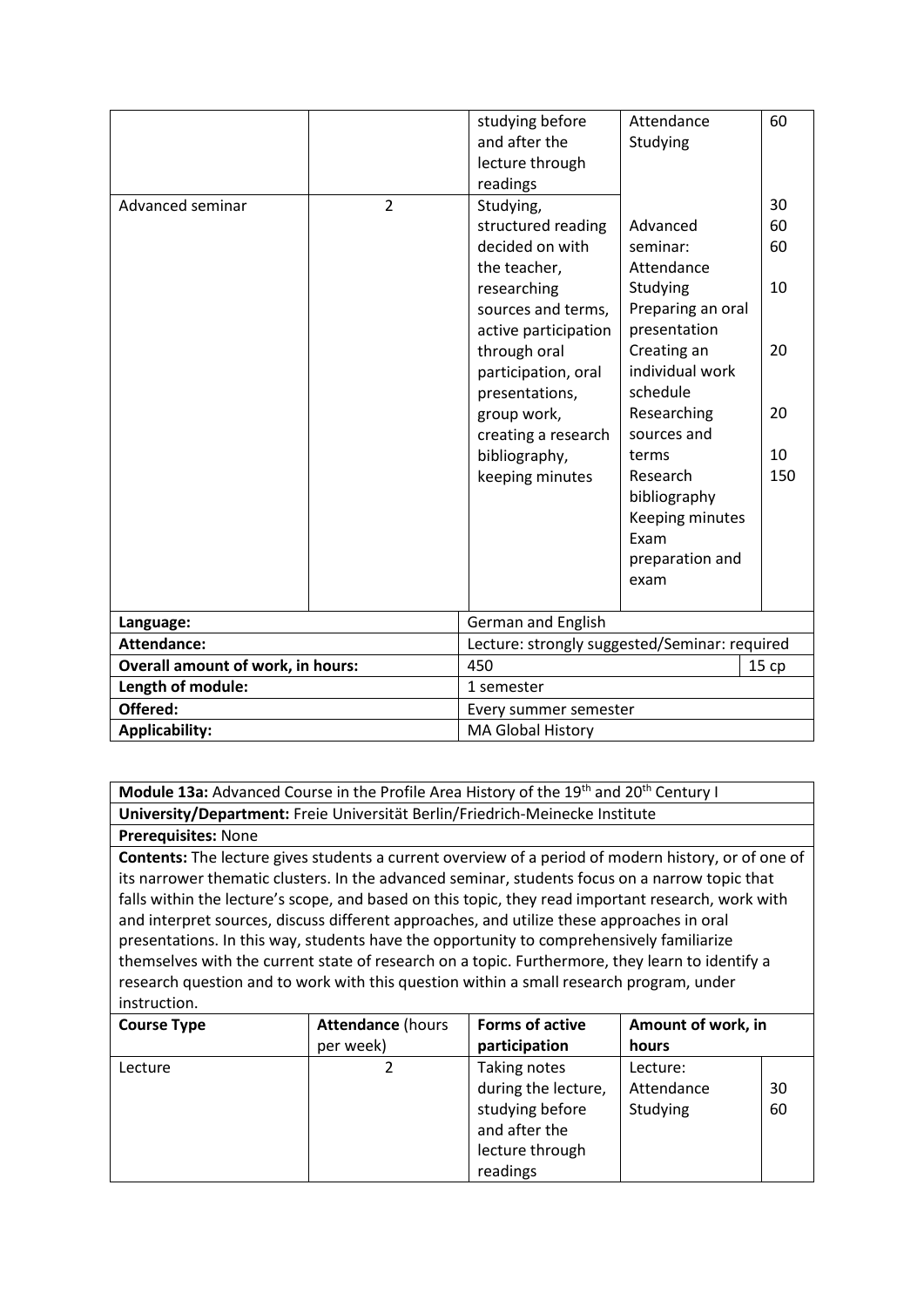| | | studying before and after the lecture through readings | Attendance<br>Studying | 60 |
|---|---|---|---|---|
| Advanced seminar | 2 | Studying, structured reading decided on with the teacher, researching sources and terms, active participation through oral participation, oral presentations, group work, creating a research bibliography, keeping minutes | Advanced seminar:<br>Attendance<br>Studying<br>Preparing an oral presentation<br>Creating an individual work schedule<br>Researching sources and terms<br>Research bibliography<br>Keeping minutes<br>Exam preparation and exam | 30<br>60<br>60<br>10<br>20<br>20<br>10<br>150 |

| | | |
|---|---|---|
| **Language:** | German and English | |
| **Attendance:** | Lecture: strongly suggested/Seminar: required | |
| **Overall amount of work, in hours:** | 450 | 15 cp |
| **Length of module:** | 1 semester | |
| **Offered:** | Every summer semester | |
| **Applicability:** | MA Global History | |

**Module 13a:** Advanced Course in the Profile Area History of the 19th and 20th Century I

**University/Department:** Freie Universität Berlin/Friedrich-Meinecke Institute

**Prerequisites:** None

**Contents:** The lecture gives students a current overview of a period of modern history, or of one of its narrower thematic clusters. In the advanced seminar, students focus on a narrow topic that falls within the lecture's scope, and based on this topic, they read important research, work with and interpret sources, discuss different approaches, and utilize these approaches in oral presentations. In this way, students have the opportunity to comprehensively familiarize themselves with the current state of research on a topic. Furthermore, they learn to identify a research question and to work with this question within a small research program, under instruction.

| **Course Type** | **Attendance** (hours per week) | **Forms of active participation** | **Amount of work, in hours** | |
|---|---|---|---|---|
| Lecture | 2 | Taking notes during the lecture, studying before and after the lecture through readings | Lecture:<br>Attendance<br>Studying | <br>30<br>60 |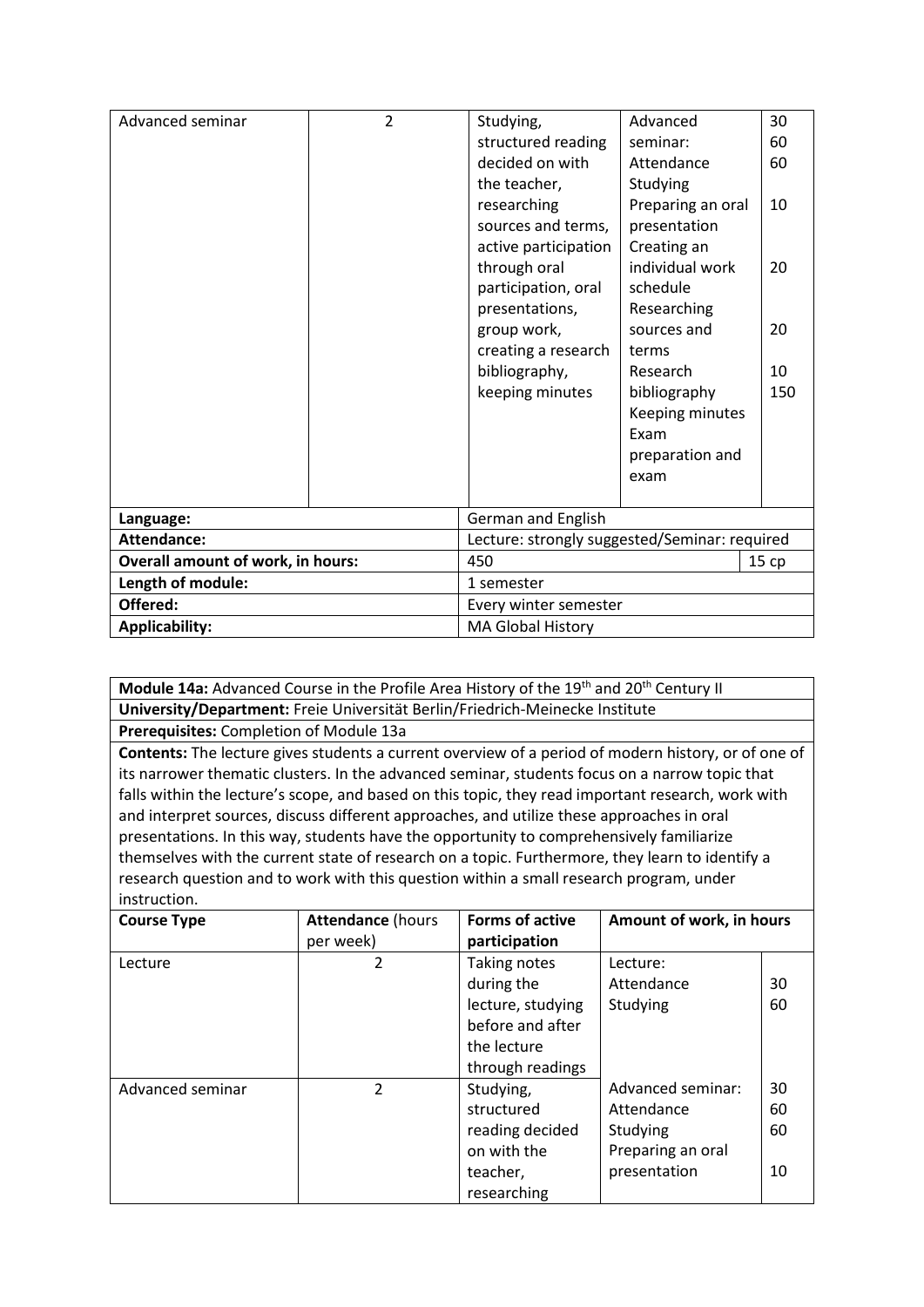| | | | | |
|---|---|---|---|---|
| Advanced seminar | 2 | Studying, structured reading decided on with the teacher, researching sources and terms, active participation through oral participation, oral presentations, group work, creating a research bibliography, keeping minutes | Advanced seminar: Attendance<br>Studying<br>Preparing an oral presentation<br>Creating an individual work schedule<br>Researching sources and terms<br>Research bibliography<br>Keeping minutes<br>Exam preparation and exam | 30<br>60<br>60<br>10<br>20<br>20<br>10<br>150 |
| **Language:** | | German and English | | |
| **Attendance:** | | Lecture: strongly suggested/Seminar: required | | |
| **Overall amount of work, in hours:** | | 450 | | 15 cp |
| **Length of module:** | | 1 semester | | |
| **Offered:** | | Every winter semester | | |
| **Applicability:** | | MA Global History | | |

**Module 14a:** Advanced Course in the Profile Area History of the 19th and 20th Century II

**University/Department:** Freie Universität Berlin/Friedrich-Meinecke Institute

**Prerequisites:** Completion of Module 13a

**Contents:** The lecture gives students a current overview of a period of modern history, or of one of its narrower thematic clusters. In the advanced seminar, students focus on a narrow topic that falls within the lecture's scope, and based on this topic, they read important research, work with and interpret sources, discuss different approaches, and utilize these approaches in oral presentations. In this way, students have the opportunity to comprehensively familiarize themselves with the current state of research on a topic. Furthermore, they learn to identify a research question and to work with this question within a small research program, under instruction.

| Course Type | Attendance (hours per week) | Forms of active participation | Amount of work, in hours | |
|---|---|---|---|---|
| Lecture | 2 | Taking notes during the lecture, studying before and after the lecture through readings | Lecture:<br>Attendance<br>Studying | <br>30<br>60 |
| Advanced seminar | 2 | Studying, structured reading decided on with the teacher, researching | Advanced seminar:<br>Attendance<br>Studying<br>Preparing an oral presentation | 30<br>60<br>60<br>10 |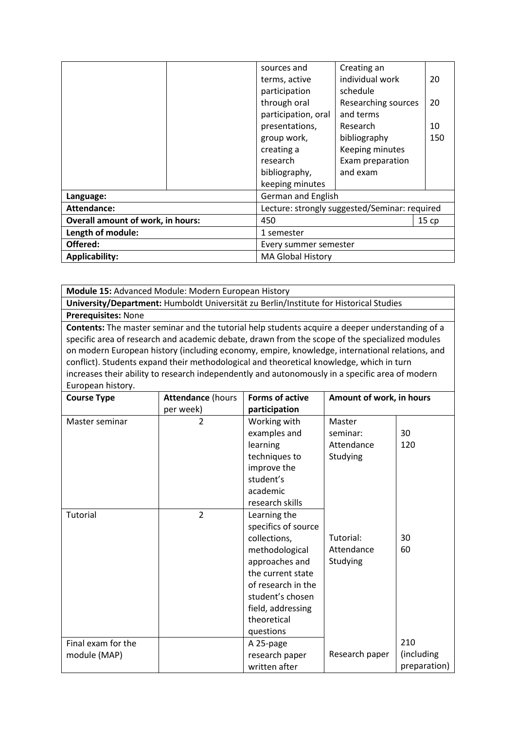|  |  | sources and terms, active participation through oral participation, oral presentations, group work, creating a research bibliography, keeping minutes | Creating an individual work schedule<br>Researching sources and terms<br>Research bibliography<br>Keeping minutes<br>Exam preparation and exam | 20<br><br>20<br><br>10<br>150 |
|---|---|---|---|---|
| **Language:** | | German and English | | |
| **Attendance:** | | Lecture: strongly suggested/Seminar: required | | |
| **Overall amount of work, in hours:** | | 450 | | 15 cp |
| **Length of module:** | | 1 semester | | |
| **Offered:** | | Every summer semester | | |
| **Applicability:** | | MA Global History | | |

| **Module 15:** Advanced Module: Modern European History | | | | |
|---|---|---|---|---|
| **University/Department:** Humboldt Universität zu Berlin/Institute for Historical Studies | | | | |
| **Prerequisites:** None | | | | |
| **Contents:** The master seminar and the tutorial help students acquire a deeper understanding of a specific area of research and academic debate, drawn from the scope of the specialized modules on modern European history (including economy, empire, knowledge, international relations, and conflict). Students expand their methodological and theoretical knowledge, which in turn increases their ability to research independently and autonomously in a specific area of modern European history. | | | | |
| **Course Type** | **Attendance** (hours per week) | **Forms of active participation** | **Amount of work, in hours** | |
| Master seminar | 2 | Working with examples and learning techniques to improve the student's academic research skills | Master seminar:<br>Attendance<br>Studying | <br>30<br>120 |
| Tutorial | 2 | Learning the specifics of source collections, methodological approaches and the current state of research in the student's chosen field, addressing theoretical questions | Tutorial:<br>Attendance<br>Studying | <br>30<br>60 |
| Final exam for the module (MAP) | | A 25-page research paper written after | Research paper | 210 (including preparation) |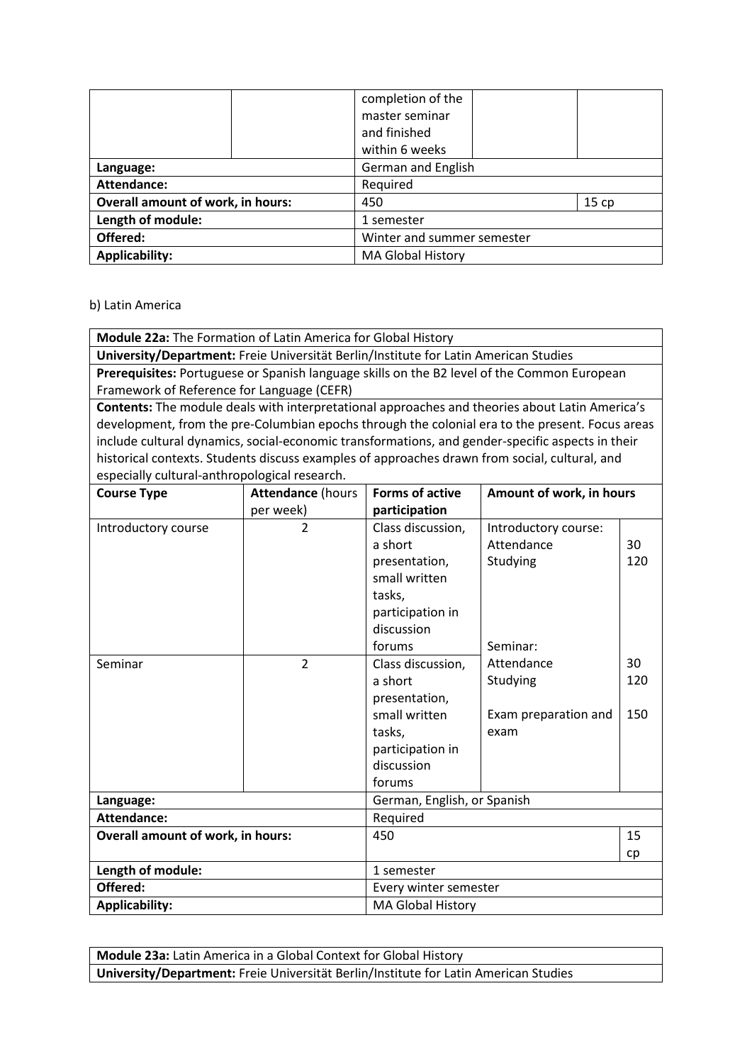| | | completion of the master seminar and finished within 6 weeks | | |
|---|---|---|---|---|
| **Language:** | | German and English | | |
| **Attendance:** | | Required | | |
| **Overall amount of work, in hours:** | | 450 | | 15 cp |
| **Length of module:** | | 1 semester | | |
| **Offered:** | | Winter and summer semester | | |
| **Applicability:** | | MA Global History | | |

b) Latin America

| **Module 22a:** The Formation of Latin America for Global History | | | | |
|---|---|---|---|---|
| **University/Department:** Freie Universität Berlin/Institute for Latin American Studies | | | | |
| **Prerequisites:** Portuguese or Spanish language skills on the B2 level of the Common European Framework of Reference for Language (CEFR) | | | | |
| **Contents:** The module deals with interpretational approaches and theories about Latin America's development, from the pre-Columbian epochs through the colonial era to the present. Focus areas include cultural dynamics, social-economic transformations, and gender-specific aspects in their historical contexts. Students discuss examples of approaches drawn from social, cultural, and especially cultural-anthropological research. | | | | |
| **Course Type** | **Attendance** (hours per week) | **Forms of active participation** | **Amount of work, in hours** | |
| Introductory course | 2 | Class discussion, a short presentation, small written tasks, participation in discussion forums | Introductory course:<br>Attendance<br>Studying | <br>30<br>120 |
| Seminar | 2 | Class discussion, a short presentation, small written tasks, participation in discussion forums | Seminar:<br>Attendance<br>Studying<br><br>Exam preparation and exam | <br>30<br>120<br><br>150 |
| **Language:** | | German, English, or Spanish | | |
| **Attendance:** | | Required | | |
| **Overall amount of work, in hours:** | | 450 | | 15 cp |
| **Length of module:** | | 1 semester | | |
| **Offered:** | | Every winter semester | | |
| **Applicability:** | | MA Global History | | |

| **Module 23a:** Latin America in a Global Context for Global History |
|---|
| **University/Department:** Freie Universität Berlin/Institute for Latin American Studies |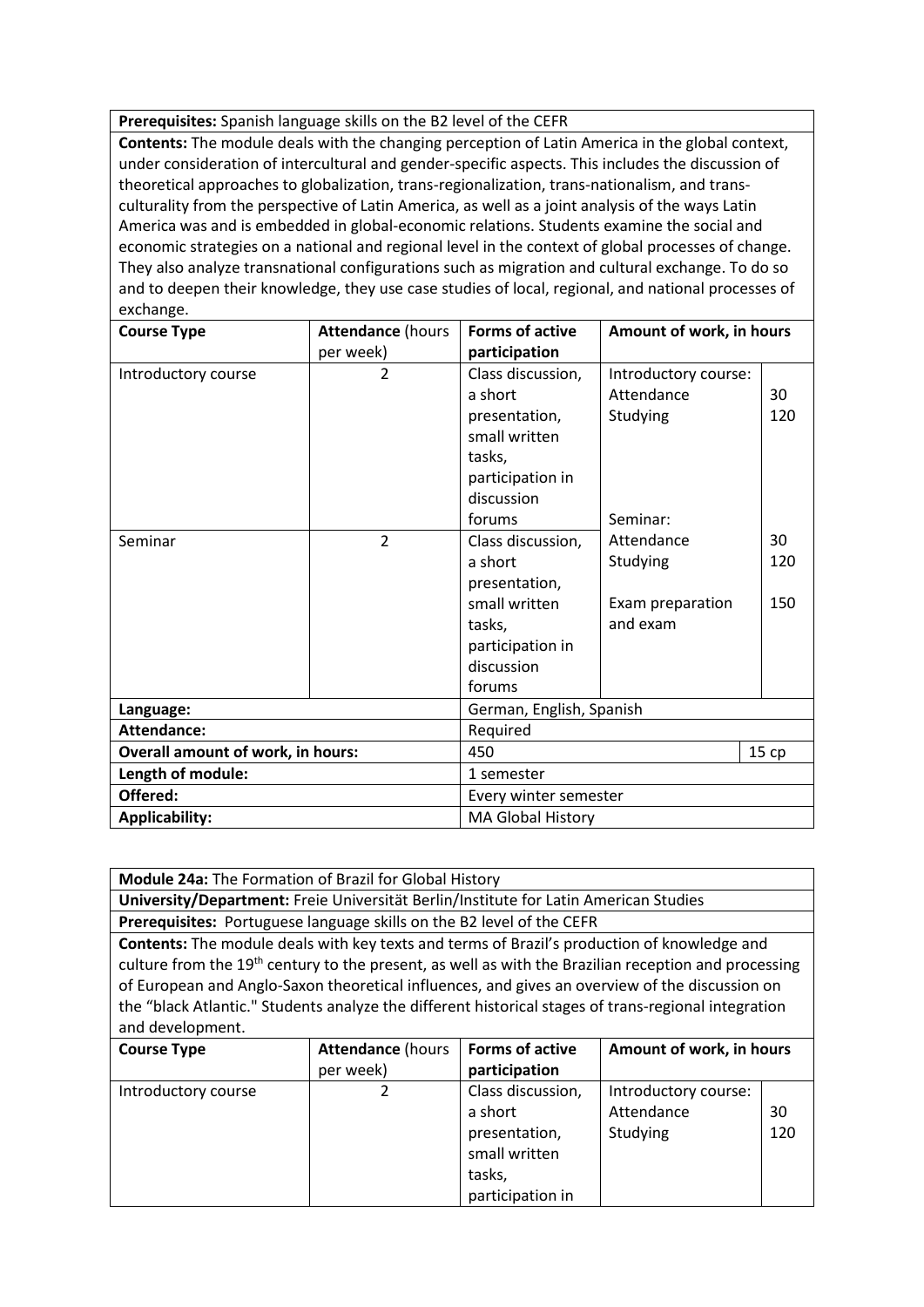| **Prerequisites:** Spanish language skills on the B2 level of the CEFR | | | | |
|---|---|---|---|---|
| **Contents:** The module deals with the changing perception of Latin America in the global context, under consideration of intercultural and gender-specific aspects. This includes the discussion of theoretical approaches to globalization, trans-regionalization, trans-nationalism, and trans-culturality from the perspective of Latin America, as well as a joint analysis of the ways Latin America was and is embedded in global-economic relations. Students examine the social and economic strategies on a national and regional level in the context of global processes of change. They also analyze transnational configurations such as migration and cultural exchange. To do so and to deepen their knowledge, they use case studies of local, regional, and national processes of exchange. | | | | |
| **Course Type** | **Attendance** (hours per week) | **Forms of active participation** | **Amount of work, in hours** | |
| Introductory course | 2 | Class discussion, a short presentation, small written tasks, participation in discussion forums | Introductory course:<br>Attendance<br>Studying | <br>30<br>120 |
| Seminar | 2 | Class discussion, a short presentation, small written tasks, participation in discussion forums | Seminar:<br>Attendance<br>Studying<br><br>Exam preparation and exam | <br>30<br>120<br><br>150 |
| **Language:** | | German, English, Spanish | | |
| **Attendance:** | | Required | | |
| **Overall amount of work, in hours:** | | 450 | | 15 cp |
| **Length of module:** | | 1 semester | | |
| **Offered:** | | Every winter semester | | |
| **Applicability:** | | MA Global History | | |

| **Module 24a:** The Formation of Brazil for Global History | | | | |
|---|---|---|---|---|
| **University/Department:** Freie Universität Berlin/Institute for Latin American Studies | | | | |
| **Prerequisites:** Portuguese language skills on the B2 level of the CEFR | | | | |
| **Contents:** The module deals with key texts and terms of Brazil's production of knowledge and culture from the 19th century to the present, as well as with the Brazilian reception and processing of European and Anglo-Saxon theoretical influences, and gives an overview of the discussion on the "black Atlantic." Students analyze the different historical stages of trans-regional integration and development. | | | | |
| **Course Type** | **Attendance** (hours per week) | **Forms of active participation** | **Amount of work, in hours** | |
| Introductory course | 2 | Class discussion, a short presentation, small written tasks, participation in | Introductory course:<br>Attendance<br>Studying | <br>30<br>120 |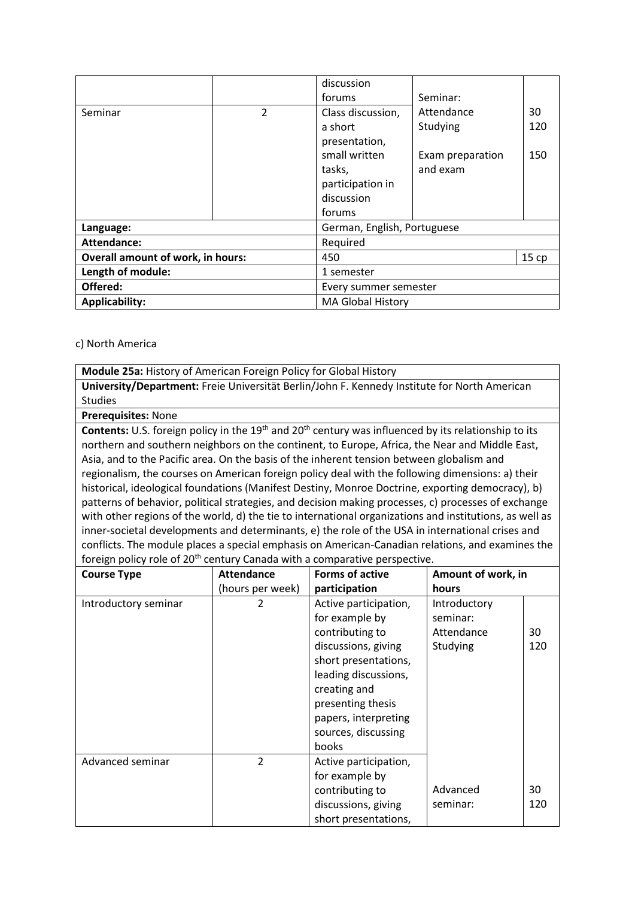| | | discussion forums | Seminar: | |
|---|---|---|---|---|
| Seminar | 2 | Class discussion, a short presentation, small written tasks, participation in discussion forums | Attendance<br>Studying<br><br>Exam preparation and exam | 30<br>120<br><br>150 |
| **Language:** | | German, English, Portuguese | | |
| **Attendance:** | | Required | | |
| **Overall amount of work, in hours:** | | 450 | | 15 cp |
| **Length of module:** | | 1 semester | | |
| **Offered:** | | Every summer semester | | |
| **Applicability:** | | MA Global History | | |

c) North America

**Module 25a:** History of American Foreign Policy for Global History

**University/Department:** Freie Universität Berlin/John F. Kennedy Institute for North American Studies

**Prerequisites:** None

**Contents:** U.S. foreign policy in the 19th and 20th century was influenced by its relationship to its northern and southern neighbors on the continent, to Europe, Africa, the Near and Middle East, Asia, and to the Pacific area. On the basis of the inherent tension between globalism and regionalism, the courses on American foreign policy deal with the following dimensions: a) their historical, ideological foundations (Manifest Destiny, Monroe Doctrine, exporting democracy), b) patterns of behavior, political strategies, and decision making processes, c) processes of exchange with other regions of the world, d) the tie to international organizations and institutions, as well as inner-societal developments and determinants, e) the role of the USA in international crises and conflicts. The module places a special emphasis on American-Canadian relations, and examines the foreign policy role of 20th century Canada with a comparative perspective.

| **Course Type** | **Attendance** (hours per week) | **Forms of active participation** | **Amount of work, in hours** | |
|---|---|---|---|---|
| Introductory seminar | 2 | Active participation, for example by contributing to discussions, giving short presentations, leading discussions, creating and presenting thesis papers, interpreting sources, discussing books | Introductory seminar:<br>Attendance<br>Studying | <br><br>30<br>120 |
| Advanced seminar | 2 | Active participation, for example by contributing to discussions, giving short presentations, | Advanced seminar: | 30<br>120 |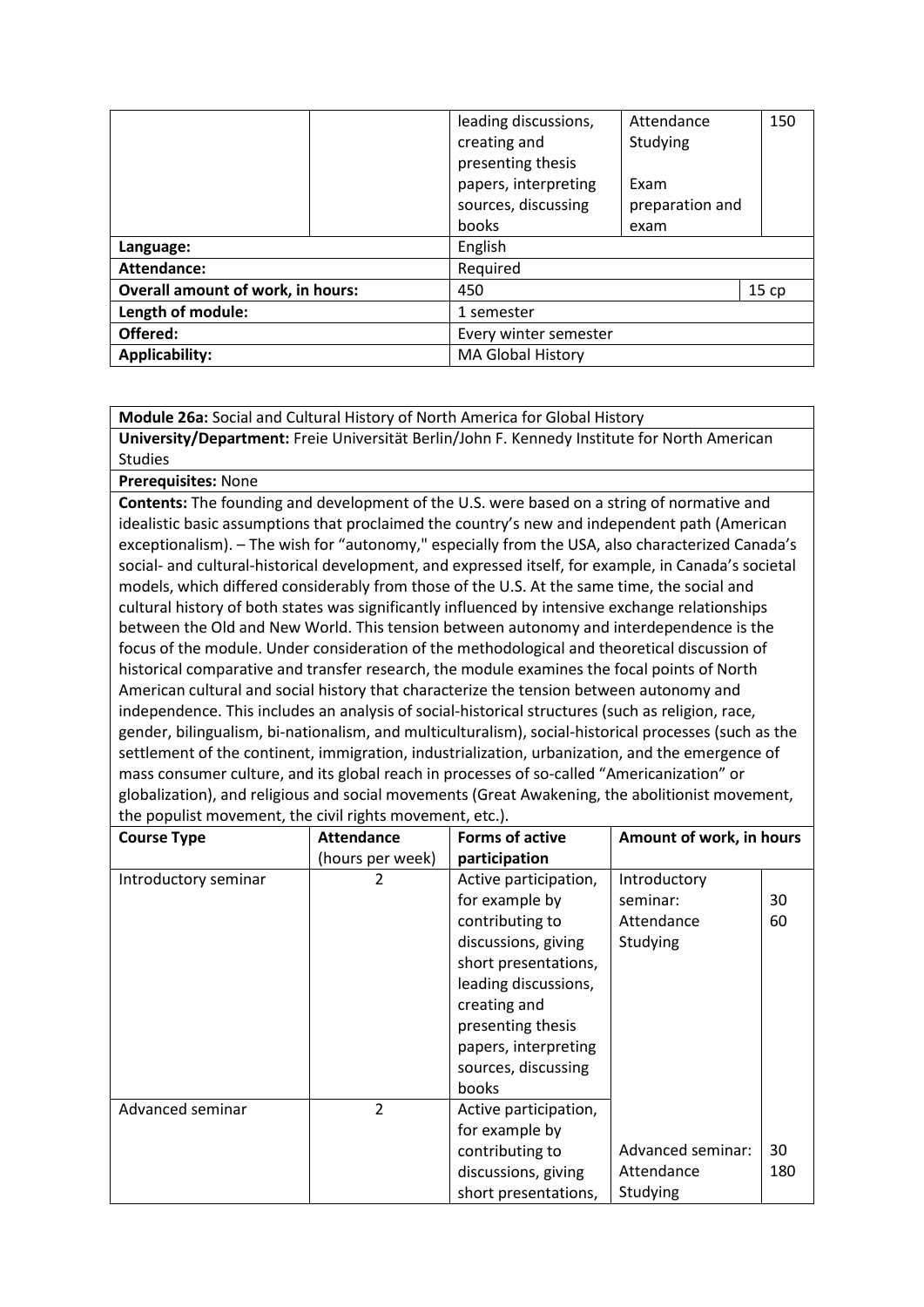| | | | | |
|---|---|---|---|---|
| | | leading discussions, creating and presenting thesis papers, interpreting sources, discussing books | Attendance<br>Studying<br><br>Exam preparation and exam | 150 |
| **Language:** | | English | | |
| **Attendance:** | | Required | | |
| **Overall amount of work, in hours:** | | 450 | | 15 cp |
| **Length of module:** | | 1 semester | | |
| **Offered:** | | Every winter semester | | |
| **Applicability:** | | MA Global History | | |

**Module 26a:** Social and Cultural History of North America for Global History

**University/Department:** Freie Universität Berlin/John F. Kennedy Institute for North American Studies

**Prerequisites:** None

**Contents:** The founding and development of the U.S. were based on a string of normative and idealistic basic assumptions that proclaimed the country's new and independent path (American exceptionalism). – The wish for "autonomy," especially from the USA, also characterized Canada's social- and cultural-historical development, and expressed itself, for example, in Canada's societal models, which differed considerably from those of the U.S. At the same time, the social and cultural history of both states was significantly influenced by intensive exchange relationships between the Old and New World. This tension between autonomy and interdependence is the focus of the module. Under consideration of the methodological and theoretical discussion of historical comparative and transfer research, the module examines the focal points of North American cultural and social history that characterize the tension between autonomy and independence. This includes an analysis of social-historical structures (such as religion, race, gender, bilingualism, bi-nationalism, and multiculturalism), social-historical processes (such as the settlement of the continent, immigration, industrialization, urbanization, and the emergence of mass consumer culture, and its global reach in processes of so-called "Americanization" or globalization), and religious and social movements (Great Awakening, the abolitionist movement, the populist movement, the civil rights movement, etc.).

| **Course Type** | **Attendance** (hours per week) | **Forms of active participation** | **Amount of work, in hours** | |
|---|---|---|---|---|
| Introductory seminar | 2 | Active participation, for example by contributing to discussions, giving short presentations, leading discussions, creating and presenting thesis papers, interpreting sources, discussing books | Introductory seminar:<br>Attendance<br>Studying | <br>30<br>60 |
| Advanced seminar | 2 | Active participation, for example by contributing to discussions, giving short presentations, | Advanced seminar:<br>Attendance<br>Studying | <br>30<br>180 |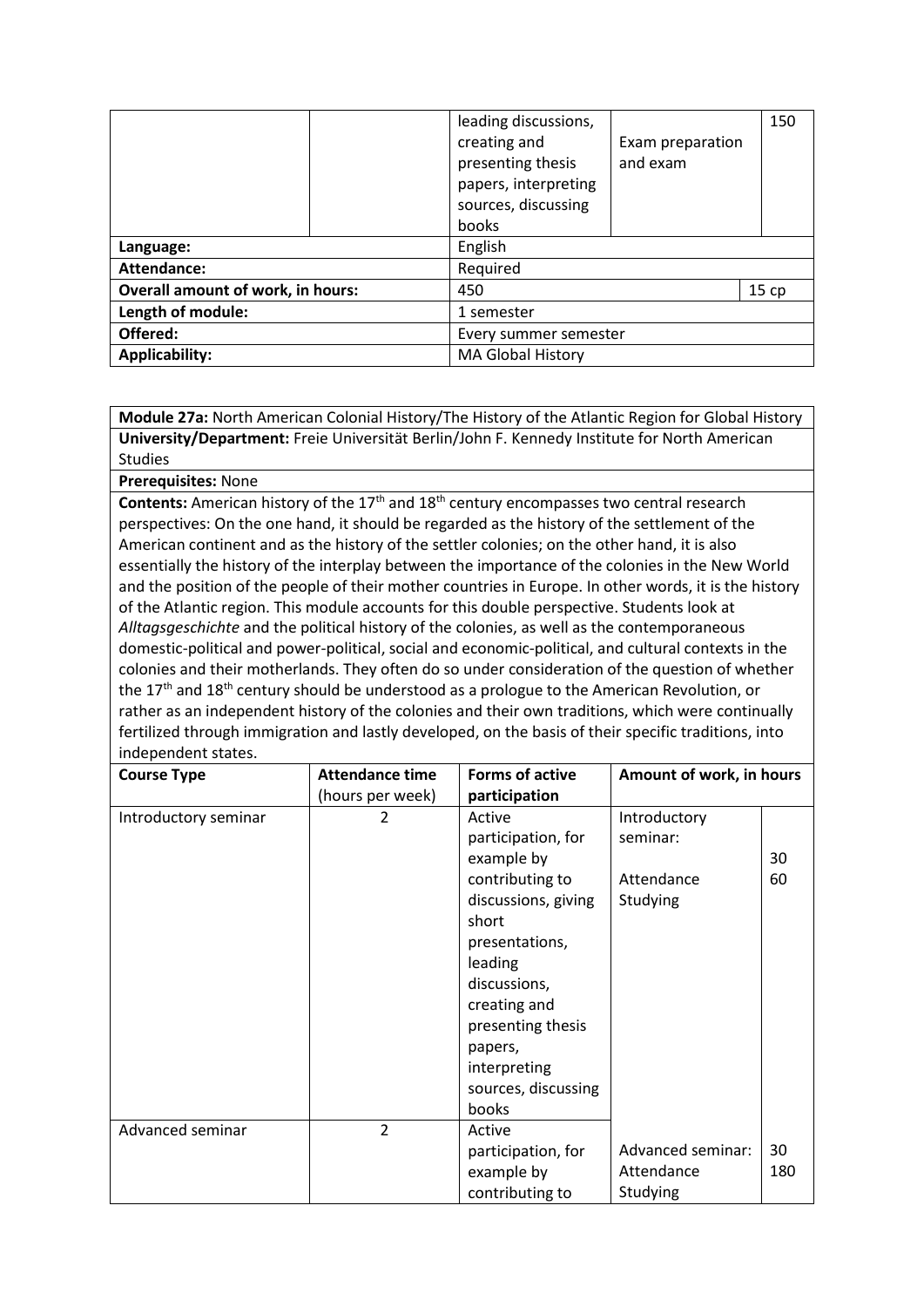| | | leading discussions, creating and presenting thesis papers, interpreting sources, discussing books | Exam preparation and exam | 150 |
|---|---|---|---|---|
| **Language:** | | English | | |
| **Attendance:** | | Required | | |
| **Overall amount of work, in hours:** | | 450 | | 15 cp |
| **Length of module:** | | 1 semester | | |
| **Offered:** | | Every summer semester | | |
| **Applicability:** | | MA Global History | | |

**Module 27a:** North American Colonial History/The History of the Atlantic Region for Global History

**University/Department:** Freie Universität Berlin/John F. Kennedy Institute for North American Studies

**Prerequisites:** None

**Contents:** American history of the 17th and 18th century encompasses two central research perspectives: On the one hand, it should be regarded as the history of the settlement of the American continent and as the history of the settler colonies; on the other hand, it is also essentially the history of the interplay between the importance of the colonies in the New World and the position of the people of their mother countries in Europe. In other words, it is the history of the Atlantic region. This module accounts for this double perspective. Students look at *Alltagsgeschichte* and the political history of the colonies, as well as the contemporaneous domestic-political and power-political, social and economic-political, and cultural contexts in the colonies and their motherlands. They often do so under consideration of the question of whether the 17th and 18th century should be understood as a prologue to the American Revolution, or rather as an independent history of the colonies and their own traditions, which were continually fertilized through immigration and lastly developed, on the basis of their specific traditions, into independent states.

| Course Type | Attendance time (hours per week) | Forms of active participation | Amount of work, in hours | |
|---|---|---|---|---|
| Introductory seminar | 2 | Active participation, for example by contributing to discussions, giving short presentations, leading discussions, creating and presenting thesis papers, interpreting sources, discussing books | Introductory seminar:<br>Attendance<br>Studying | <br>30<br>60 |
| Advanced seminar | 2 | Active participation, for example by contributing to | Advanced seminar:<br>Attendance<br>Studying | <br>30<br>180 |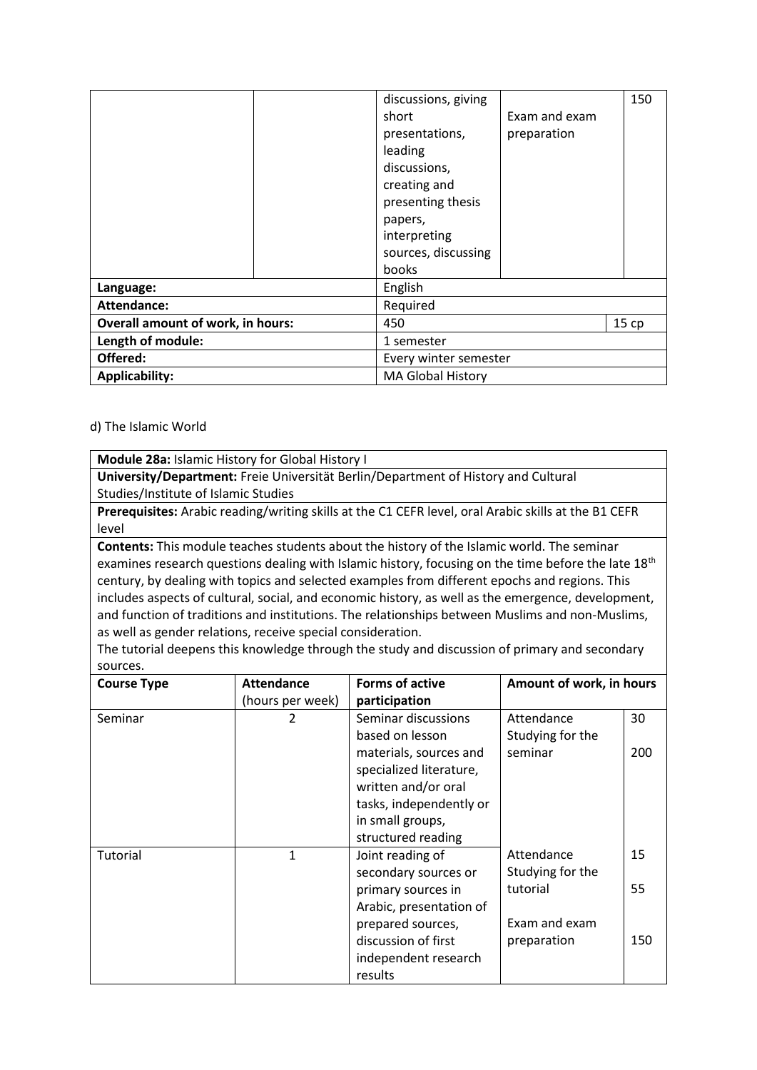| | | | | |
|---|---|---|---|---|
| | | discussions, giving short presentations, leading discussions, creating and presenting thesis papers, interpreting sources, discussing books | Exam and exam preparation | 150 |
| **Language:** | | English | | |
| **Attendance:** | | Required | | |
| **Overall amount of work, in hours:** | | 450 | | 15 cp |
| **Length of module:** | | 1 semester | | |
| **Offered:** | | Every winter semester | | |
| **Applicability:** | | MA Global History | | |

d) The Islamic World

| **Module 28a:** Islamic History for Global History I | | | | |
|---|---|---|---|---|
| **University/Department:** Freie Universität Berlin/Department of History and Cultural Studies/Institute of Islamic Studies | | | | |
| **Prerequisites:** Arabic reading/writing skills at the C1 CEFR level, oral Arabic skills at the B1 CEFR level | | | | |
| **Contents:** This module teaches students about the history of the Islamic world. The seminar examines research questions dealing with Islamic history, focusing on the time before the late 18th century, by dealing with topics and selected examples from different epochs and regions. This includes aspects of cultural, social, and economic history, as well as the emergence, development, and function of traditions and institutions. The relationships between Muslims and non-Muslims, as well as gender relations, receive special consideration. The tutorial deepens this knowledge through the study and discussion of primary and secondary sources. | | | | |
| **Course Type** | **Attendance** (hours per week) | **Forms of active participation** | **Amount of work, in hours** | |
| Seminar | 2 | Seminar discussions based on lesson materials, sources and specialized literature, written and/or oral tasks, independently or in small groups, structured reading | Attendance<br>Studying for the seminar | 30<br>200 |
| Tutorial | 1 | Joint reading of secondary sources or primary sources in Arabic, presentation of prepared sources, discussion of first independent research results | Attendance<br>Studying for the tutorial<br><br>Exam and exam preparation | 15<br>55<br><br>150 |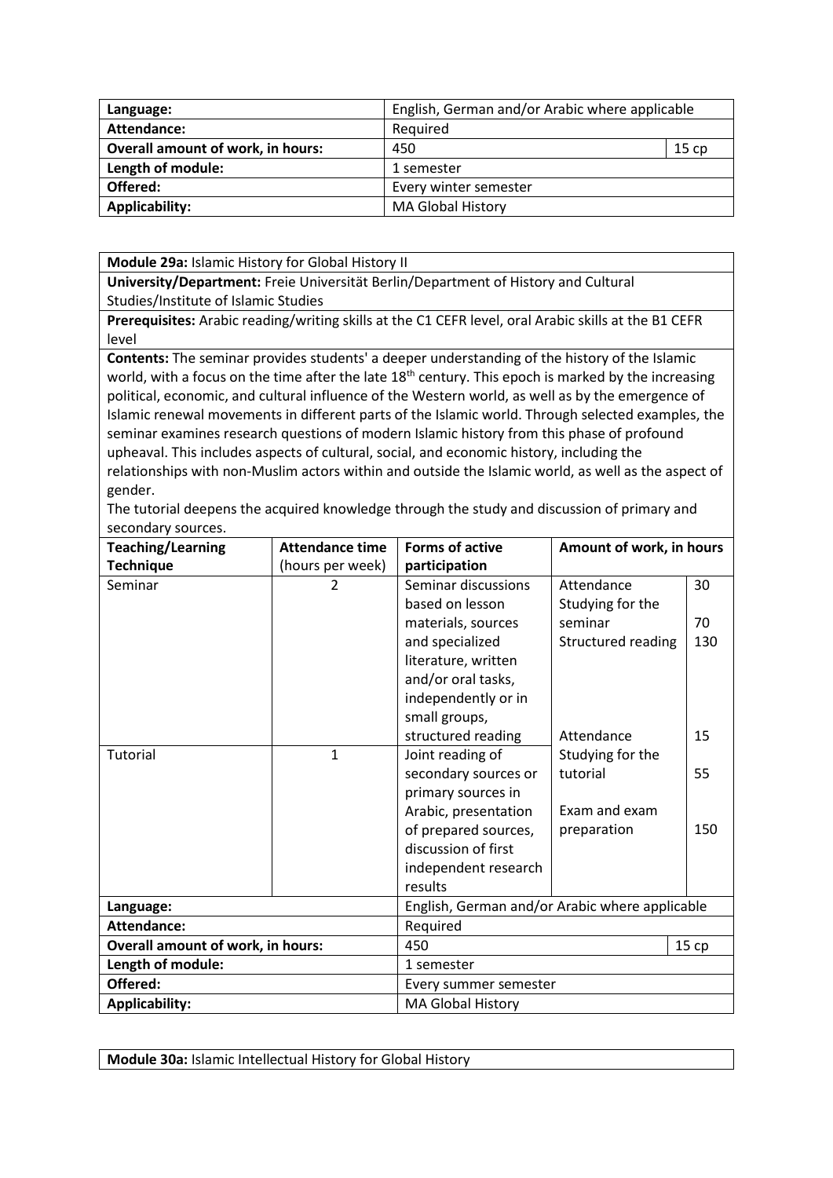| Language: | English, German and/or Arabic where applicable | |
|---|---|---|
| **Attendance:** | Required | |
| **Overall amount of work, in hours:** | 450 | 15 cp |
| **Length of module:** | 1 semester | |
| **Offered:** | Every winter semester | |
| **Applicability:** | MA Global History | |

**Module 29a:** Islamic History for Global History II

**University/Department:** Freie Universität Berlin/Department of History and Cultural Studies/Institute of Islamic Studies

**Prerequisites:** Arabic reading/writing skills at the C1 CEFR level, oral Arabic skills at the B1 CEFR level

**Contents:** The seminar provides students' a deeper understanding of the history of the Islamic world, with a focus on the time after the late 18th century. This epoch is marked by the increasing political, economic, and cultural influence of the Western world, as well as by the emergence of Islamic renewal movements in different parts of the Islamic world. Through selected examples, the seminar examines research questions of modern Islamic history from this phase of profound upheaval. This includes aspects of cultural, social, and economic history, including the relationships with non-Muslim actors within and outside the Islamic world, as well as the aspect of gender.

The tutorial deepens the acquired knowledge through the study and discussion of primary and secondary sources.

| Teaching/Learning Technique | Attendance time (hours per week) | Forms of active participation | Amount of work, in hours | |
|---|---|---|---|---|
| Seminar | 2 | Seminar discussions based on lesson materials, sources and specialized literature, written and/or oral tasks, independently or in small groups, structured reading | Attendance<br>Studying for the seminar<br>Structured reading | 30<br>70<br>130 |
| Tutorial | 1 | Joint reading of secondary sources or primary sources in Arabic, presentation of prepared sources, discussion of first independent research results | Attendance<br>Studying for the tutorial<br>Exam and exam preparation | 15<br>55<br>150 |
| **Language:** | | English, German and/or Arabic where applicable | | |
| **Attendance:** | | Required | | |
| **Overall amount of work, in hours:** | | 450 | | 15 cp |
| **Length of module:** | | 1 semester | | |
| **Offered:** | | Every summer semester | | |
| **Applicability:** | | MA Global History | | |

**Module 30a:** Islamic Intellectual History for Global History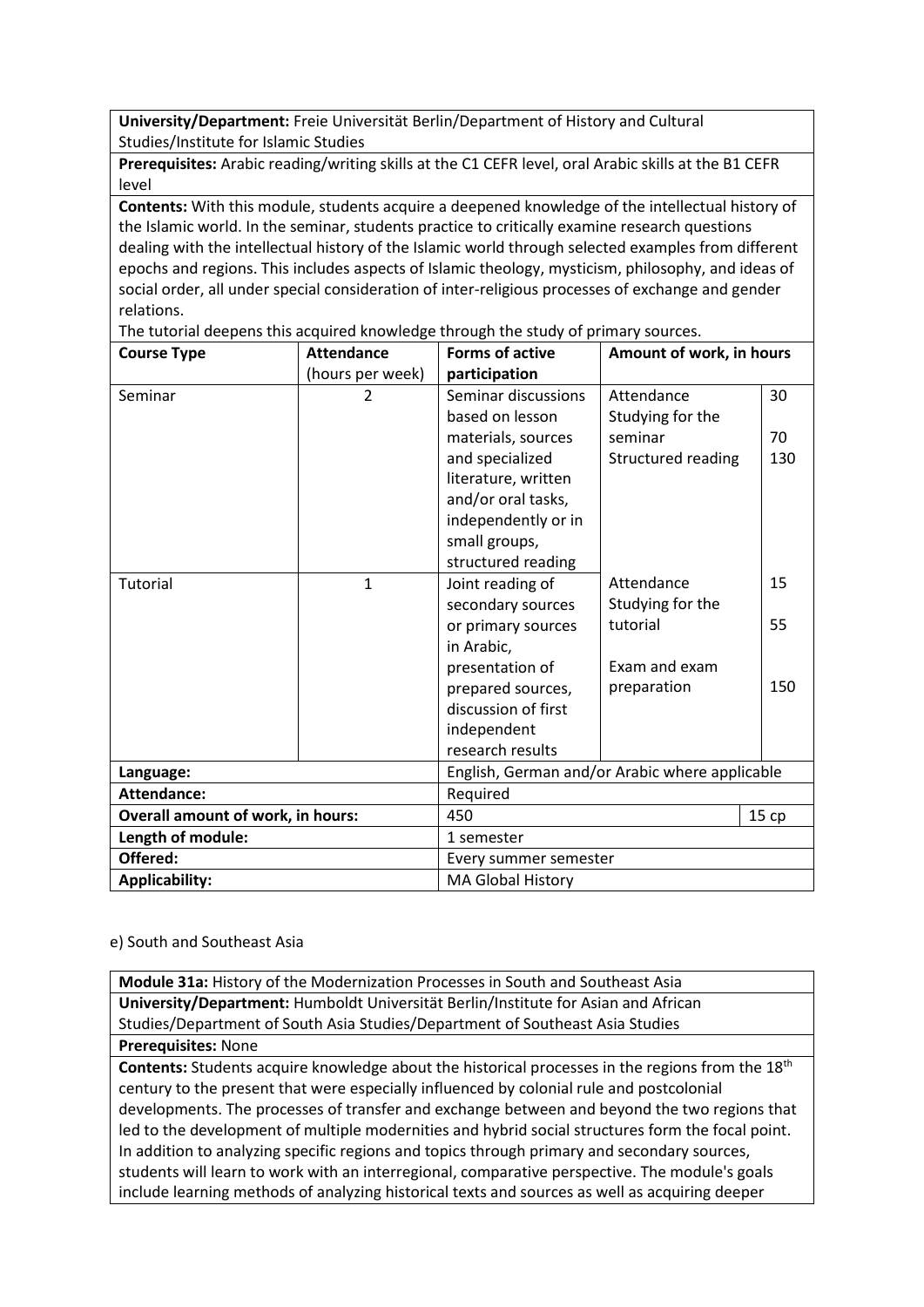| **University/Department:** Freie Universität Berlin/Department of History and Cultural Studies/Institute for Islamic Studies | | | | |
|---|---|---|---|---|
| **Prerequisites:** Arabic reading/writing skills at the C1 CEFR level, oral Arabic skills at the B1 CEFR level | | | | |
| **Contents:** With this module, students acquire a deepened knowledge of the intellectual history of the Islamic world. In the seminar, students practice to critically examine research questions dealing with the intellectual history of the Islamic world through selected examples from different epochs and regions. This includes aspects of Islamic theology, mysticism, philosophy, and ideas of social order, all under special consideration of inter-religious processes of exchange and gender relations.<br>The tutorial deepens this acquired knowledge through the study of primary sources. | | | | |
| **Course Type** | **Attendance** (hours per week) | **Forms of active participation** | **Amount of work, in hours** | |
| Seminar | 2 | Seminar discussions based on lesson materials, sources and specialized literature, written and/or oral tasks, independently or in small groups, structured reading | Attendance<br>Studying for the seminar<br>Structured reading | 30<br><br>70<br>130 |
| Tutorial | 1 | Joint reading of secondary sources or primary sources in Arabic, presentation of prepared sources, discussion of first independent research results | Attendance<br>Studying for the tutorial<br><br>Exam and exam preparation | 15<br><br>55<br><br>150 |
| **Language:** | | English, German and/or Arabic where applicable | | |
| **Attendance:** | | Required | | |
| **Overall amount of work, in hours:** | | 450 | | 15 cp |
| **Length of module:** | | 1 semester | | |
| **Offered:** | | Every summer semester | | |
| **Applicability:** | | MA Global History | | |

e) South and Southeast Asia

| **Module 31a:** History of the Modernization Processes in South and Southeast Asia |
|---|
| **University/Department:** Humboldt Universität Berlin/Institute for Asian and African Studies/Department of South Asia Studies/Department of Southeast Asia Studies |
| **Prerequisites:** None |
| **Contents:** Students acquire knowledge about the historical processes in the regions from the 18th century to the present that were especially influenced by colonial rule and postcolonial developments. The processes of transfer and exchange between and beyond the two regions that led to the development of multiple modernities and hybrid social structures form the focal point. In addition to analyzing specific regions and topics through primary and secondary sources, students will learn to work with an interregional, comparative perspective. The module's goals include learning methods of analyzing historical texts and sources as well as acquiring deeper |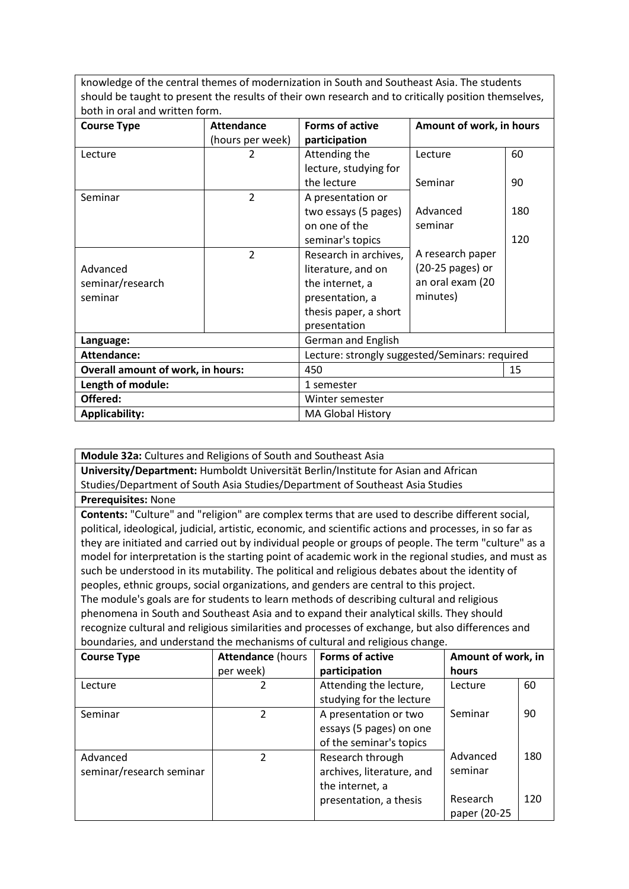knowledge of the central themes of modernization in South and Southeast Asia. The students should be taught to present the results of their own research and to critically position themselves, both in oral and written form.

| Course Type | Attendance (hours per week) | Forms of active participation | Amount of work, in hours | |
|---|---|---|---|---|
| Lecture | 2 | Attending the lecture, studying for the lecture | Lecture | 60 |
| Seminar | 2 | A presentation or two essays (5 pages) on one of the seminar's topics | Seminar | 90 |
| Advanced seminar/research seminar | 2 | Research in archives, literature, and on the internet, a presentation, a thesis paper, a short presentation | Advanced seminar | 180 |
| | | | A research paper (20-25 pages) or an oral exam (20 minutes) | 120 |
| **Language:** | | German and English | | |
| **Attendance:** | | Lecture: strongly suggested/Seminars: required | | |
| **Overall amount of work, in hours:** | | 450 | | 15 |
| **Length of module:** | | 1 semester | | |
| **Offered:** | | Winter semester | | |
| **Applicability:** | | MA Global History | | |

**Module 32a:** Cultures and Religions of South and Southeast Asia

**University/Department:** Humboldt Universität Berlin/Institute for Asian and African Studies/Department of South Asia Studies/Department of Southeast Asia Studies

**Prerequisites:** None

**Contents:** "Culture" and "religion" are complex terms that are used to describe different social, political, ideological, judicial, artistic, economic, and scientific actions and processes, in so far as they are initiated and carried out by individual people or groups of people. The term "culture" as a model for interpretation is the starting point of academic work in the regional studies, and must as such be understood in its mutability. The political and religious debates about the identity of peoples, ethnic groups, social organizations, and genders are central to this project.
The module's goals are for students to learn methods of describing cultural and religious phenomena in South and Southeast Asia and to expand their analytical skills. They should recognize cultural and religious similarities and processes of exchange, but also differences and boundaries, and understand the mechanisms of cultural and religious change.

| Course Type | Attendance (hours per week) | Forms of active participation | Amount of work, in hours | |
|---|---|---|---|---|
| Lecture | 2 | Attending the lecture, studying for the lecture | Lecture | 60 |
| Seminar | 2 | A presentation or two essays (5 pages) on one of the seminar's topics | Seminar | 90 |
| Advanced seminar/research seminar | 2 | Research through archives, literature, and the internet, a presentation, a thesis | Advanced seminar | 180 |
| | | | Research paper (20-25 | 120 |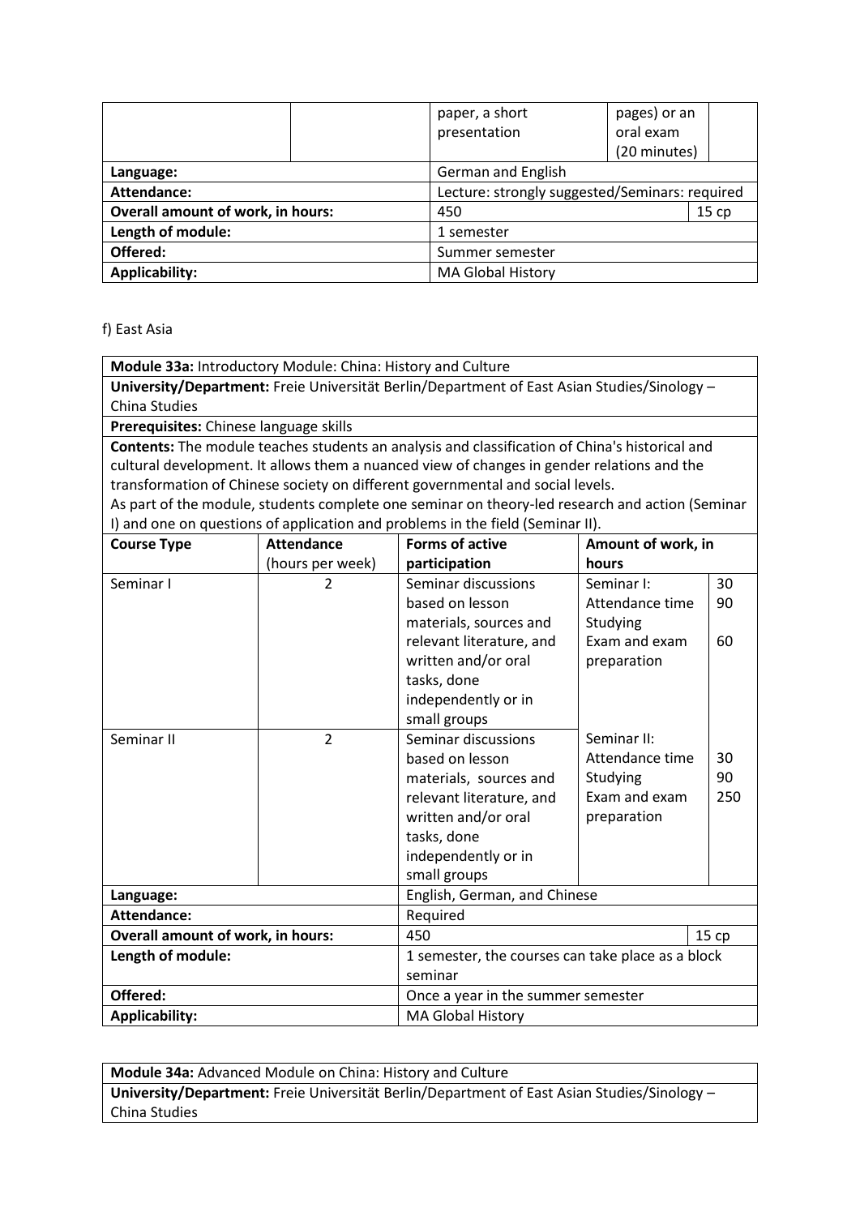| | | paper, a short presentation | pages) or an oral exam (20 minutes) | |
|---|---|---|---|---|
| **Language:** | | German and English | | |
| **Attendance:** | | Lecture: strongly suggested/Seminars: required | | |
| **Overall amount of work, in hours:** | | 450 | | 15 cp |
| **Length of module:** | | 1 semester | | |
| **Offered:** | | Summer semester | | |
| **Applicability:** | | MA Global History | | |

f) East Asia

| **Module 33a:** Introductory Module: China: History and Culture | | | | |
|---|---|---|---|---|
| **University/Department:** Freie Universität Berlin/Department of East Asian Studies/Sinology – China Studies | | | | |
| **Prerequisites:** Chinese language skills | | | | |
| **Contents:** The module teaches students an analysis and classification of China's historical and cultural development. It allows them a nuanced view of changes in gender relations and the transformation of Chinese society on different governmental and social levels. As part of the module, students complete one seminar on theory-led research and action (Seminar I) and one on questions of application and problems in the field (Seminar II). | | | | |
| **Course Type** | **Attendance** (hours per week) | **Forms of active participation** | **Amount of work, in hours** | |
| Seminar I | 2 | Seminar discussions based on lesson materials, sources and relevant literature, and written and/or oral tasks, done independently or in small groups | Seminar I: Attendance time Studying Exam and exam preparation | 30 90 60 |
| Seminar II | 2 | Seminar discussions based on lesson materials, sources and relevant literature, and written and/or oral tasks, done independently or in small groups | Seminar II: Attendance time Studying Exam and exam preparation | 30 90 250 |
| **Language:** | | English, German, and Chinese | | |
| **Attendance:** | | Required | | |
| **Overall amount of work, in hours:** | | 450 | | 15 cp |
| **Length of module:** | | 1 semester, the courses can take place as a block seminar | | |
| **Offered:** | | Once a year in the summer semester | | |
| **Applicability:** | | MA Global History | | |

| **Module 34a:** Advanced Module on China: History and Culture |
|---|
| **University/Department:** Freie Universität Berlin/Department of East Asian Studies/Sinology – China Studies |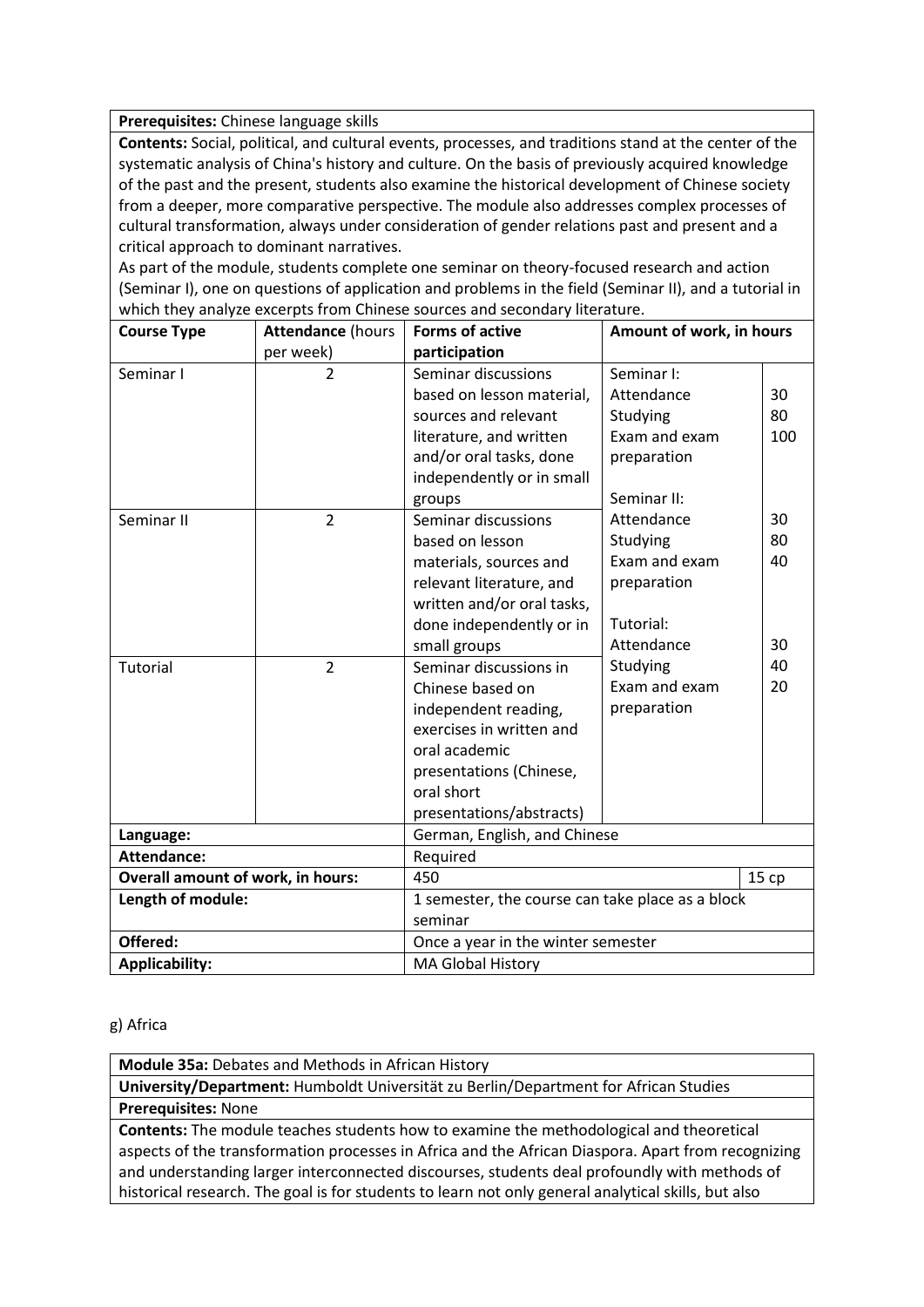**Prerequisites:** Chinese language skills

**Contents:** Social, political, and cultural events, processes, and traditions stand at the center of the systematic analysis of China's history and culture. On the basis of previously acquired knowledge of the past and the present, students also examine the historical development of Chinese society from a deeper, more comparative perspective. The module also addresses complex processes of cultural transformation, always under consideration of gender relations past and present and a critical approach to dominant narratives.
As part of the module, students complete one seminar on theory-focused research and action (Seminar I), one on questions of application and problems in the field (Seminar II), and a tutorial in which they analyze excerpts from Chinese sources and secondary literature.

| Course Type | Attendance (hours per week) | Forms of active participation | Amount of work, in hours | |
|---|---|---|---|---|
| Seminar I | 2 | Seminar discussions based on lesson material, sources and relevant literature, and written and/or oral tasks, done independently or in small groups | Seminar I:<br>Attendance<br>Studying<br>Exam and exam preparation | <br>30<br>80<br>100 |
| Seminar II | 2 | Seminar discussions based on lesson materials, sources and relevant literature, and written and/or oral tasks, done independently or in small groups | Seminar II:<br>Attendance<br>Studying<br>Exam and exam preparation | <br>30<br>80<br>40 |
| Tutorial | 2 | Seminar discussions in Chinese based on independent reading, exercises in written and oral academic presentations (Chinese, oral short presentations/abstracts) | Tutorial:<br>Attendance<br>Studying<br>Exam and exam preparation | <br>30<br>40<br>20 |
| **Language:** | | German, English, and Chinese | | |
| **Attendance:** | | Required | | |
| **Overall amount of work, in hours:** | | 450 | | 15 cp |
| **Length of module:** | | 1 semester, the course can take place as a block seminar | | |
| **Offered:** | | Once a year in the winter semester | | |
| **Applicability:** | | MA Global History | | |

g) Africa

**Module 35a:** Debates and Methods in African History

**University/Department:** Humboldt Universität zu Berlin/Department for African Studies

**Prerequisites:** None

**Contents:** The module teaches students how to examine the methodological and theoretical aspects of the transformation processes in Africa and the African Diaspora. Apart from recognizing and understanding larger interconnected discourses, students deal profoundly with methods of historical research. The goal is for students to learn not only general analytical skills, but also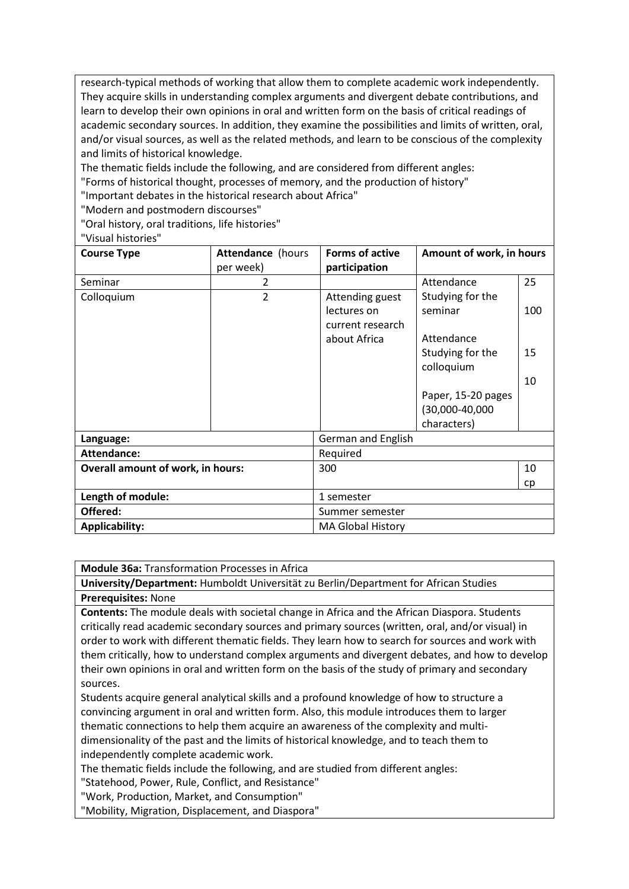research-typical methods of working that allow them to complete academic work independently. They acquire skills in understanding complex arguments and divergent debate contributions, and learn to develop their own opinions in oral and written form on the basis of critical readings of academic secondary sources. In addition, they examine the possibilities and limits of written, oral, and/or visual sources, as well as the related methods, and learn to be conscious of the complexity and limits of historical knowledge.
The thematic fields include the following, and are considered from different angles:
"Forms of historical thought, processes of memory, and the production of history"
"Important debates in the historical research about Africa"
"Modern and postmodern discourses"
"Oral history, oral traditions, life histories"
"Visual histories"

| Course Type | Attendance (hours per week) | Forms of active participation | Amount of work, in hours | |
|---|---|---|---|---|
| Seminar | 2 | | Attendance | 25 |
| Colloquium | 2 | Attending guest lectures on current research about Africa | Studying for the seminar | 100 |
| | | | Attendance | 15 |
| | | | Studying for the colloquium | 10 |
| | | | Paper, 15-20 pages (30,000-40,000 characters) | |
| **Language:** | | German and English | | |
| **Attendance:** | | Required | | |
| **Overall amount of work, in hours:** | | 300 | | 10 cp |
| **Length of module:** | | 1 semester | | |
| **Offered:** | | Summer semester | | |
| **Applicability:** | | MA Global History | | |

**Module 36a:** Transformation Processes in Africa

**University/Department:** Humboldt Universität zu Berlin/Department for African Studies

**Prerequisites:** None

**Contents:** The module deals with societal change in Africa and the African Diaspora. Students critically read academic secondary sources and primary sources (written, oral, and/or visual) in order to work with different thematic fields. They learn how to search for sources and work with them critically, how to understand complex arguments and divergent debates, and how to develop their own opinions in oral and written form on the basis of the study of primary and secondary sources.
Students acquire general analytical skills and a profound knowledge of how to structure a convincing argument in oral and written form. Also, this module introduces them to larger thematic connections to help them acquire an awareness of the complexity and multi-dimensionality of the past and the limits of historical knowledge, and to teach them to independently complete academic work.
The thematic fields include the following, and are studied from different angles:
"Statehood, Power, Rule, Conflict, and Resistance"
"Work, Production, Market, and Consumption"
"Mobility, Migration, Displacement, and Diaspora"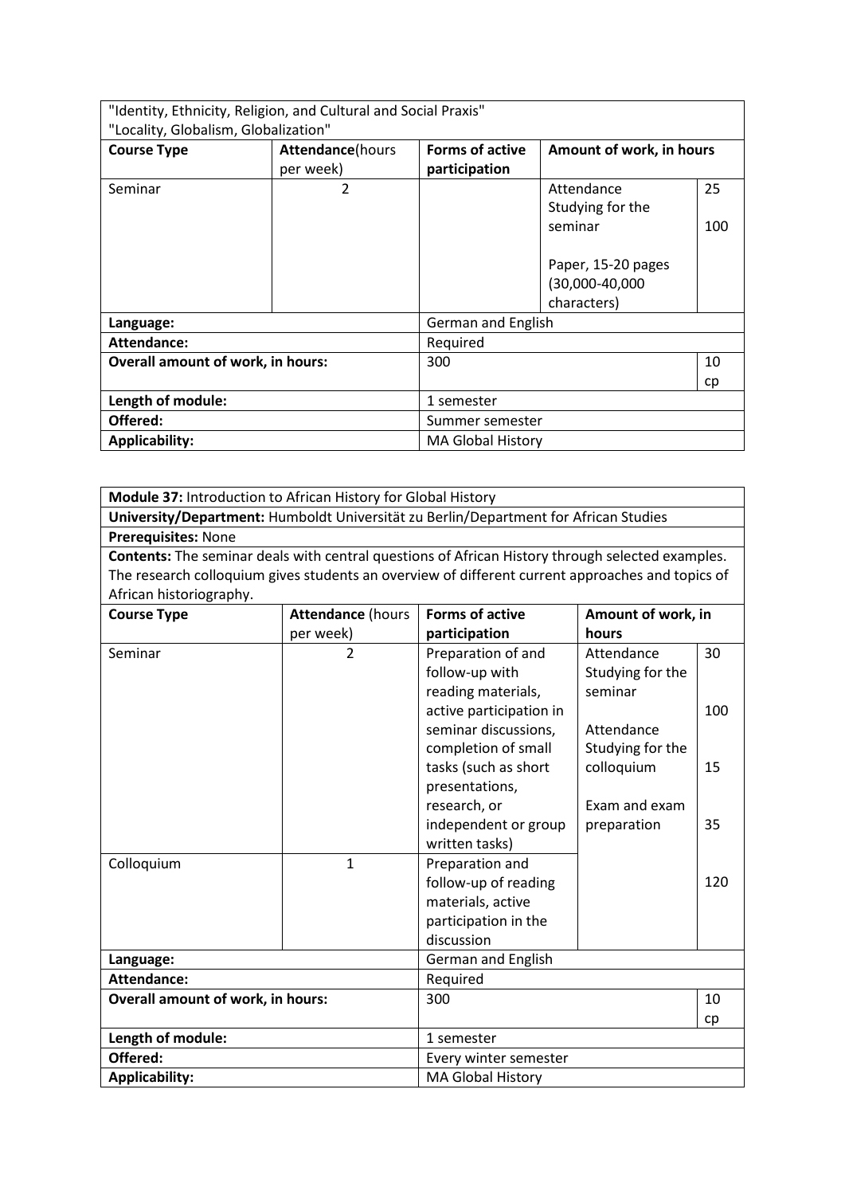| "Identity, Ethnicity, Religion, and Cultural and Social Praxis"<br>"Locality, Globalism, Globalization" | | | | |
|---|---|---|---|---|
| **Course Type** | **Attendance**(hours per week) | **Forms of active participation** | **Amount of work, in hours** | |
| Seminar | 2 | | Attendance<br>Studying for the seminar<br><br>Paper, 15-20 pages (30,000-40,000 characters) | 25<br><br>100 |
| **Language:** | | German and English | | |
| **Attendance:** | | Required | | |
| **Overall amount of work, in hours:** | | 300 | | 10 cp |
| **Length of module:** | | 1 semester | | |
| **Offered:** | | Summer semester | | |
| **Applicability:** | | MA Global History | | |

| **Module 37:** Introduction to African History for Global History | | | | |
|---|---|---|---|---|
| **University/Department:** Humboldt Universität zu Berlin/Department for African Studies | | | | |
| **Prerequisites:** None | | | | |
| **Contents:** The seminar deals with central questions of African History through selected examples. The research colloquium gives students an overview of different current approaches and topics of African historiography. | | | | |
| **Course Type** | **Attendance** (hours per week) | **Forms of active participation** | **Amount of work, in hours** | |
| Seminar | 2 | Preparation of and follow-up with reading materials, active participation in seminar discussions, completion of small tasks (such as short presentations, research, or independent or group written tasks) | Attendance<br>Studying for the seminar<br><br>Attendance<br>Studying for the colloquium<br><br>Exam and exam preparation | 30<br><br>100<br><br>15<br><br>35<br><br>120 |
| Colloquium | 1 | Preparation and follow-up of reading materials, active participation in the discussion | | |
| **Language:** | | German and English | | |
| **Attendance:** | | Required | | |
| **Overall amount of work, in hours:** | | 300 | | 10 cp |
| **Length of module:** | | 1 semester | | |
| **Offered:** | | Every winter semester | | |
| **Applicability:** | | MA Global History | | |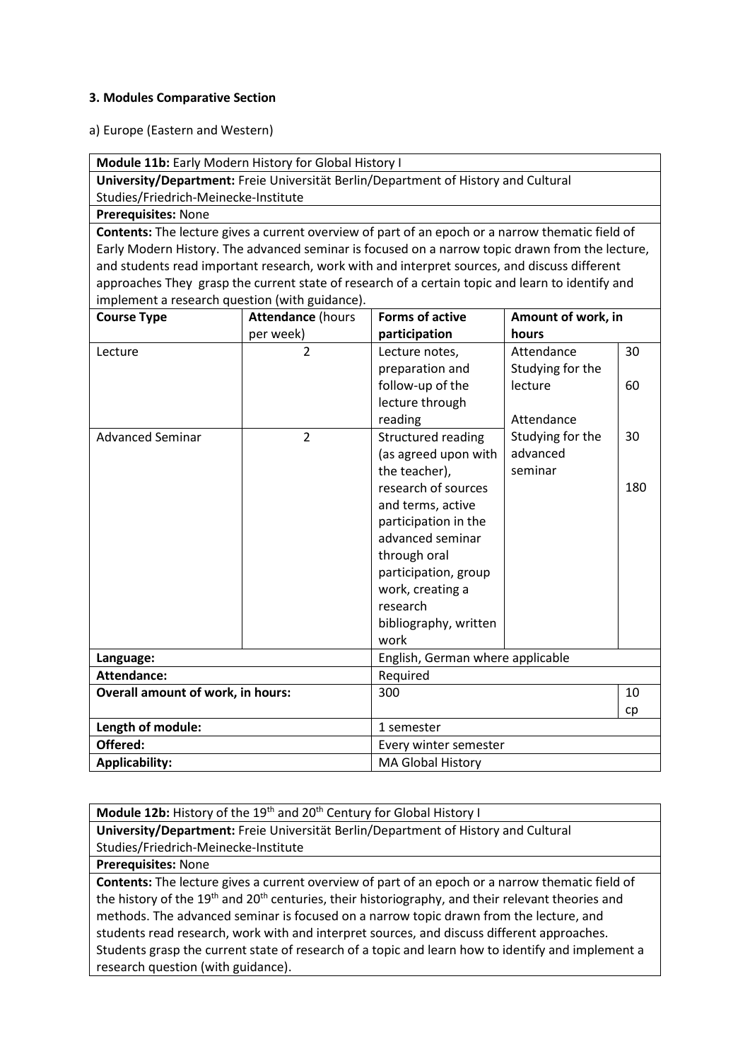**3. Modules Comparative Section**

a) Europe (Eastern and Western)

| **Module 11b:** Early Modern History for Global History I | | | | |
|---|---|---|---|---|
| **University/Department:** Freie Universität Berlin/Department of History and Cultural Studies/Friedrich-Meinecke-Institute | | | | |
| **Prerequisites:** None | | | | |
| **Contents:** The lecture gives a current overview of part of an epoch or a narrow thematic field of Early Modern History. The advanced seminar is focused on a narrow topic drawn from the lecture, and students read important research, work with and interpret sources, and discuss different approaches They grasp the current state of research of a certain topic and learn to identify and implement a research question (with guidance). | | | | |
| **Course Type** | **Attendance** (hours per week) | **Forms of active participation** | **Amount of work, in hours** | |
| Lecture | 2 | Lecture notes, preparation and follow-up of the lecture through reading | Attendance<br>Studying for the lecture | 30<br>60 |
| Advanced Seminar | 2 | Structured reading (as agreed upon with the teacher), research of sources and terms, active participation in the advanced seminar through oral participation, group work, creating a research bibliography, written work | Attendance<br>Studying for the advanced seminar | 30<br>180 |
| **Language:** | | English, German where applicable | | |
| **Attendance:** | | Required | | |
| **Overall amount of work, in hours:** | | 300 | | 10 cp |
| **Length of module:** | | 1 semester | | |
| **Offered:** | | Every winter semester | | |
| **Applicability:** | | MA Global History | | |

| **Module 12b:** History of the 19th and 20th Century for Global History I |
|---|
| **University/Department:** Freie Universität Berlin/Department of History and Cultural Studies/Friedrich-Meinecke-Institute |
| **Prerequisites:** None |
| **Contents:** The lecture gives a current overview of part of an epoch or a narrow thematic field of the history of the 19th and 20th centuries, their historiography, and their relevant theories and methods. The advanced seminar is focused on a narrow topic drawn from the lecture, and students read research, work with and interpret sources, and discuss different approaches. Students grasp the current state of research of a topic and learn how to identify and implement a research question (with guidance). |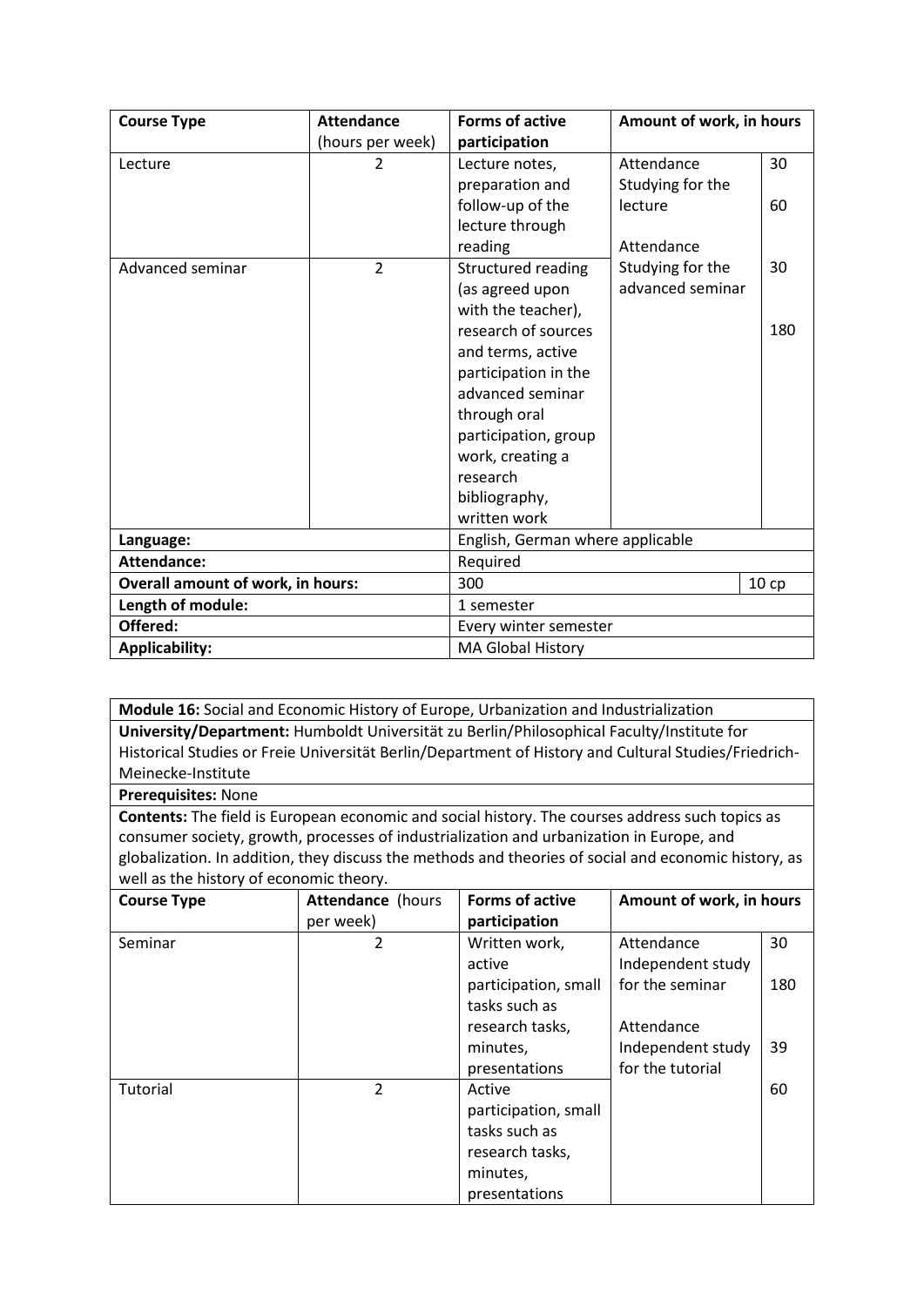| Course Type | Attendance (hours per week) | Forms of active participation | Amount of work, in hours | |
|---|---|---|---|---|
| Lecture | 2 | Lecture notes, preparation and follow-up of the lecture through reading | Attendance<br>Studying for the lecture | 30<br><br>60 |
| Advanced seminar | 2 | Structured reading (as agreed upon with the teacher), research of sources and terms, active participation in the advanced seminar through oral participation, group work, creating a research bibliography, written work | Attendance<br>Studying for the advanced seminar | 30<br><br>180 |
| **Language:** | | English, German where applicable | | |
| **Attendance:** | | Required | | |
| **Overall amount of work, in hours:** | | 300 | | 10 cp |
| **Length of module:** | | 1 semester | | |
| **Offered:** | | Every winter semester | | |
| **Applicability:** | | MA Global History | | |

**Module 16:** Social and Economic History of Europe, Urbanization and Industrialization

**University/Department:** Humboldt Universität zu Berlin/Philosophical Faculty/Institute for Historical Studies or Freie Universität Berlin/Department of History and Cultural Studies/Friedrich-Meinecke-Institute

**Prerequisites:** None

**Contents:** The field is European economic and social history. The courses address such topics as consumer society, growth, processes of industrialization and urbanization in Europe, and globalization. In addition, they discuss the methods and theories of social and economic history, as well as the history of economic theory.

| Course Type | Attendance (hours per week) | Forms of active participation | Amount of work, in hours | |
|---|---|---|---|---|
| Seminar | 2 | Written work, active participation, small tasks such as research tasks, minutes, presentations | Attendance<br>Independent study for the seminar | 30<br><br>180 |
| Tutorial | 2 | Active participation, small tasks such as research tasks, minutes, presentations | Attendance<br>Independent study for the tutorial | 39<br><br>60 |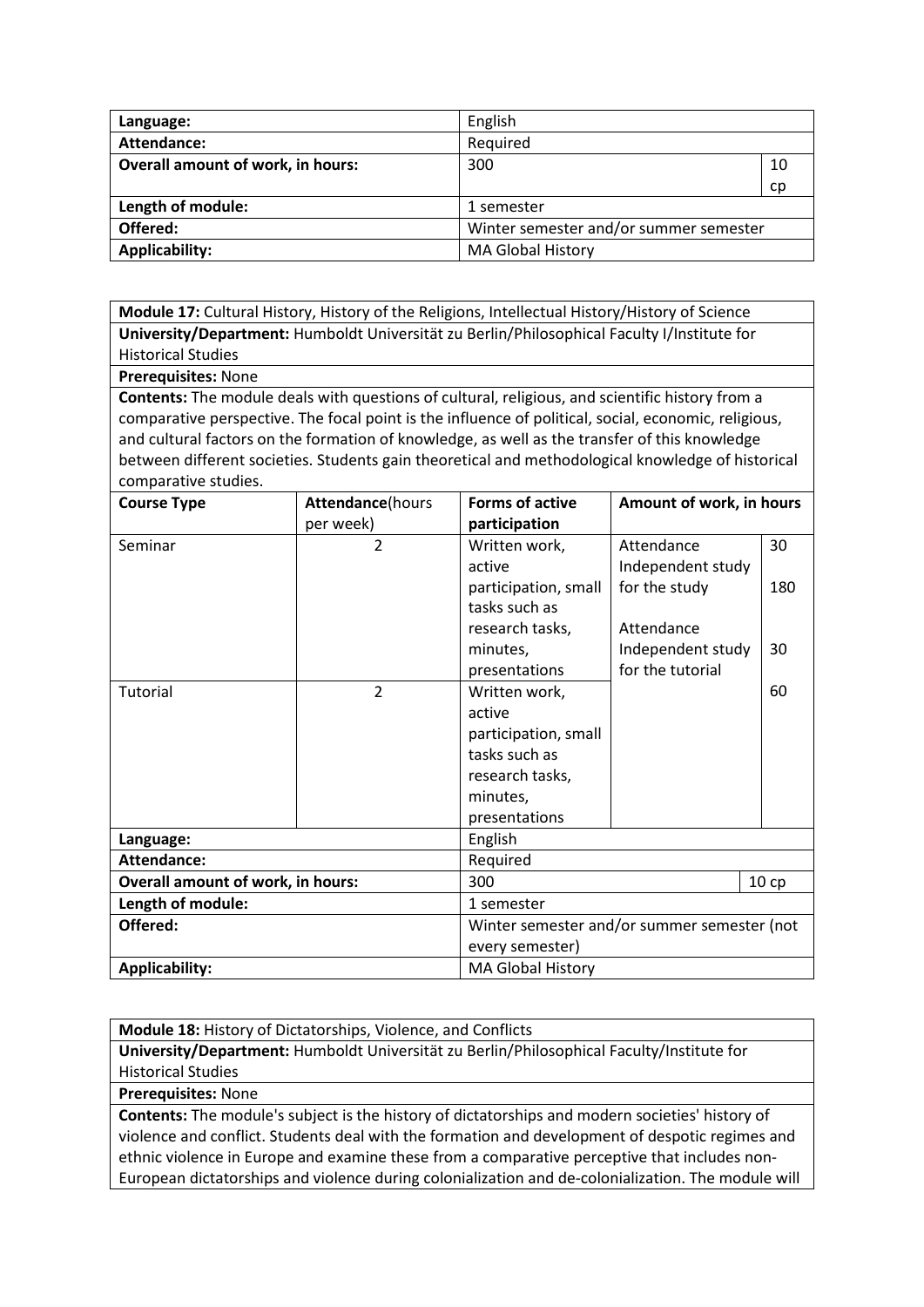| Language: | English | |
|---|---|---|
| Attendance: | Required | |
| Overall amount of work, in hours: | 300 | 10 cp |
| Length of module: | 1 semester | |
| Offered: | Winter semester and/or summer semester | |
| Applicability: | MA Global History | |

**Module 17:** Cultural History, History of the Religions, Intellectual History/History of Science

**University/Department:** Humboldt Universität zu Berlin/Philosophical Faculty I/Institute for Historical Studies

**Prerequisites:** None

**Contents:** The module deals with questions of cultural, religious, and scientific history from a comparative perspective. The focal point is the influence of political, social, economic, religious, and cultural factors on the formation of knowledge, as well as the transfer of this knowledge between different societies. Students gain theoretical and methodological knowledge of historical comparative studies.

| Course Type | Attendance(hours per week) | Forms of active participation | Amount of work, in hours | |
|---|---|---|---|---|
| Seminar | 2 | Written work, active participation, small tasks such as research tasks, minutes, presentations | Attendance<br>Independent study for the study<br><br>Attendance<br>Independent study for the tutorial | 30<br><br>180<br><br>30<br><br>60 |
| Tutorial | 2 | Written work, active participation, small tasks such as research tasks, minutes, presentations | | |
| **Language:** | | English | | |
| **Attendance:** | | Required | | |
| **Overall amount of work, in hours:** | | 300 | | 10 cp |
| **Length of module:** | | 1 semester | | |
| **Offered:** | | Winter semester and/or summer semester (not every semester) | | |
| **Applicability:** | | MA Global History | | |

**Module 18:** History of Dictatorships, Violence, and Conflicts

**University/Department:** Humboldt Universität zu Berlin/Philosophical Faculty/Institute for Historical Studies

**Prerequisites:** None

**Contents:** The module's subject is the history of dictatorships and modern societies' history of violence and conflict. Students deal with the formation and development of despotic regimes and ethnic violence in Europe and examine these from a comparative perceptive that includes non-European dictatorships and violence during colonialization and de-colonialization. The module will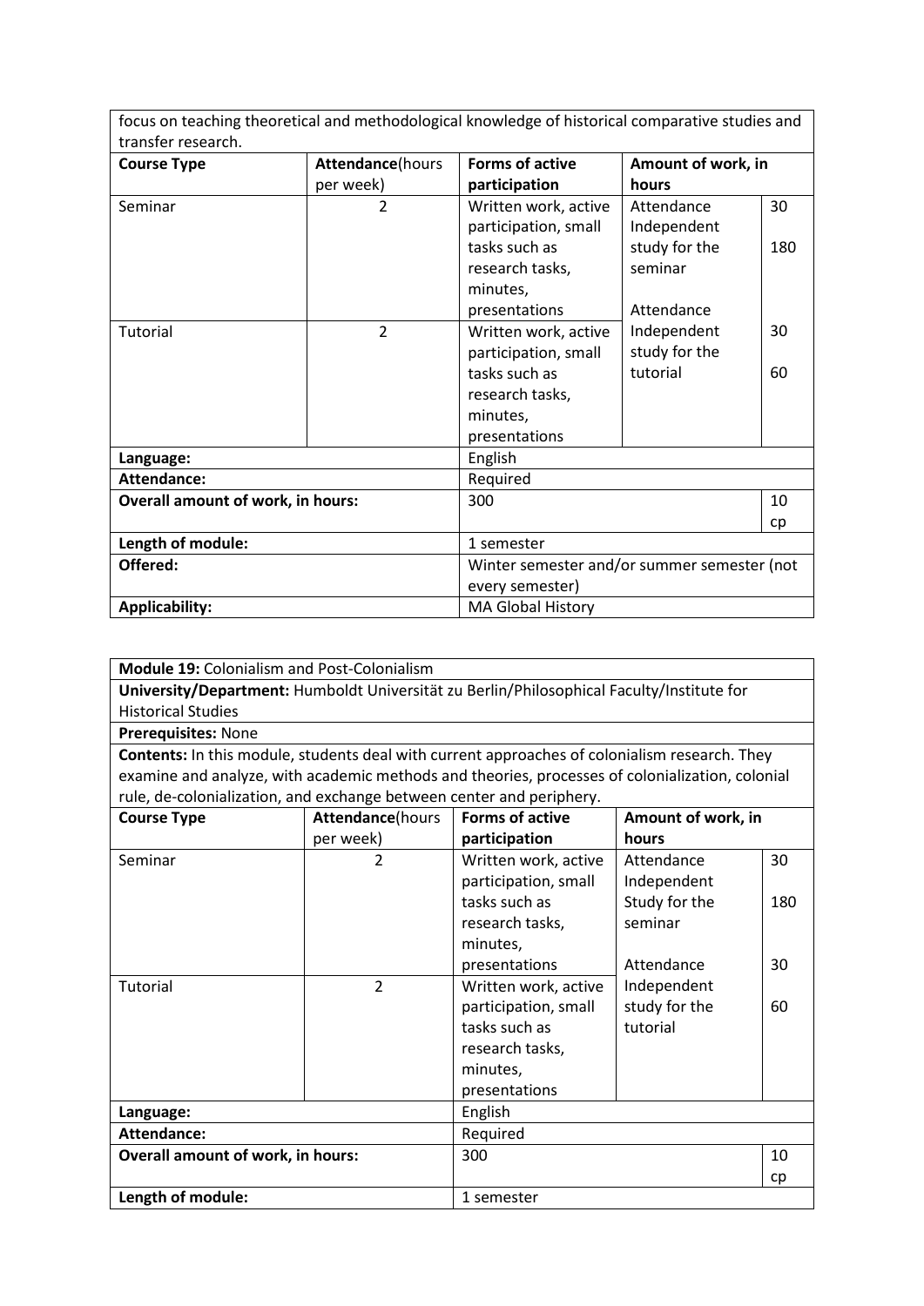| focus on teaching theoretical and methodological knowledge of historical comparative studies and transfer research. | | | | |
|---|---|---|---|---|
| **Course Type** | **Attendance**(hours per week) | **Forms of active participation** | **Amount of work, in hours** | |
| Seminar | 2 | Written work, active participation, small tasks such as research tasks, minutes, presentations | Attendance<br>Independent study for the seminar | 30<br>180 |
| Tutorial | 2 | Written work, active participation, small tasks such as research tasks, minutes, presentations | Attendance<br>Independent study for the tutorial | 30<br>60 |
| **Language:** | | English | | |
| **Attendance:** | | Required | | |
| **Overall amount of work, in hours:** | | 300 | | 10 cp |
| **Length of module:** | | 1 semester | | |
| **Offered:** | | Winter semester and/or summer semester (not every semester) | | |
| **Applicability:** | | MA Global History | | |

| **Module 19:** Colonialism and Post-Colonialism | | | | |
|---|---|---|---|---|
| **University/Department:** Humboldt Universität zu Berlin/Philosophical Faculty/Institute for Historical Studies | | | | |
| **Prerequisites:** None | | | | |
| **Contents:** In this module, students deal with current approaches of colonialism research. They examine and analyze, with academic methods and theories, processes of colonialization, colonial rule, de-colonialization, and exchange between center and periphery. | | | | |
| **Course Type** | **Attendance**(hours per week) | **Forms of active participation** | **Amount of work, in hours** | |
| Seminar | 2 | Written work, active participation, small tasks such as research tasks, minutes, presentations | Attendance<br>Independent Study for the seminar | 30<br>180 |
| Tutorial | 2 | Written work, active participation, small tasks such as research tasks, minutes, presentations | Attendance<br>Independent study for the tutorial | 30<br>60 |
| **Language:** | | English | | |
| **Attendance:** | | Required | | |
| **Overall amount of work, in hours:** | | 300 | | 10 cp |
| **Length of module:** | | 1 semester | | |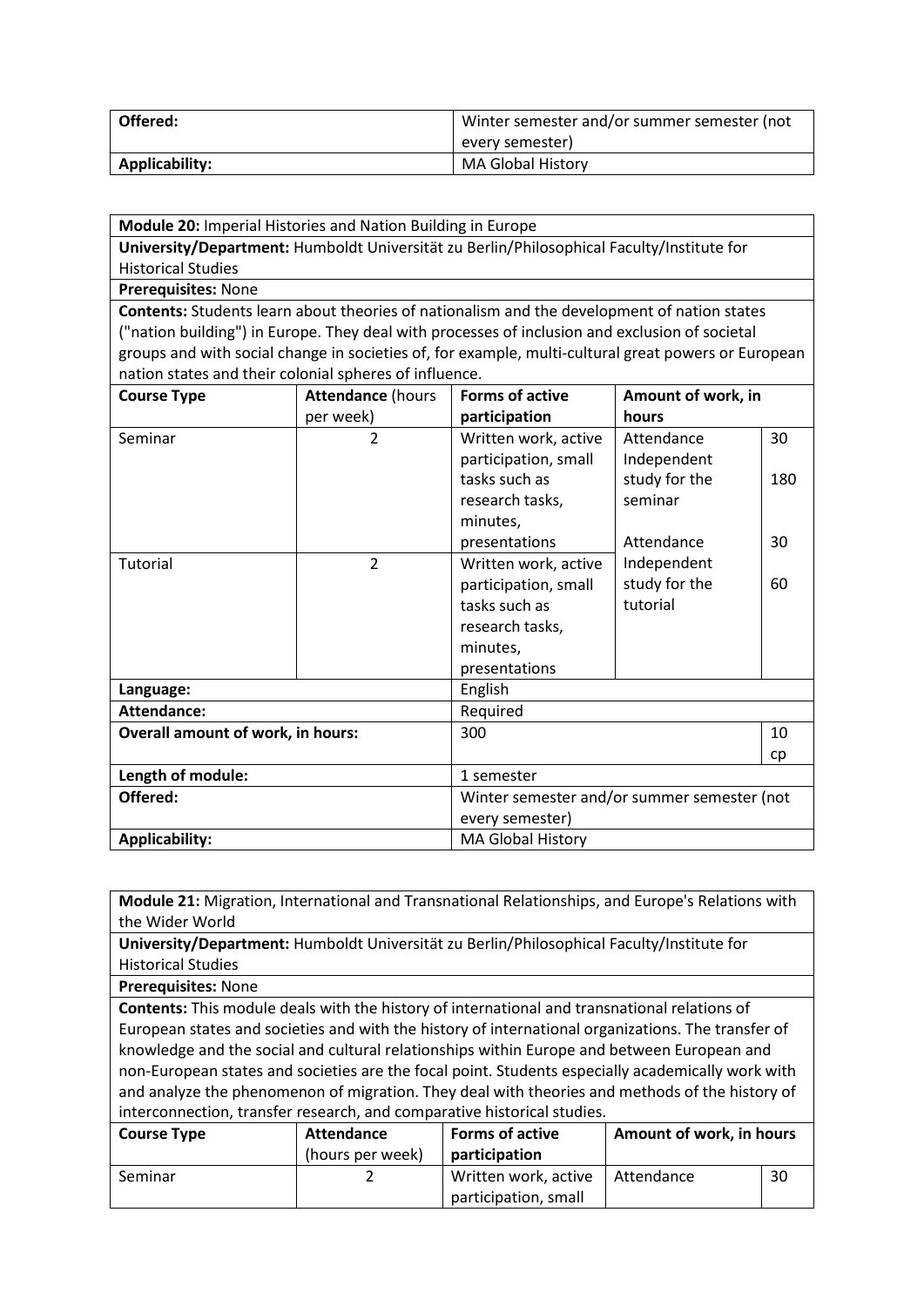| Offered: | Winter semester and/or summer semester (not every semester) |
| --- | --- |
| Applicability: | MA Global History |

| **Module 20:** Imperial Histories and Nation Building in Europe | | | | |
| --- | --- | --- | --- | --- |
| **University/Department:** Humboldt Universität zu Berlin/Philosophical Faculty/Institute for Historical Studies | | | | |
| **Prerequisites:** None | | | | |
| **Contents:** Students learn about theories of nationalism and the development of nation states ("nation building") in Europe. They deal with processes of inclusion and exclusion of societal groups and with social change in societies of, for example, multi-cultural great powers or European nation states and their colonial spheres of influence. | | | | |
| **Course Type** | **Attendance** (hours per week) | **Forms of active participation** | **Amount of work, in hours** | |
| Seminar | 2 | Written work, active participation, small tasks such as research tasks, minutes, presentations | Attendance<br>Independent study for the seminar | 30<br>180 |
| Tutorial | 2 | Written work, active participation, small tasks such as research tasks, minutes, presentations | Attendance<br>Independent study for the tutorial | 30<br>60 |
| **Language:** | | English | | |
| **Attendance:** | | Required | | |
| **Overall amount of work, in hours:** | | 300 | | 10 cp |
| **Length of module:** | | 1 semester | | |
| **Offered:** | | Winter semester and/or summer semester (not every semester) | | |
| **Applicability:** | | MA Global History | | |

| **Module 21:** Migration, International and Transnational Relationships, and Europe's Relations with the Wider World | | | | |
| --- | --- | --- | --- | --- |
| **University/Department:** Humboldt Universität zu Berlin/Philosophical Faculty/Institute for Historical Studies | | | | |
| **Prerequisites:** None | | | | |
| **Contents:** This module deals with the history of international and transnational relations of European states and societies and with the history of international organizations. The transfer of knowledge and the social and cultural relationships within Europe and between European and non-European states and societies are the focal point. Students especially academically work with and analyze the phenomenon of migration. They deal with theories and methods of the history of interconnection, transfer research, and comparative historical studies. | | | | |
| **Course Type** | **Attendance** (hours per week) | **Forms of active participation** | **Amount of work, in hours** | |
| Seminar | 2 | Written work, active participation, small | Attendance | 30 |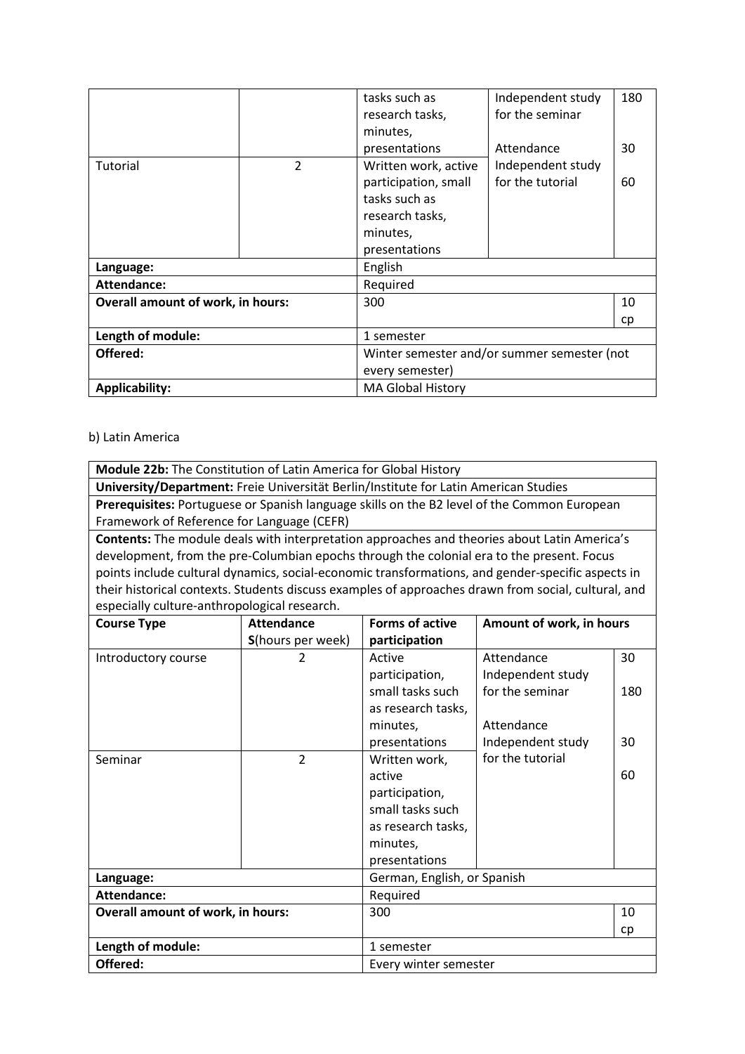|  |  | tasks such as research tasks, minutes, presentations | Independent study for the seminar<br><br>Attendance | 180<br><br>30 |
|---|---|---|---|---|
| Tutorial | 2 | Written work, active participation, small tasks such as research tasks, minutes, presentations | Independent study for the tutorial | 60 |
| **Language:** | | English | | |
| **Attendance:** | | Required | | |
| **Overall amount of work, in hours:** | | 300 | | 10 cp |
| **Length of module:** | | 1 semester | | |
| **Offered:** | | Winter semester and/or summer semester (not every semester) | | |
| **Applicability:** | | MA Global History | | |

b) Latin America

| **Module 22b:** The Constitution of Latin America for Global History | | | | |
|---|---|---|---|---|
| **University/Department:** Freie Universität Berlin/Institute for Latin American Studies | | | | |
| **Prerequisites:** Portuguese or Spanish language skills on the B2 level of the Common European Framework of Reference for Language (CEFR) | | | | |
| **Contents:** The module deals with interpretation approaches and theories about Latin America's development, from the pre-Columbian epochs through the colonial era to the present. Focus points include cultural dynamics, social-economic transformations, and gender-specific aspects in their historical contexts. Students discuss examples of approaches drawn from social, cultural, and especially culture-anthropological research. | | | | |
| **Course Type** | **Attendance S**(hours per week) | **Forms of active participation** | **Amount of work, in hours** | |
| Introductory course | 2 | Active participation, small tasks such as research tasks, minutes, presentations | Attendance<br>Independent study for the seminar<br><br>Attendance<br>Independent study for the tutorial | 30<br><br>180<br><br>30<br><br>60 |
| Seminar | 2 | Written work, active participation, small tasks such as research tasks, minutes, presentations | | |
| **Language:** | | German, English, or Spanish | | |
| **Attendance:** | | Required | | |
| **Overall amount of work, in hours:** | | 300 | | 10 cp |
| **Length of module:** | | 1 semester | | |
| **Offered:** | | Every winter semester | | |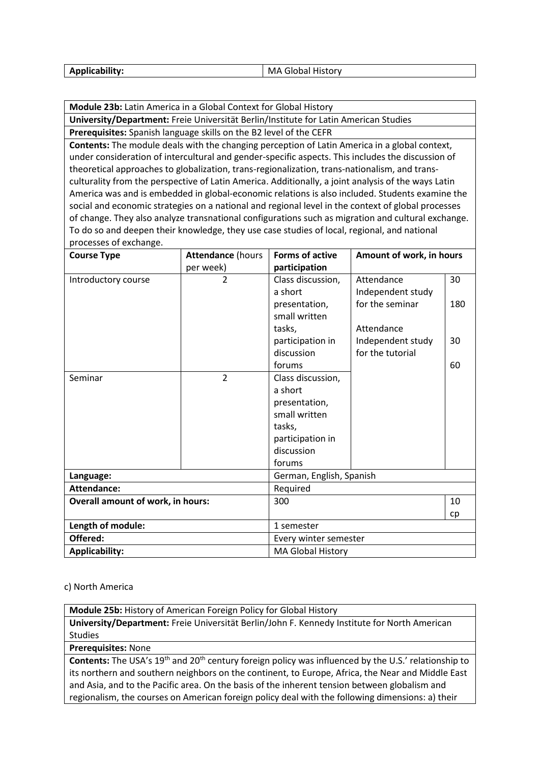| Applicability: | MA Global History |
|---|---|

| Module 23b: Latin America in a Global Context for Global History | | | | |
|---|---|---|---|---|
| **University/Department:** Freie Universität Berlin/Institute for Latin American Studies | | | | |
| **Prerequisites:** Spanish language skills on the B2 level of the CEFR | | | | |
| **Contents:** The module deals with the changing perception of Latin America in a global context, under consideration of intercultural and gender-specific aspects. This includes the discussion of theoretical approaches to globalization, trans-regionalization, trans-nationalism, and trans-culturality from the perspective of Latin America. Additionally, a joint analysis of the ways Latin America was and is embedded in global-economic relations is also included. Students examine the social and economic strategies on a national and regional level in the context of global processes of change. They also analyze transnational configurations such as migration and cultural exchange. To do so and deepen their knowledge, they use case studies of local, regional, and national processes of exchange. | | | | |
| **Course Type** | **Attendance** (hours per week) | **Forms of active participation** | **Amount of work, in hours** | |
| Introductory course | 2 | Class discussion, a short presentation, small written tasks, participation in discussion forums | Attendance<br>Independent study for the seminar<br><br>Attendance<br>Independent study for the tutorial | 30<br>180<br><br>30<br>60 |
| Seminar | 2 | Class discussion, a short presentation, small written tasks, participation in discussion forums | | |
| **Language:** | | German, English, Spanish | | |
| **Attendance:** | | Required | | |
| **Overall amount of work, in hours:** | | 300 | | 10 cp |
| **Length of module:** | | 1 semester | | |
| **Offered:** | | Every winter semester | | |
| **Applicability:** | | MA Global History | | |

c) North America

| Module 25b: History of American Foreign Policy for Global History |
|---|
| **University/Department:** Freie Universität Berlin/John F. Kennedy Institute for North American Studies |
| **Prerequisites:** None |
| **Contents:** The USA's 19th and 20th century foreign policy was influenced by the U.S.' relationship to its northern and southern neighbors on the continent, to Europe, Africa, the Near and Middle East and Asia, and to the Pacific area. On the basis of the inherent tension between globalism and regionalism, the courses on American foreign policy deal with the following dimensions: a) their |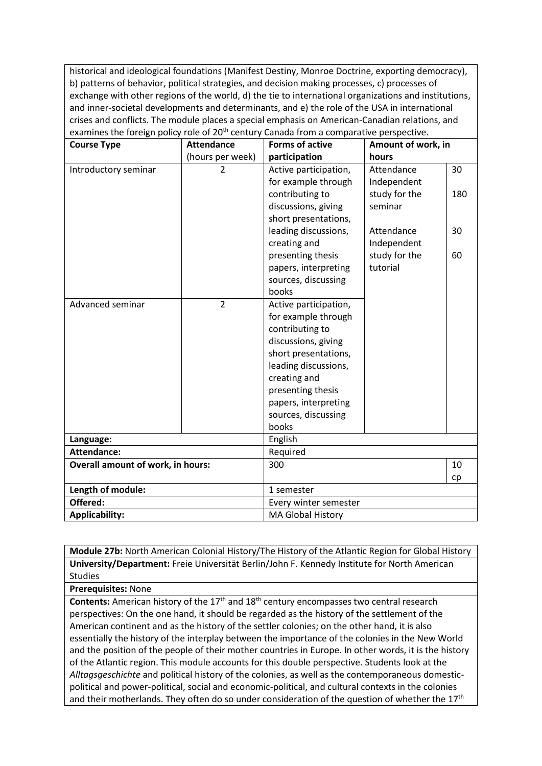historical and ideological foundations (Manifest Destiny, Monroe Doctrine, exporting democracy), b) patterns of behavior, political strategies, and decision making processes, c) processes of exchange with other regions of the world, d) the tie to international organizations and institutions, and inner-societal developments and determinants, and e) the role of the USA in international crises and conflicts. The module places a special emphasis on American-Canadian relations, and examines the foreign policy role of 20th century Canada from a comparative perspective.

| Course Type | Attendance (hours per week) | Forms of active participation | Amount of work, in hours | |
|---|---|---|---|---|
| Introductory seminar | 2 | Active participation, for example through contributing to discussions, giving short presentations, leading discussions, creating and presenting thesis papers, interpreting sources, discussing books | Attendance<br>Independent study for the seminar<br><br>Attendance<br>Independent study for the tutorial | 30<br><br>180<br><br>30<br><br>60 |
| Advanced seminar | 2 | Active participation, for example through contributing to discussions, giving short presentations, leading discussions, creating and presenting thesis papers, interpreting sources, discussing books | | |
| **Language:** | | English | | |
| **Attendance:** | | Required | | |
| **Overall amount of work, in hours:** | | 300 | | 10 cp |
| **Length of module:** | | 1 semester | | |
| **Offered:** | | Every winter semester | | |
| **Applicability:** | | MA Global History | | |

**Module 27b:** North American Colonial History/The History of the Atlantic Region for Global History

**University/Department:** Freie Universität Berlin/John F. Kennedy Institute for North American Studies

**Prerequisites:** None

**Contents:** American history of the 17th and 18th century encompasses two central research perspectives: On the one hand, it should be regarded as the history of the settlement of the American continent and as the history of the settler colonies; on the other hand, it is also essentially the history of the interplay between the importance of the colonies in the New World and the position of the people of their mother countries in Europe. In other words, it is the history of the Atlantic region. This module accounts for this double perspective. Students look at the *Alltagsgeschichte* and political history of the colonies, as well as the contemporaneous domestic-political and power-political, social and economic-political, and cultural contexts in the colonies and their motherlands. They often do so under consideration of the question of whether the 17th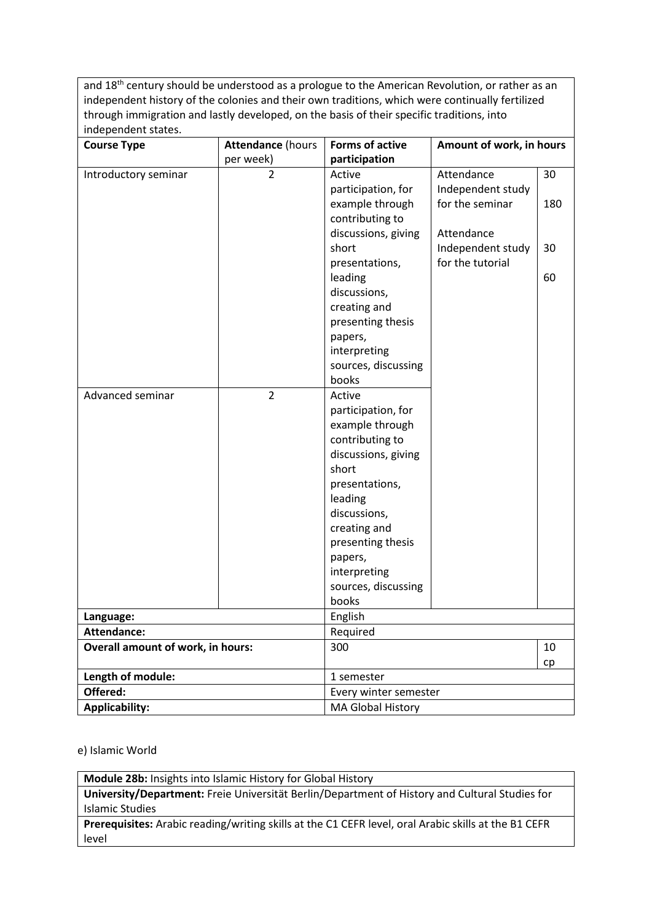| and 18th century should be understood as a prologue to the American Revolution, or rather as an independent history of the colonies and their own traditions, which were continually fertilized through immigration and lastly developed, on the basis of their specific traditions, into independent states. | | | | |
|---|---|---|---|---|
| **Course Type** | **Attendance** (hours per week) | **Forms of active participation** | **Amount of work, in hours** | |
| Introductory seminar | 2 | Active participation, for example through contributing to discussions, giving short presentations, leading discussions, creating and presenting thesis papers, interpreting sources, discussing books | Attendance<br>Independent study for the seminar<br><br>Attendance<br>Independent study for the tutorial | 30<br>180<br><br>30<br>60 |
| Advanced seminar | 2 | Active participation, for example through contributing to discussions, giving short presentations, leading discussions, creating and presenting thesis papers, interpreting sources, discussing books | | |
| **Language:** | | English | | |
| **Attendance:** | | Required | | |
| **Overall amount of work, in hours:** | | 300 | | 10 cp |
| **Length of module:** | | 1 semester | | |
| **Offered:** | | Every winter semester | | |
| **Applicability:** | | MA Global History | | |

e) Islamic World

| **Module 28b:** Insights into Islamic History for Global History |
|---|
| **University/Department:** Freie Universität Berlin/Department of History and Cultural Studies for Islamic Studies |
| **Prerequisites:** Arabic reading/writing skills at the C1 CEFR level, oral Arabic skills at the B1 CEFR level |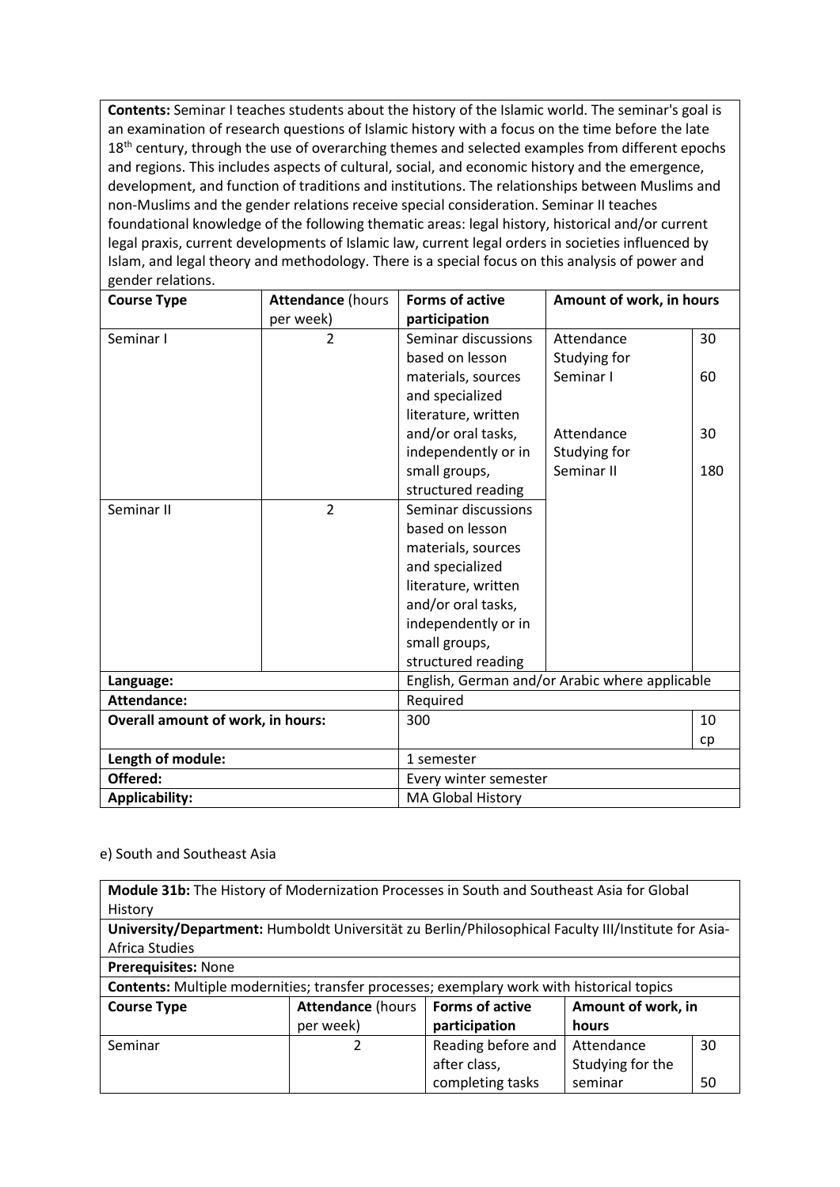| **Contents:** Seminar I teaches students about the history of the Islamic world. The seminar's goal is an examination of research questions of Islamic history with a focus on the time before the late 18th century, through the use of overarching themes and selected examples from different epochs and regions. This includes aspects of cultural, social, and economic history and the emergence, development, and function of traditions and institutions. The relationships between Muslims and non-Muslims and the gender relations receive special consideration. Seminar II teaches foundational knowledge of the following thematic areas: legal history, historical and/or current legal praxis, current developments of Islamic law, current legal orders in societies influenced by Islam, and legal theory and methodology. There is a special focus on this analysis of power and gender relations. | | | | |
|---|---|---|---|---|
| **Course Type** | **Attendance** (hours per week) | **Forms of active participation** | **Amount of work, in hours** | |
| Seminar I | 2 | Seminar discussions based on lesson materials, sources and specialized literature, written and/or oral tasks, independently or in small groups, structured reading | Attendance<br>Studying for Seminar I<br><br>Attendance<br>Studying for Seminar II | 30<br>60<br><br>30<br>180 |
| Seminar II | 2 | Seminar discussions based on lesson materials, sources and specialized literature, written and/or oral tasks, independently or in small groups, structured reading | | |
| **Language:** | | English, German and/or Arabic where applicable | | |
| **Attendance:** | | Required | | |
| **Overall amount of work, in hours:** | | 300 | | 10 cp |
| **Length of module:** | | 1 semester | | |
| **Offered:** | | Every winter semester | | |
| **Applicability:** | | MA Global History | | |

e) South and Southeast Asia

| **Module 31b:** The History of Modernization Processes in South and Southeast Asia for Global History | | | | |
|---|---|---|---|---|
| **University/Department:** Humboldt Universität zu Berlin/Philosophical Faculty III/Institute for Asia-Africa Studies | | | | |
| **Prerequisites:** None | | | | |
| **Contents:** Multiple modernities; transfer processes; exemplary work with historical topics | | | | |
| **Course Type** | **Attendance** (hours per week) | **Forms of active participation** | **Amount of work, in hours** | |
| Seminar | 2 | Reading before and after class, completing tasks | Attendance<br>Studying for the seminar | 30<br><br>50 |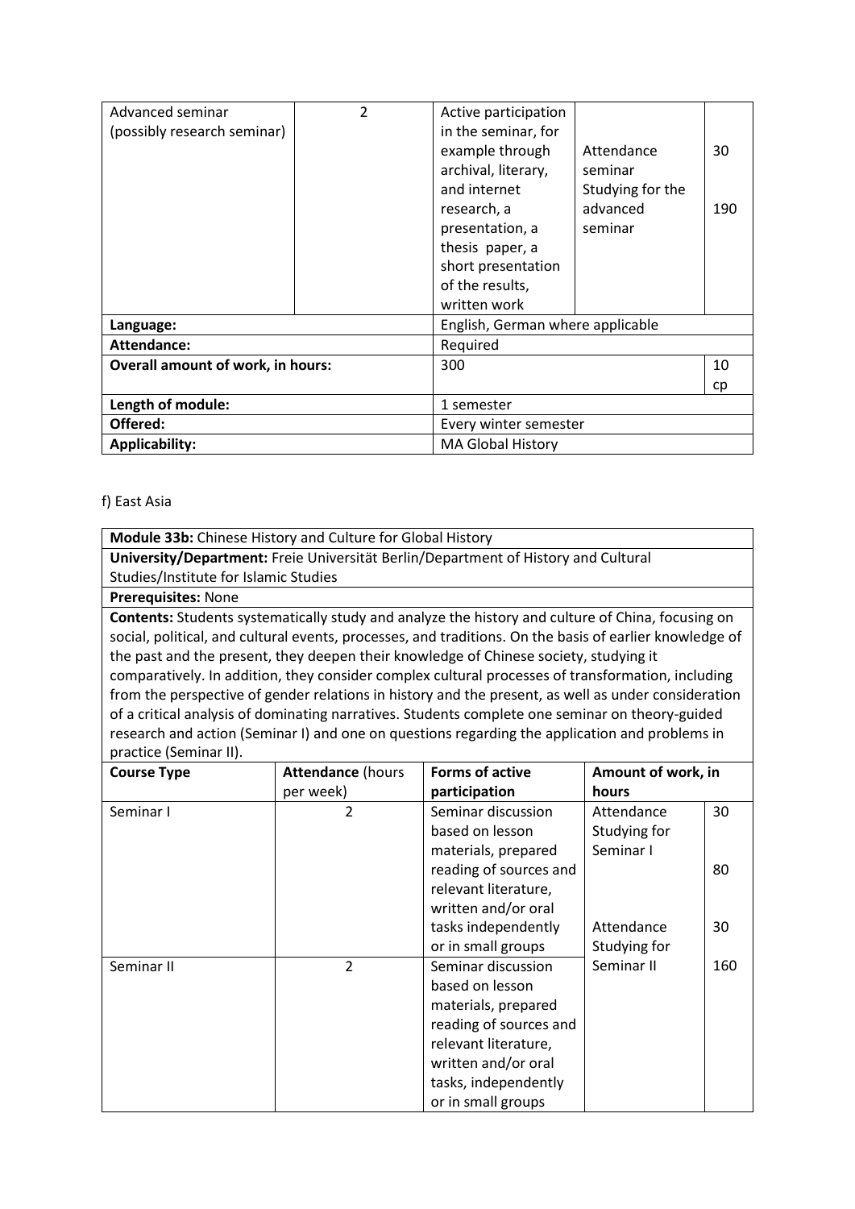| Advanced seminar (possibly research seminar) | 2 | Active participation in the seminar, for example through archival, literary, and internet research, a presentation, a thesis paper, a short presentation of the results, written work | Attendance seminar<br>Studying for the advanced seminar | 30<br><br>190 |
|---|---|---|---|---|
| **Language:** | | English, German where applicable | | |
| **Attendance:** | | Required | | |
| **Overall amount of work, in hours:** | | 300 | | 10 cp |
| **Length of module:** | | 1 semester | | |
| **Offered:** | | Every winter semester | | |
| **Applicability:** | | MA Global History | | |

f) East Asia

**Module 33b:** Chinese History and Culture for Global History

**University/Department:** Freie Universität Berlin/Department of History and Cultural Studies/Institute for Islamic Studies

**Prerequisites:** None

**Contents:** Students systematically study and analyze the history and culture of China, focusing on social, political, and cultural events, processes, and traditions. On the basis of earlier knowledge of the past and the present, they deepen their knowledge of Chinese society, studying it comparatively. In addition, they consider complex cultural processes of transformation, including from the perspective of gender relations in history and the present, as well as under consideration of a critical analysis of dominating narratives. Students complete one seminar on theory-guided research and action (Seminar I) and one on questions regarding the application and problems in practice (Seminar II).

| Course Type | Attendance (hours per week) | Forms of active participation | Amount of work, in hours | |
|---|---|---|---|---|
| Seminar I | 2 | Seminar discussion based on lesson materials, prepared reading of sources and relevant literature, written and/or oral tasks independently or in small groups | Attendance<br>Studying for Seminar I | 30<br><br>80 |
| Seminar II | 2 | Seminar discussion based on lesson materials, prepared reading of sources and relevant literature, written and/or oral tasks, independently or in small groups | Attendance<br>Studying for Seminar II | 30<br><br>160 |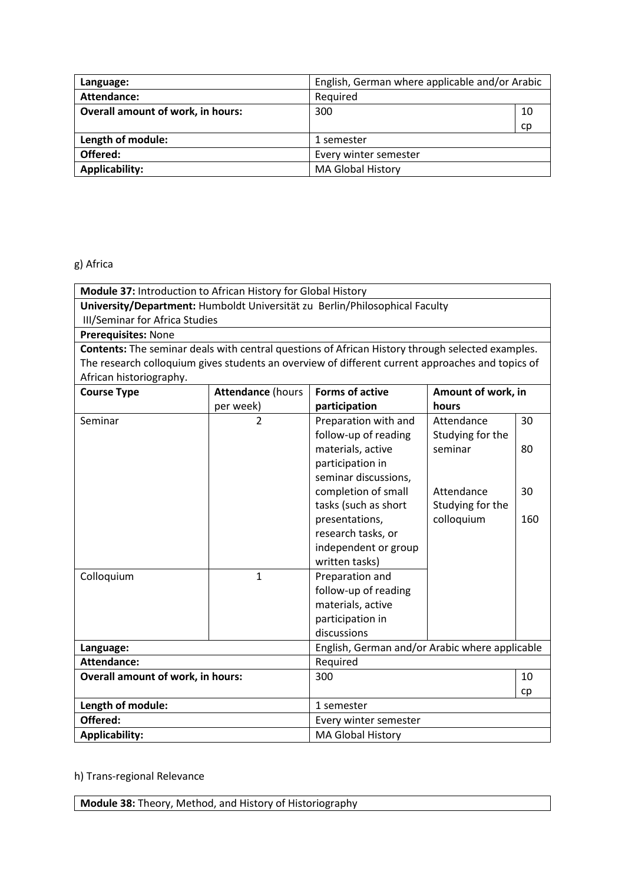| Language: | English, German where applicable and/or Arabic | |
|---|---|---|
| **Attendance:** | Required | |
| **Overall amount of work, in hours:** | 300 | 10 cp |
| **Length of module:** | 1 semester | |
| **Offered:** | Every winter semester | |
| **Applicability:** | MA Global History | |

g) Africa

| **Module 37:** Introduction to African History for Global History | | | | |
|---|---|---|---|---|
| **University/Department:** Humboldt Universität zu Berlin/Philosophical Faculty III/Seminar for Africa Studies | | | | |
| **Prerequisites:** None | | | | |
| **Contents:** The seminar deals with central questions of African History through selected examples. The research colloquium gives students an overview of different current approaches and topics of African historiography. | | | | |
| **Course Type** | **Attendance** (hours per week) | **Forms of active participation** | **Amount of work, in hours** | |
| Seminar | 2 | Preparation with and follow-up of reading materials, active participation in seminar discussions, completion of small tasks (such as short presentations, research tasks, or independent or group written tasks) | Attendance<br>Studying for the seminar<br><br>Attendance<br>Studying for the colloquium | 30<br>80<br><br>30<br>160 |
| Colloquium | 1 | Preparation and follow-up of reading materials, active participation in discussions | | |
| **Language:** | | English, German and/or Arabic where applicable | | |
| **Attendance:** | | Required | | |
| **Overall amount of work, in hours:** | | 300 | | 10 cp |
| **Length of module:** | | 1 semester | | |
| **Offered:** | | Every winter semester | | |
| **Applicability:** | | MA Global History | | |

h) Trans-regional Relevance

| **Module 38:** Theory, Method, and History of Historiography |
|---|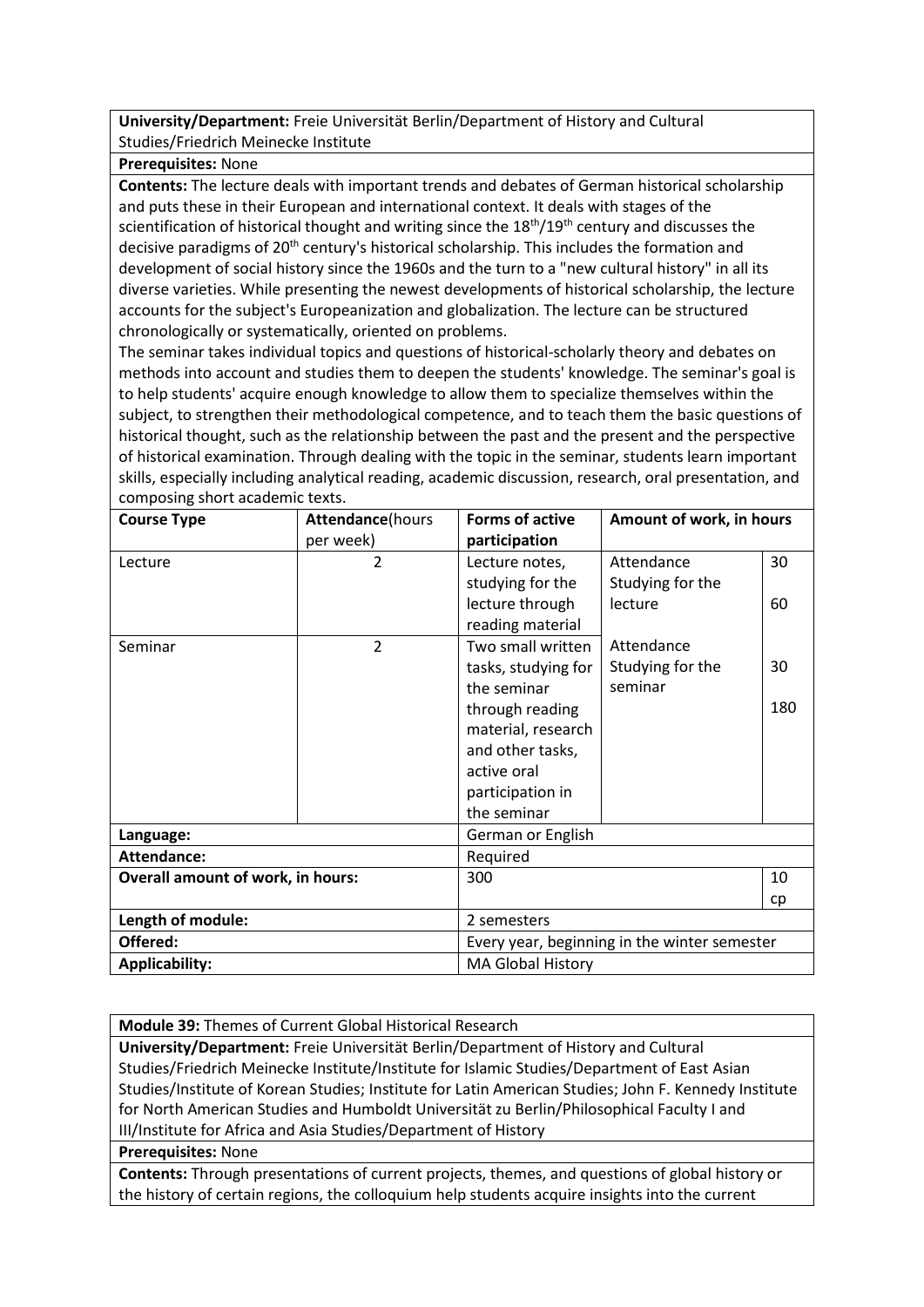| **University/Department:** Freie Universität Berlin/Department of History and Cultural Studies/Friedrich Meinecke Institute | | | | |
|---|---|---|---|---|
| **Prerequisites:** None | | | | |
| **Contents:** The lecture deals with important trends and debates of German historical scholarship and puts these in their European and international context. It deals with stages of the scientification of historical thought and writing since the 18th/19th century and discusses the decisive paradigms of 20th century's historical scholarship. This includes the formation and development of social history since the 1960s and the turn to a "new cultural history" in all its diverse varieties. While presenting the newest developments of historical scholarship, the lecture accounts for the subject's Europeanization and globalization. The lecture can be structured chronologically or systematically, oriented on problems.<br>The seminar takes individual topics and questions of historical-scholarly theory and debates on methods into account and studies them to deepen the students' knowledge. The seminar's goal is to help students' acquire enough knowledge to allow them to specialize themselves within the subject, to strengthen their methodological competence, and to teach them the basic questions of historical thought, such as the relationship between the past and the present and the perspective of historical examination. Through dealing with the topic in the seminar, students learn important skills, especially including analytical reading, academic discussion, research, oral presentation, and composing short academic texts. | | | | |
| **Course Type** | **Attendance**(hours per week) | **Forms of active participation** | **Amount of work, in hours** | |
| Lecture | 2 | Lecture notes, studying for the lecture through reading material | Attendance<br>Studying for the lecture | 30<br>60 |
| Seminar | 2 | Two small written tasks, studying for the seminar through reading material, research and other tasks, active oral participation in the seminar | Attendance<br>Studying for the seminar | 30<br>180 |
| **Language:** | | German or English | | |
| **Attendance:** | | Required | | |
| **Overall amount of work, in hours:** | | 300 | | 10 cp |
| **Length of module:** | | 2 semesters | | |
| **Offered:** | | Every year, beginning in the winter semester | | |
| **Applicability:** | | MA Global History | | |

| **Module 39:** Themes of Current Global Historical Research |
|---|
| **University/Department:** Freie Universität Berlin/Department of History and Cultural Studies/Friedrich Meinecke Institute/Institute for Islamic Studies/Department of East Asian Studies/Institute of Korean Studies; Institute for Latin American Studies; John F. Kennedy Institute for North American Studies and Humboldt Universität zu Berlin/Philosophical Faculty I and III/Institute for Africa and Asia Studies/Department of History |
| **Prerequisites:** None |
| **Contents:** Through presentations of current projects, themes, and questions of global history or the history of certain regions, the colloquium help students acquire insights into the current |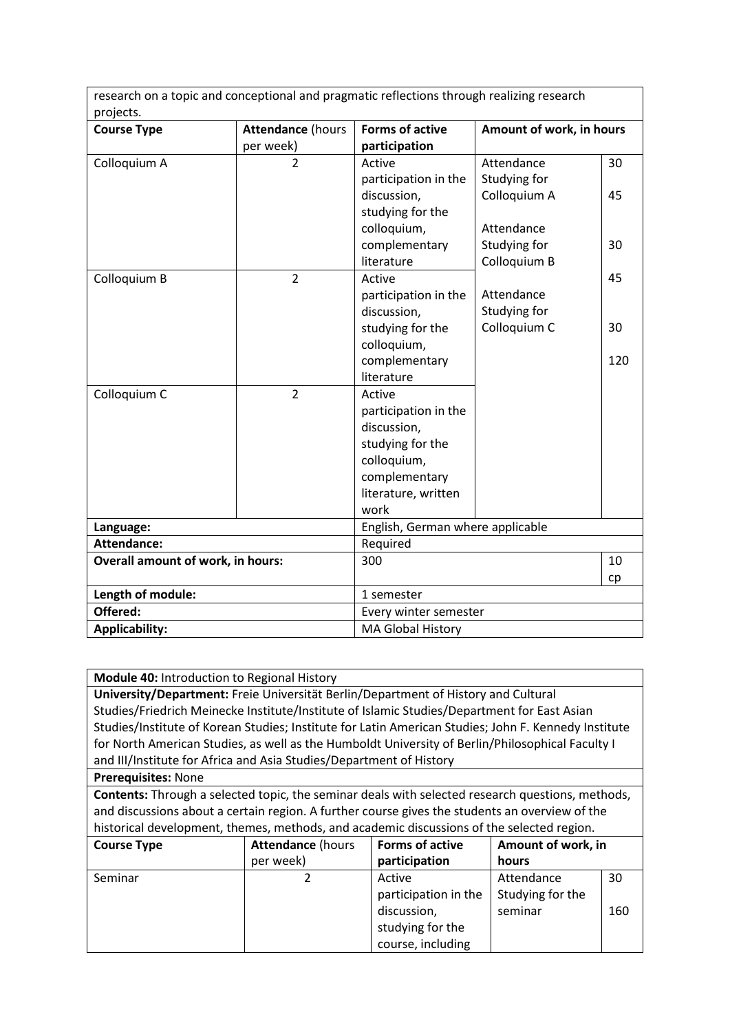| research on a topic and conceptional and pragmatic reflections through realizing research projects. | | | | |
|---|---|---|---|---|
| **Course Type** | **Attendance** (hours per week) | **Forms of active participation** | **Amount of work, in hours** | |
| Colloquium A | 2 | Active participation in the discussion, studying for the colloquium, complementary literature | Attendance<br>Studying for Colloquium A<br><br>Attendance<br>Studying for Colloquium B<br><br>Attendance<br>Studying for Colloquium C | 30<br>45<br><br>30<br>45<br><br>30<br>120 |
| Colloquium B | 2 | Active participation in the discussion, studying for the colloquium, complementary literature | | |
| Colloquium C | 2 | Active participation in the discussion, studying for the colloquium, complementary literature, written work | | |
| **Language:** | | English, German where applicable | | |
| **Attendance:** | | Required | | |
| **Overall amount of work, in hours:** | | 300 | | 10 cp |
| **Length of module:** | | 1 semester | | |
| **Offered:** | | Every winter semester | | |
| **Applicability:** | | MA Global History | | |

| **Module 40:** Introduction to Regional History | | | | |
|---|---|---|---|---|
| **University/Department:** Freie Universität Berlin/Department of History and Cultural Studies/Friedrich Meinecke Institute/Institute of Islamic Studies/Department for East Asian Studies/Institute of Korean Studies; Institute for Latin American Studies; John F. Kennedy Institute for North American Studies, as well as the Humboldt University of Berlin/Philosophical Faculty I and III/Institute for Africa and Asia Studies/Department of History | | | | |
| **Prerequisites:** None | | | | |
| **Contents:** Through a selected topic, the seminar deals with selected research questions, methods, and discussions about a certain region. A further course gives the students an overview of the historical development, themes, methods, and academic discussions of the selected region. | | | | |
| **Course Type** | **Attendance** (hours per week) | **Forms of active participation** | **Amount of work, in hours** | |
| Seminar | 2 | Active participation in the discussion, studying for the course, including | Attendance<br>Studying for the seminar | 30<br>160 |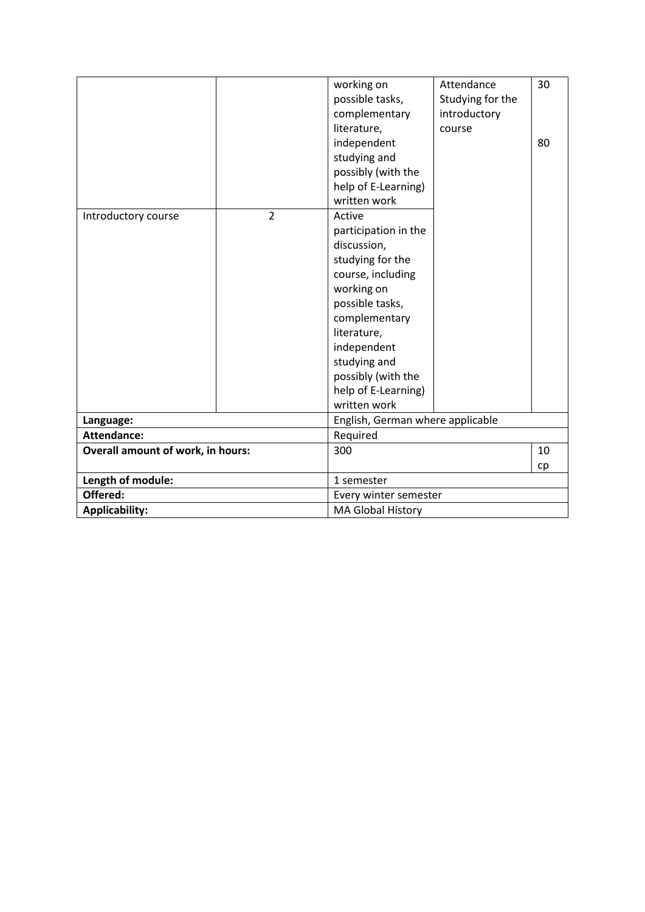| | | | | |
|---|---|---|---|---|
| | | working on possible tasks, complementary literature, independent studying and possibly (with the help of E-Learning) written work | Attendance<br>Studying for the introductory course | 30<br><br>80 |
| Introductory course | 2 | Active participation in the discussion, studying for the course, including working on possible tasks, complementary literature, independent studying and possibly (with the help of E-Learning) written work | | |
| **Language:** | | English, German where applicable | | |
| **Attendance:** | | Required | | |
| **Overall amount of work, in hours:** | | 300 | | 10 cp |
| **Length of module:** | | 1 semester | | |
| **Offered:** | | Every winter semester | | |
| **Applicability:** | | MA Global History | | |